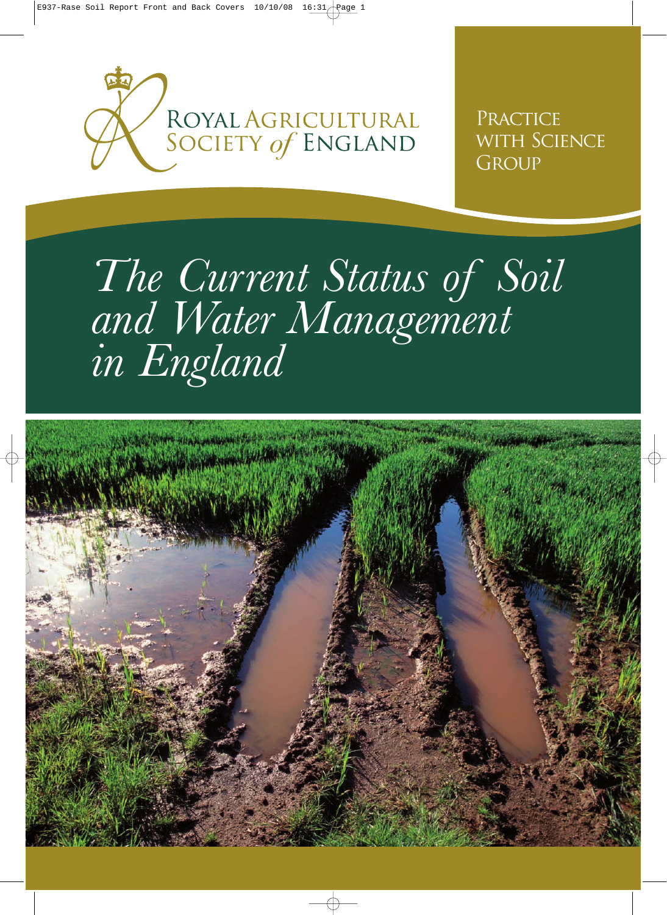ROYAL AGRICULTURAL SOCIETY *of* ENGLAND

PRACTICE WITH SCIENCE GROUP

# *The Current Status of Soil and Water Management in England*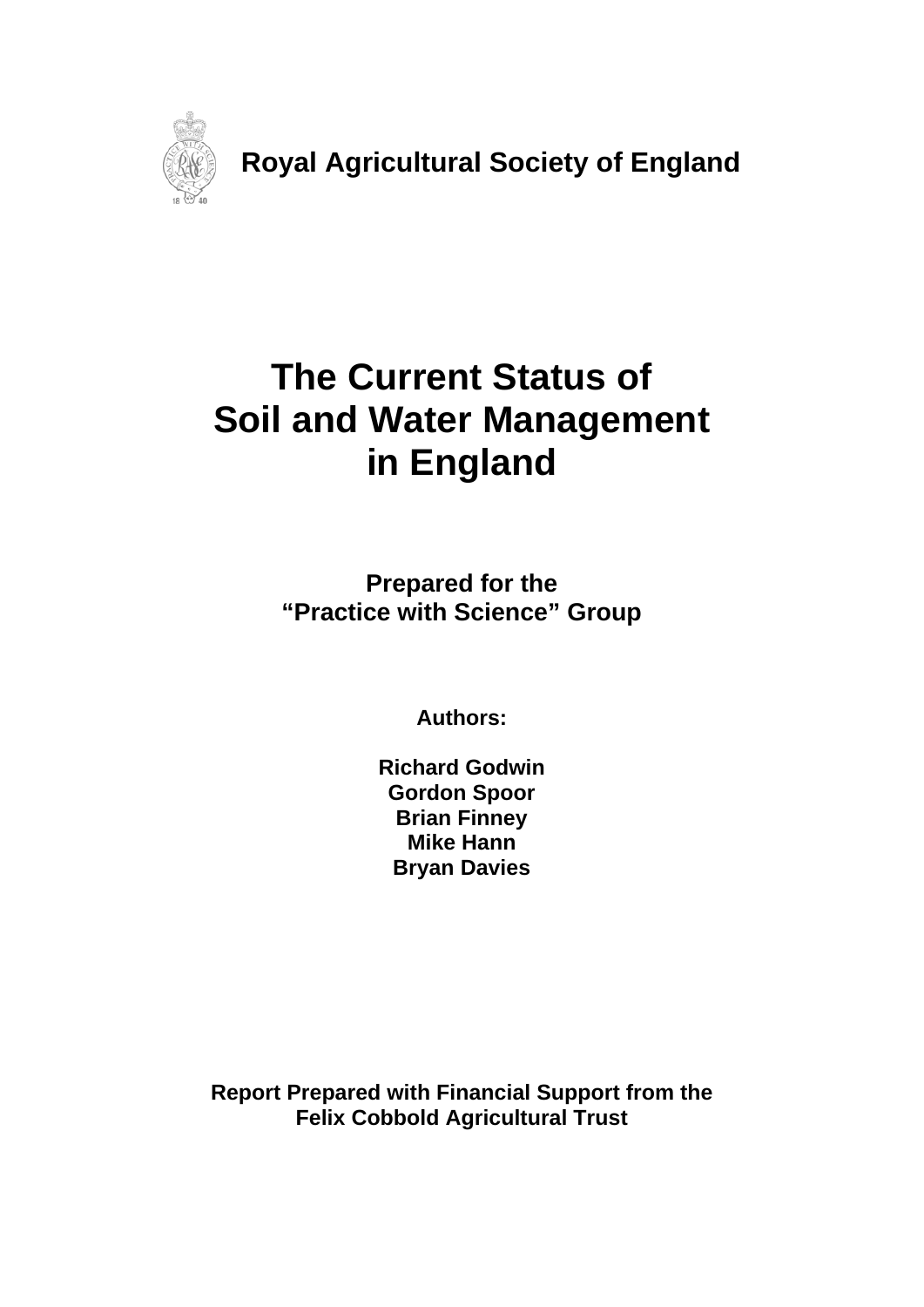**Royal Agricultural Society of England**

# The Current Status of Soil and Water Management in England

**Prepared for the**
**"Practice with Science" Group**

**Authors:**

**Richard Godwin**
**Gordon Spoor**
**Brian Finney**
**Mike Hann**
**Bryan Davies**

**Report Prepared with Financial Support from the**
**Felix Cobbold Agricultural Trust**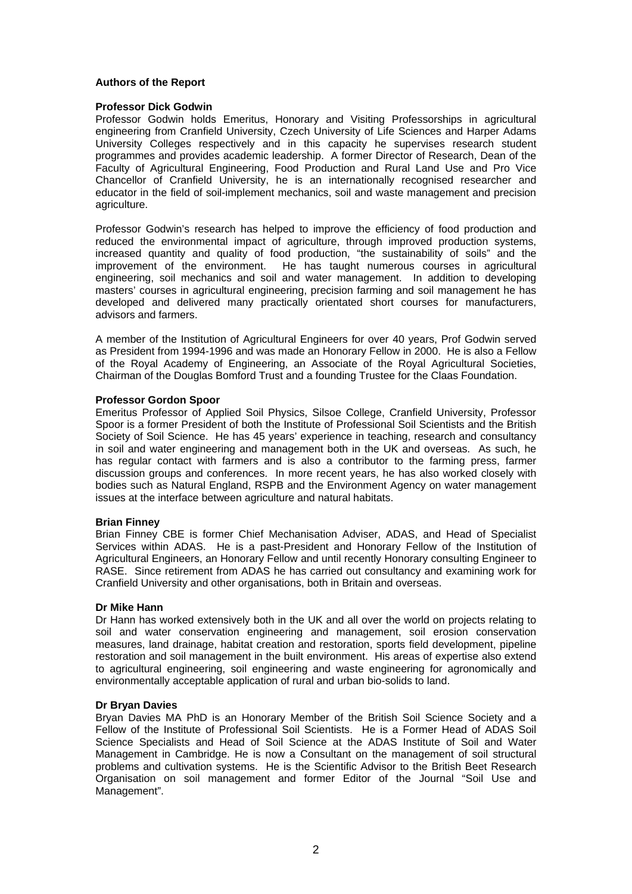**Authors of the Report**

**Professor Dick Godwin**

Professor Godwin holds Emeritus, Honorary and Visiting Professorships in agricultural engineering from Cranfield University, Czech University of Life Sciences and Harper Adams University Colleges respectively and in this capacity he supervises research student programmes and provides academic leadership. A former Director of Research, Dean of the Faculty of Agricultural Engineering, Food Production and Rural Land Use and Pro Vice Chancellor of Cranfield University, he is an internationally recognised researcher and educator in the field of soil-implement mechanics, soil and waste management and precision agriculture.

Professor Godwin's research has helped to improve the efficiency of food production and reduced the environmental impact of agriculture, through improved production systems, increased quantity and quality of food production, "the sustainability of soils" and the improvement of the environment. He has taught numerous courses in agricultural engineering, soil mechanics and soil and water management. In addition to developing masters' courses in agricultural engineering, precision farming and soil management he has developed and delivered many practically orientated short courses for manufacturers, advisors and farmers.

A member of the Institution of Agricultural Engineers for over 40 years, Prof Godwin served as President from 1994-1996 and was made an Honorary Fellow in 2000. He is also a Fellow of the Royal Academy of Engineering, an Associate of the Royal Agricultural Societies, Chairman of the Douglas Bomford Trust and a founding Trustee for the Claas Foundation.

**Professor Gordon Spoor**

Emeritus Professor of Applied Soil Physics, Silsoe College, Cranfield University, Professor Spoor is a former President of both the Institute of Professional Soil Scientists and the British Society of Soil Science. He has 45 years' experience in teaching, research and consultancy in soil and water engineering and management both in the UK and overseas. As such, he has regular contact with farmers and is also a contributor to the farming press, farmer discussion groups and conferences. In more recent years, he has also worked closely with bodies such as Natural England, RSPB and the Environment Agency on water management issues at the interface between agriculture and natural habitats.

**Brian Finney**

Brian Finney CBE is former Chief Mechanisation Adviser, ADAS, and Head of Specialist Services within ADAS. He is a past-President and Honorary Fellow of the Institution of Agricultural Engineers, an Honorary Fellow and until recently Honorary consulting Engineer to RASE. Since retirement from ADAS he has carried out consultancy and examining work for Cranfield University and other organisations, both in Britain and overseas.

**Dr Mike Hann**

Dr Hann has worked extensively both in the UK and all over the world on projects relating to soil and water conservation engineering and management, soil erosion conservation measures, land drainage, habitat creation and restoration, sports field development, pipeline restoration and soil management in the built environment. His areas of expertise also extend to agricultural engineering, soil engineering and waste engineering for agronomically and environmentally acceptable application of rural and urban bio-solids to land.

**Dr Bryan Davies**

Bryan Davies MA PhD is an Honorary Member of the British Soil Science Society and a Fellow of the Institute of Professional Soil Scientists. He is a Former Head of ADAS Soil Science Specialists and Head of Soil Science at the ADAS Institute of Soil and Water Management in Cambridge. He is now a Consultant on the management of soil structural problems and cultivation systems. He is the Scientific Advisor to the British Beet Research Organisation on soil management and former Editor of the Journal "Soil Use and Management".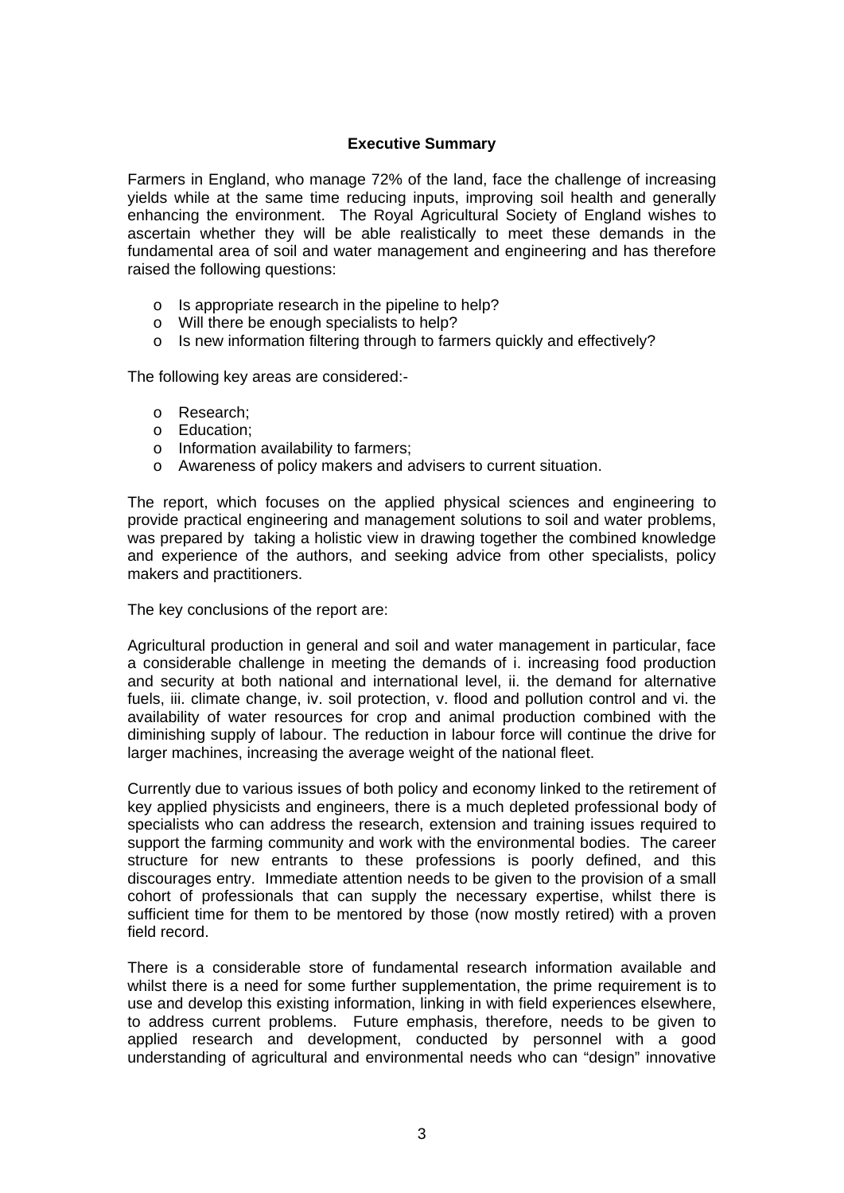## Executive Summary

Farmers in England, who manage 72% of the land, face the challenge of increasing yields while at the same time reducing inputs, improving soil health and generally enhancing the environment. The Royal Agricultural Society of England wishes to ascertain whether they will be able realistically to meet these demands in the fundamental area of soil and water management and engineering and has therefore raised the following questions:

- Is appropriate research in the pipeline to help?
- Will there be enough specialists to help?
- Is new information filtering through to farmers quickly and effectively?

The following key areas are considered:-

- Research;
- Education;
- Information availability to farmers;
- Awareness of policy makers and advisers to current situation.

The report, which focuses on the applied physical sciences and engineering to provide practical engineering and management solutions to soil and water problems, was prepared by taking a holistic view in drawing together the combined knowledge and experience of the authors, and seeking advice from other specialists, policy makers and practitioners.

The key conclusions of the report are:

Agricultural production in general and soil and water management in particular, face a considerable challenge in meeting the demands of i. increasing food production and security at both national and international level, ii. the demand for alternative fuels, iii. climate change, iv. soil protection, v. flood and pollution control and vi. the availability of water resources for crop and animal production combined with the diminishing supply of labour. The reduction in labour force will continue the drive for larger machines, increasing the average weight of the national fleet.

Currently due to various issues of both policy and economy linked to the retirement of key applied physicists and engineers, there is a much depleted professional body of specialists who can address the research, extension and training issues required to support the farming community and work with the environmental bodies. The career structure for new entrants to these professions is poorly defined, and this discourages entry. Immediate attention needs to be given to the provision of a small cohort of professionals that can supply the necessary expertise, whilst there is sufficient time for them to be mentored by those (now mostly retired) with a proven field record.

There is a considerable store of fundamental research information available and whilst there is a need for some further supplementation, the prime requirement is to use and develop this existing information, linking in with field experiences elsewhere, to address current problems. Future emphasis, therefore, needs to be given to applied research and development, conducted by personnel with a good understanding of agricultural and environmental needs who can "design" innovative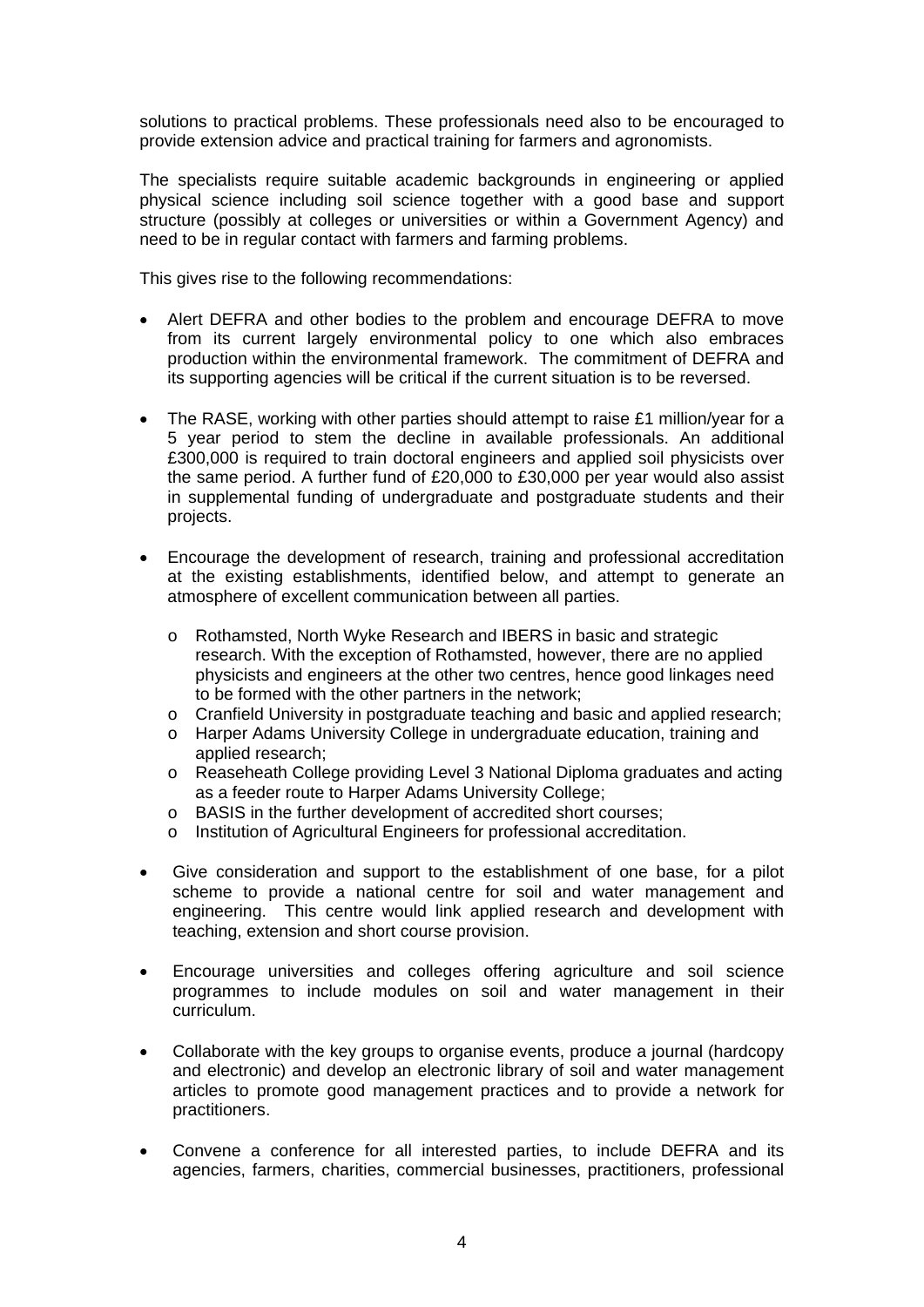solutions to practical problems. These professionals need also to be encouraged to provide extension advice and practical training for farmers and agronomists.

The specialists require suitable academic backgrounds in engineering or applied physical science including soil science together with a good base and support structure (possibly at colleges or universities or within a Government Agency) and need to be in regular contact with farmers and farming problems.

This gives rise to the following recommendations:

- Alert DEFRA and other bodies to the problem and encourage DEFRA to move from its current largely environmental policy to one which also embraces production within the environmental framework. The commitment of DEFRA and its supporting agencies will be critical if the current situation is to be reversed.

- The RASE, working with other parties should attempt to raise £1 million/year for a 5 year period to stem the decline in available professionals. An additional £300,000 is required to train doctoral engineers and applied soil physicists over the same period. A further fund of £20,000 to £30,000 per year would also assist in supplemental funding of undergraduate and postgraduate students and their projects.

- Encourage the development of research, training and professional accreditation at the existing establishments, identified below, and attempt to generate an atmosphere of excellent communication between all parties.

  - Rothamsted, North Wyke Research and IBERS in basic and strategic research. With the exception of Rothamsted, however, there are no applied physicists and engineers at the other two centres, hence good linkages need to be formed with the other partners in the network;
  - Cranfield University in postgraduate teaching and basic and applied research;
  - Harper Adams University College in undergraduate education, training and applied research;
  - Reaseheath College providing Level 3 National Diploma graduates and acting as a feeder route to Harper Adams University College;
  - BASIS in the further development of accredited short courses;
  - Institution of Agricultural Engineers for professional accreditation.

- Give consideration and support to the establishment of one base, for a pilot scheme to provide a national centre for soil and water management and engineering. This centre would link applied research and development with teaching, extension and short course provision.

- Encourage universities and colleges offering agriculture and soil science programmes to include modules on soil and water management in their curriculum.

- Collaborate with the key groups to organise events, produce a journal (hardcopy and electronic) and develop an electronic library of soil and water management articles to promote good management practices and to provide a network for practitioners.

- Convene a conference for all interested parties, to include DEFRA and its agencies, farmers, charities, commercial businesses, practitioners, professional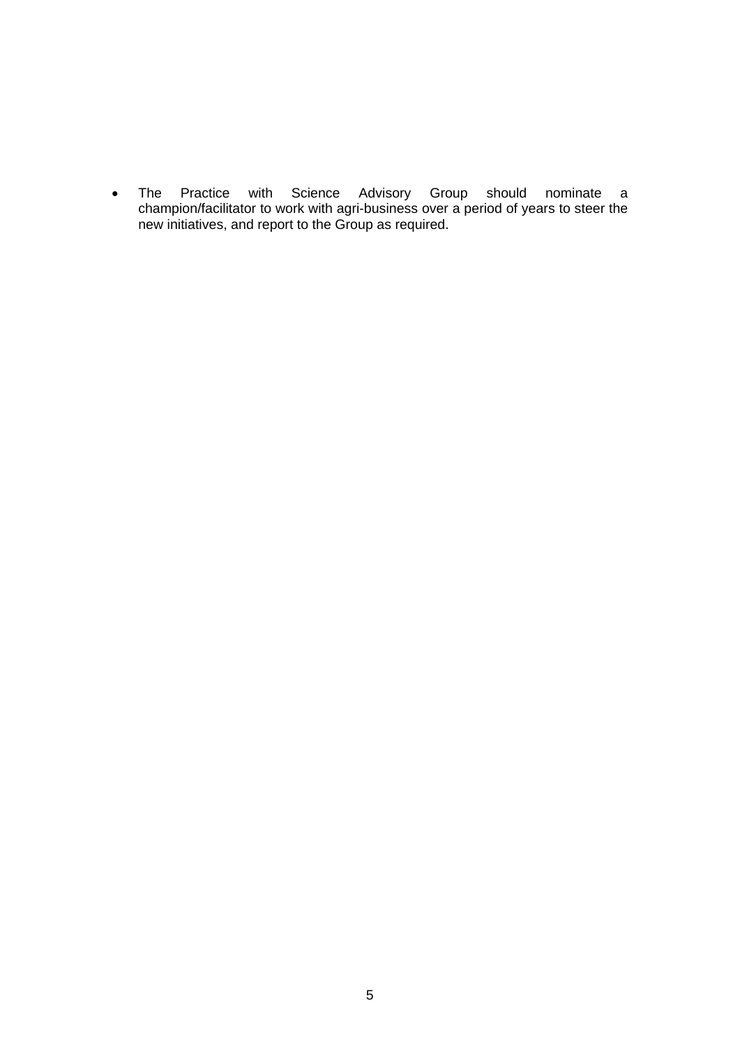- The Practice with Science Advisory Group should nominate a champion/facilitator to work with agri-business over a period of years to steer the new initiatives, and report to the Group as required.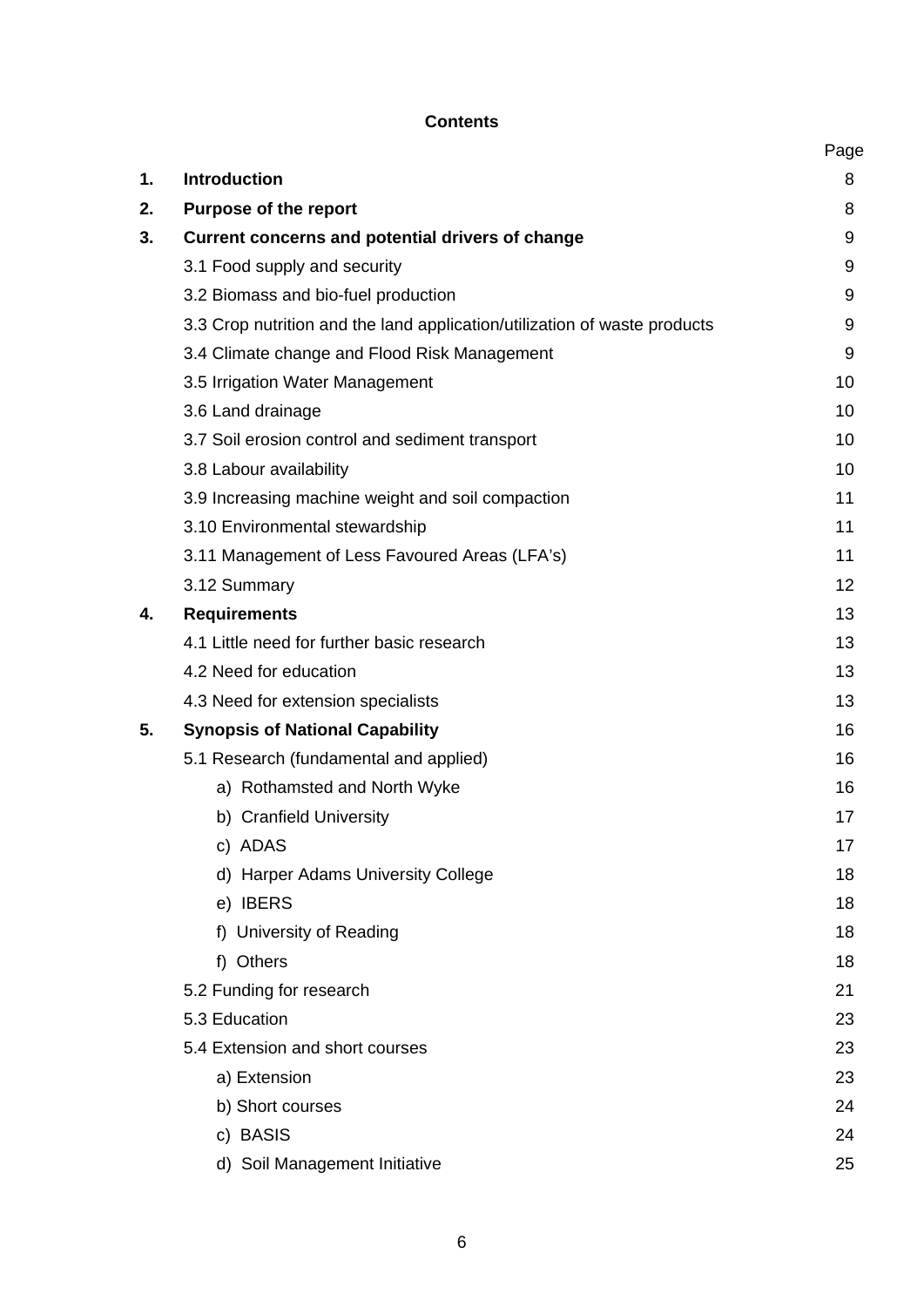## Contents

| | | Page |
|---|---|---|
| **1.** | **Introduction** | 8 |
| **2.** | **Purpose of the report** | 8 |
| **3.** | **Current concerns and potential drivers of change** | 9 |
| | 3.1 Food supply and security | 9 |
| | 3.2 Biomass and bio-fuel production | 9 |
| | 3.3 Crop nutrition and the land application/utilization of waste products | 9 |
| | 3.4 Climate change and Flood Risk Management | 9 |
| | 3.5 Irrigation Water Management | 10 |
| | 3.6 Land drainage | 10 |
| | 3.7 Soil erosion control and sediment transport | 10 |
| | 3.8 Labour availability | 10 |
| | 3.9 Increasing machine weight and soil compaction | 11 |
| | 3.10 Environmental stewardship | 11 |
| | 3.11 Management of Less Favoured Areas (LFA's) | 11 |
| | 3.12 Summary | 12 |
| **4.** | **Requirements** | 13 |
| | 4.1 Little need for further basic research | 13 |
| | 4.2 Need for education | 13 |
| | 4.3 Need for extension specialists | 13 |
| **5.** | **Synopsis of National Capability** | 16 |
| | 5.1 Research (fundamental and applied) | 16 |
| | a) Rothamsted and North Wyke | 16 |
| | b) Cranfield University | 17 |
| | c) ADAS | 17 |
| | d) Harper Adams University College | 18 |
| | e) IBERS | 18 |
| | f) University of Reading | 18 |
| | f) Others | 18 |
| | 5.2 Funding for research | 21 |
| | 5.3 Education | 23 |
| | 5.4 Extension and short courses | 23 |
| | a) Extension | 23 |
| | b) Short courses | 24 |
| | c) BASIS | 24 |
| | d) Soil Management Initiative | 25 |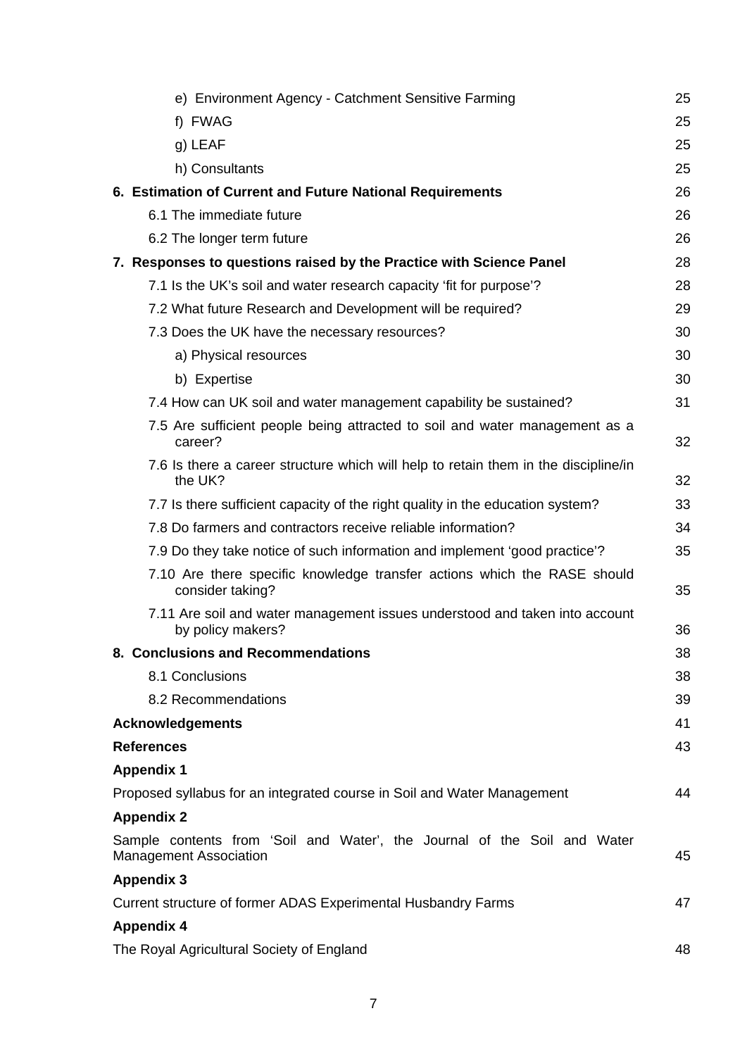| | |
|---|---|
| e) Environment Agency - Catchment Sensitive Farming | 25 |
| f) FWAG | 25 |
| g) LEAF | 25 |
| h) Consultants | 25 |
| **6. Estimation of Current and Future National Requirements** | 26 |
| 6.1 The immediate future | 26 |
| 6.2 The longer term future | 26 |
| **7. Responses to questions raised by the Practice with Science Panel** | 28 |
| 7.1 Is the UK's soil and water research capacity 'fit for purpose'? | 28 |
| 7.2 What future Research and Development will be required? | 29 |
| 7.3 Does the UK have the necessary resources? | 30 |
| a) Physical resources | 30 |
| b) Expertise | 30 |
| 7.4 How can UK soil and water management capability be sustained? | 31 |
| 7.5 Are sufficient people being attracted to soil and water management as a career? | 32 |
| 7.6 Is there a career structure which will help to retain them in the discipline/in the UK? | 32 |
| 7.7 Is there sufficient capacity of the right quality in the education system? | 33 |
| 7.8 Do farmers and contractors receive reliable information? | 34 |
| 7.9 Do they take notice of such information and implement 'good practice'? | 35 |
| 7.10 Are there specific knowledge transfer actions which the RASE should consider taking? | 35 |
| 7.11 Are soil and water management issues understood and taken into account by policy makers? | 36 |
| **8. Conclusions and Recommendations** | 38 |
| 8.1 Conclusions | 38 |
| 8.2 Recommendations | 39 |
| **Acknowledgements** | 41 |
| **References** | 43 |
| **Appendix 1** | |
| Proposed syllabus for an integrated course in Soil and Water Management | 44 |
| **Appendix 2** | |
| Sample contents from 'Soil and Water', the Journal of the Soil and Water Management Association | 45 |
| **Appendix 3** | |
| Current structure of former ADAS Experimental Husbandry Farms | 47 |
| **Appendix 4** | |
| The Royal Agricultural Society of England | 48 |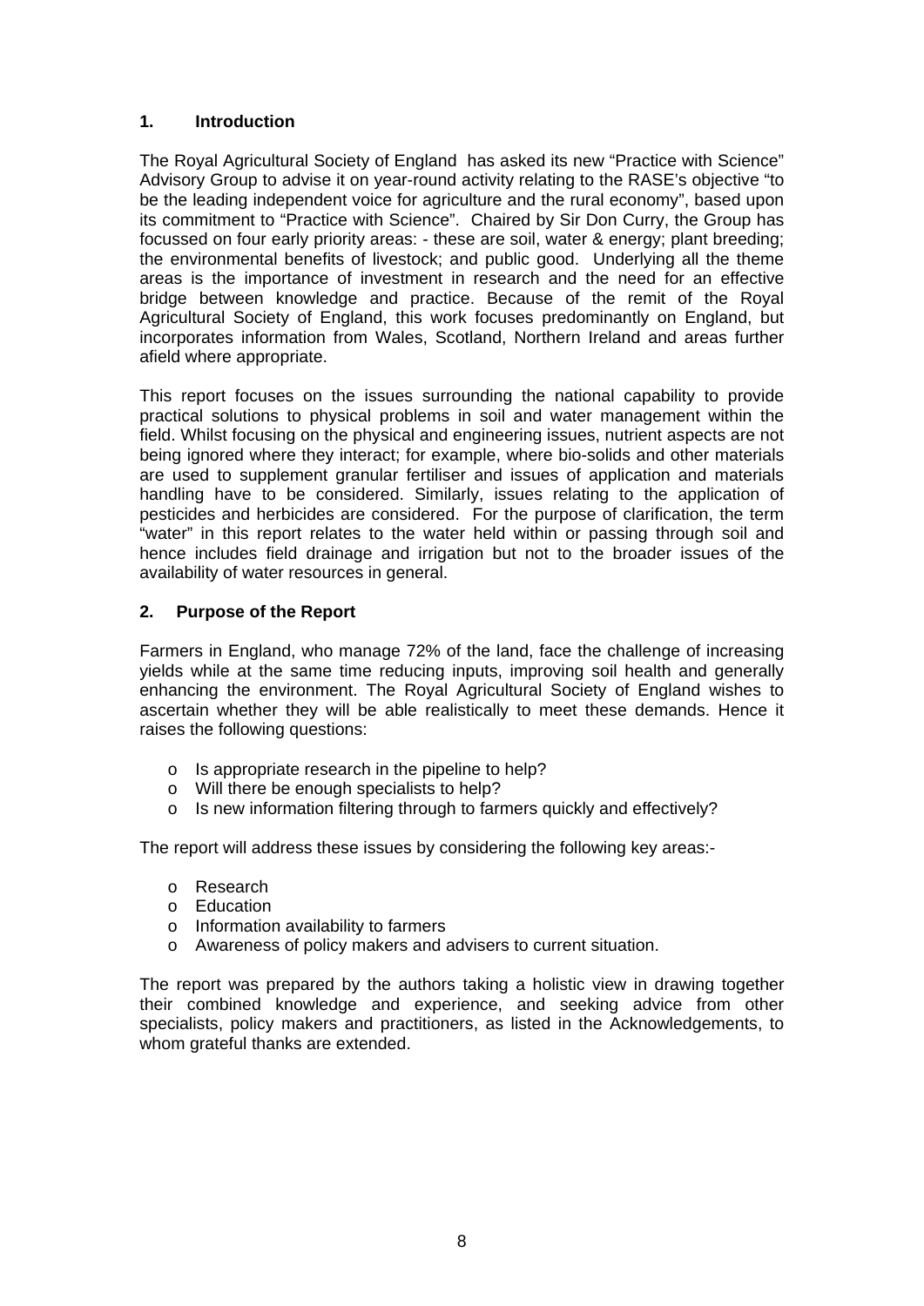## 1. Introduction

The Royal Agricultural Society of England has asked its new "Practice with Science" Advisory Group to advise it on year-round activity relating to the RASE's objective "to be the leading independent voice for agriculture and the rural economy", based upon its commitment to "Practice with Science". Chaired by Sir Don Curry, the Group has focussed on four early priority areas: - these are soil, water & energy; plant breeding; the environmental benefits of livestock; and public good. Underlying all the theme areas is the importance of investment in research and the need for an effective bridge between knowledge and practice. Because of the remit of the Royal Agricultural Society of England, this work focuses predominantly on England, but incorporates information from Wales, Scotland, Northern Ireland and areas further afield where appropriate.

This report focuses on the issues surrounding the national capability to provide practical solutions to physical problems in soil and water management within the field. Whilst focusing on the physical and engineering issues, nutrient aspects are not being ignored where they interact; for example, where bio-solids and other materials are used to supplement granular fertiliser and issues of application and materials handling have to be considered. Similarly, issues relating to the application of pesticides and herbicides are considered. For the purpose of clarification, the term "water" in this report relates to the water held within or passing through soil and hence includes field drainage and irrigation but not to the broader issues of the availability of water resources in general.

## 2. Purpose of the Report

Farmers in England, who manage 72% of the land, face the challenge of increasing yields while at the same time reducing inputs, improving soil health and generally enhancing the environment. The Royal Agricultural Society of England wishes to ascertain whether they will be able realistically to meet these demands. Hence it raises the following questions:

- Is appropriate research in the pipeline to help?
- Will there be enough specialists to help?
- Is new information filtering through to farmers quickly and effectively?

The report will address these issues by considering the following key areas:-

- Research
- Education
- Information availability to farmers
- Awareness of policy makers and advisers to current situation.

The report was prepared by the authors taking a holistic view in drawing together their combined knowledge and experience, and seeking advice from other specialists, policy makers and practitioners, as listed in the Acknowledgements, to whom grateful thanks are extended.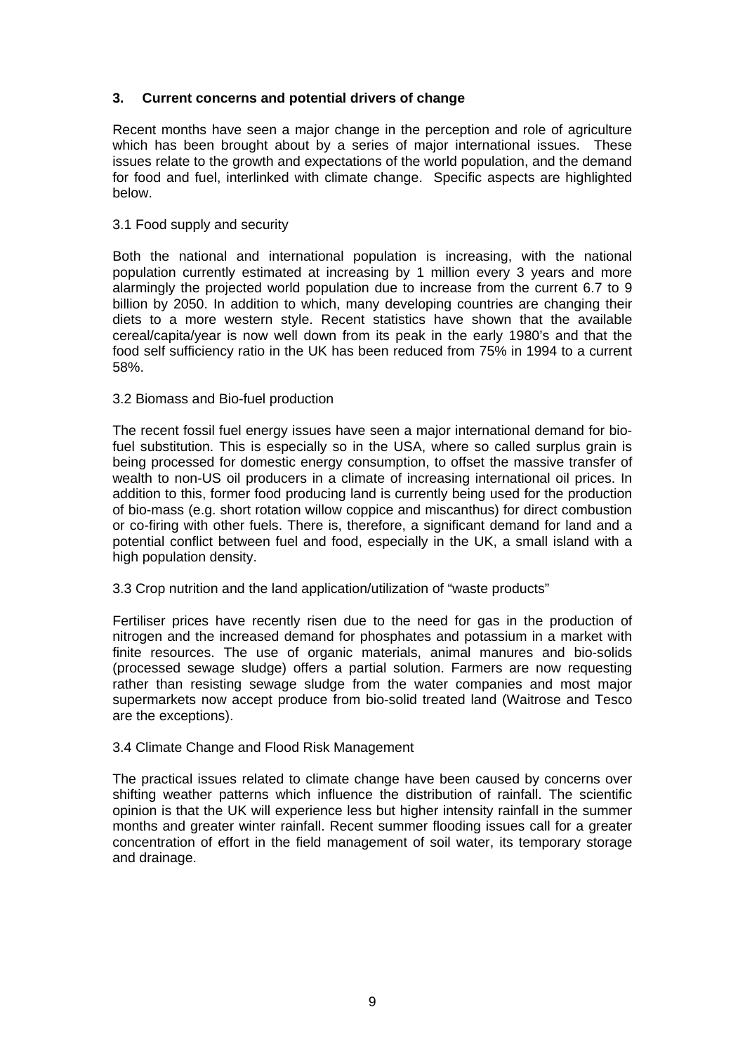## 3. Current concerns and potential drivers of change

Recent months have seen a major change in the perception and role of agriculture which has been brought about by a series of major international issues. These issues relate to the growth and expectations of the world population, and the demand for food and fuel, interlinked with climate change. Specific aspects are highlighted below.

### 3.1 Food supply and security

Both the national and international population is increasing, with the national population currently estimated at increasing by 1 million every 3 years and more alarmingly the projected world population due to increase from the current 6.7 to 9 billion by 2050. In addition to which, many developing countries are changing their diets to a more western style. Recent statistics have shown that the available cereal/capita/year is now well down from its peak in the early 1980's and that the food self sufficiency ratio in the UK has been reduced from 75% in 1994 to a current 58%.

### 3.2 Biomass and Bio-fuel production

The recent fossil fuel energy issues have seen a major international demand for bio-fuel substitution. This is especially so in the USA, where so called surplus grain is being processed for domestic energy consumption, to offset the massive transfer of wealth to non-US oil producers in a climate of increasing international oil prices. In addition to this, former food producing land is currently being used for the production of bio-mass (e.g. short rotation willow coppice and miscanthus) for direct combustion or co-firing with other fuels. There is, therefore, a significant demand for land and a potential conflict between fuel and food, especially in the UK, a small island with a high population density.

### 3.3 Crop nutrition and the land application/utilization of "waste products"

Fertiliser prices have recently risen due to the need for gas in the production of nitrogen and the increased demand for phosphates and potassium in a market with finite resources. The use of organic materials, animal manures and bio-solids (processed sewage sludge) offers a partial solution. Farmers are now requesting rather than resisting sewage sludge from the water companies and most major supermarkets now accept produce from bio-solid treated land (Waitrose and Tesco are the exceptions).

### 3.4 Climate Change and Flood Risk Management

The practical issues related to climate change have been caused by concerns over shifting weather patterns which influence the distribution of rainfall. The scientific opinion is that the UK will experience less but higher intensity rainfall in the summer months and greater winter rainfall. Recent summer flooding issues call for a greater concentration of effort in the field management of soil water, its temporary storage and drainage.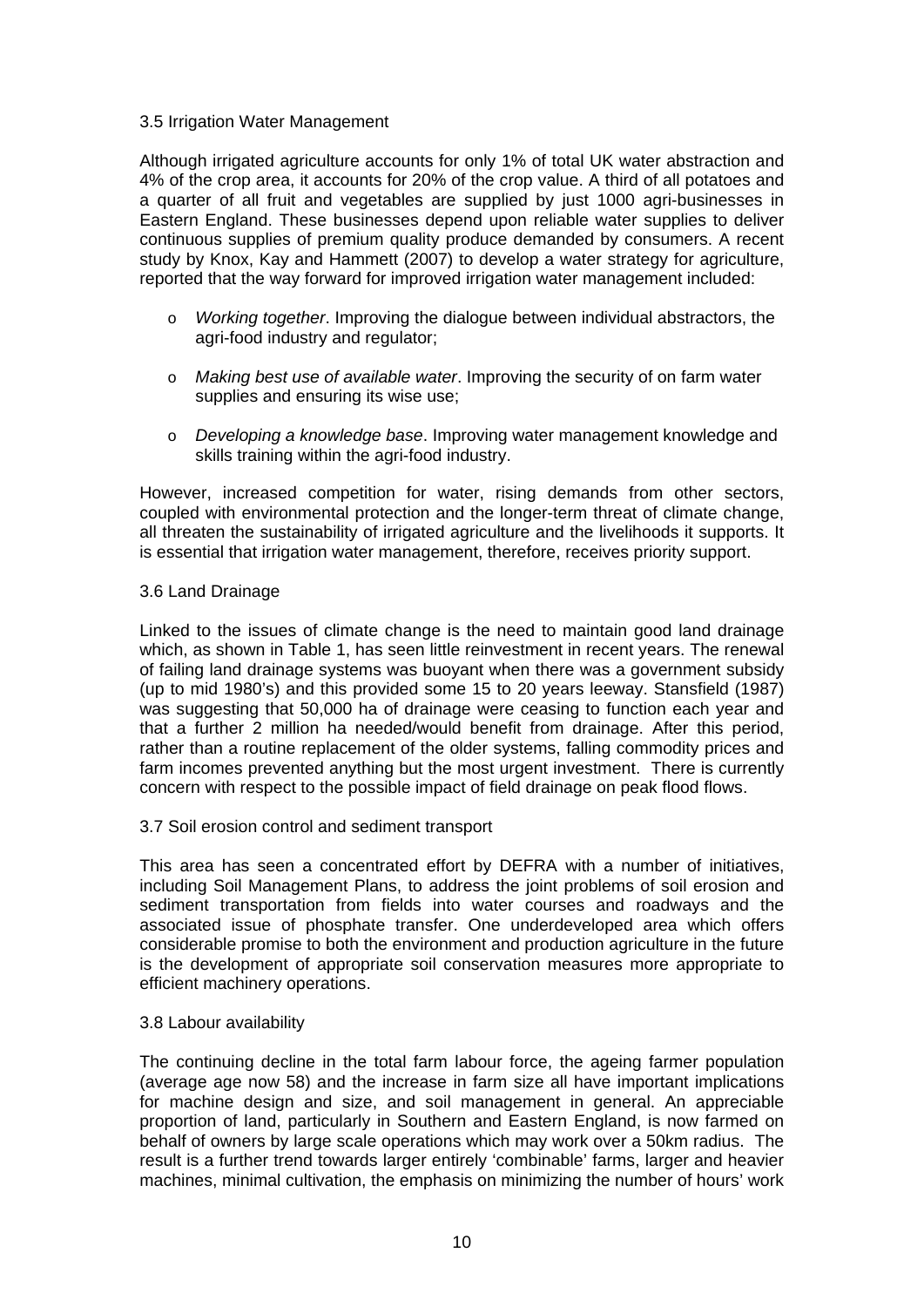### 3.5 Irrigation Water Management

Although irrigated agriculture accounts for only 1% of total UK water abstraction and 4% of the crop area, it accounts for 20% of the crop value. A third of all potatoes and a quarter of all fruit and vegetables are supplied by just 1000 agri-businesses in Eastern England. These businesses depend upon reliable water supplies to deliver continuous supplies of premium quality produce demanded by consumers. A recent study by Knox, Kay and Hammett (2007) to develop a water strategy for agriculture, reported that the way forward for improved irrigation water management included:

- *Working together*. Improving the dialogue between individual abstractors, the agri-food industry and regulator;
- *Making best use of available water*. Improving the security of on farm water supplies and ensuring its wise use;
- *Developing a knowledge base*. Improving water management knowledge and skills training within the agri-food industry.

However, increased competition for water, rising demands from other sectors, coupled with environmental protection and the longer-term threat of climate change, all threaten the sustainability of irrigated agriculture and the livelihoods it supports. It is essential that irrigation water management, therefore, receives priority support.

### 3.6 Land Drainage

Linked to the issues of climate change is the need to maintain good land drainage which, as shown in Table 1, has seen little reinvestment in recent years. The renewal of failing land drainage systems was buoyant when there was a government subsidy (up to mid 1980's) and this provided some 15 to 20 years leeway. Stansfield (1987) was suggesting that 50,000 ha of drainage were ceasing to function each year and that a further 2 million ha needed/would benefit from drainage. After this period, rather than a routine replacement of the older systems, falling commodity prices and farm incomes prevented anything but the most urgent investment. There is currently concern with respect to the possible impact of field drainage on peak flood flows.

### 3.7 Soil erosion control and sediment transport

This area has seen a concentrated effort by DEFRA with a number of initiatives, including Soil Management Plans, to address the joint problems of soil erosion and sediment transportation from fields into water courses and roadways and the associated issue of phosphate transfer. One underdeveloped area which offers considerable promise to both the environment and production agriculture in the future is the development of appropriate soil conservation measures more appropriate to efficient machinery operations.

### 3.8 Labour availability

The continuing decline in the total farm labour force, the ageing farmer population (average age now 58) and the increase in farm size all have important implications for machine design and size, and soil management in general. An appreciable proportion of land, particularly in Southern and Eastern England, is now farmed on behalf of owners by large scale operations which may work over a 50km radius. The result is a further trend towards larger entirely 'combinable' farms, larger and heavier machines, minimal cultivation, the emphasis on minimizing the number of hours' work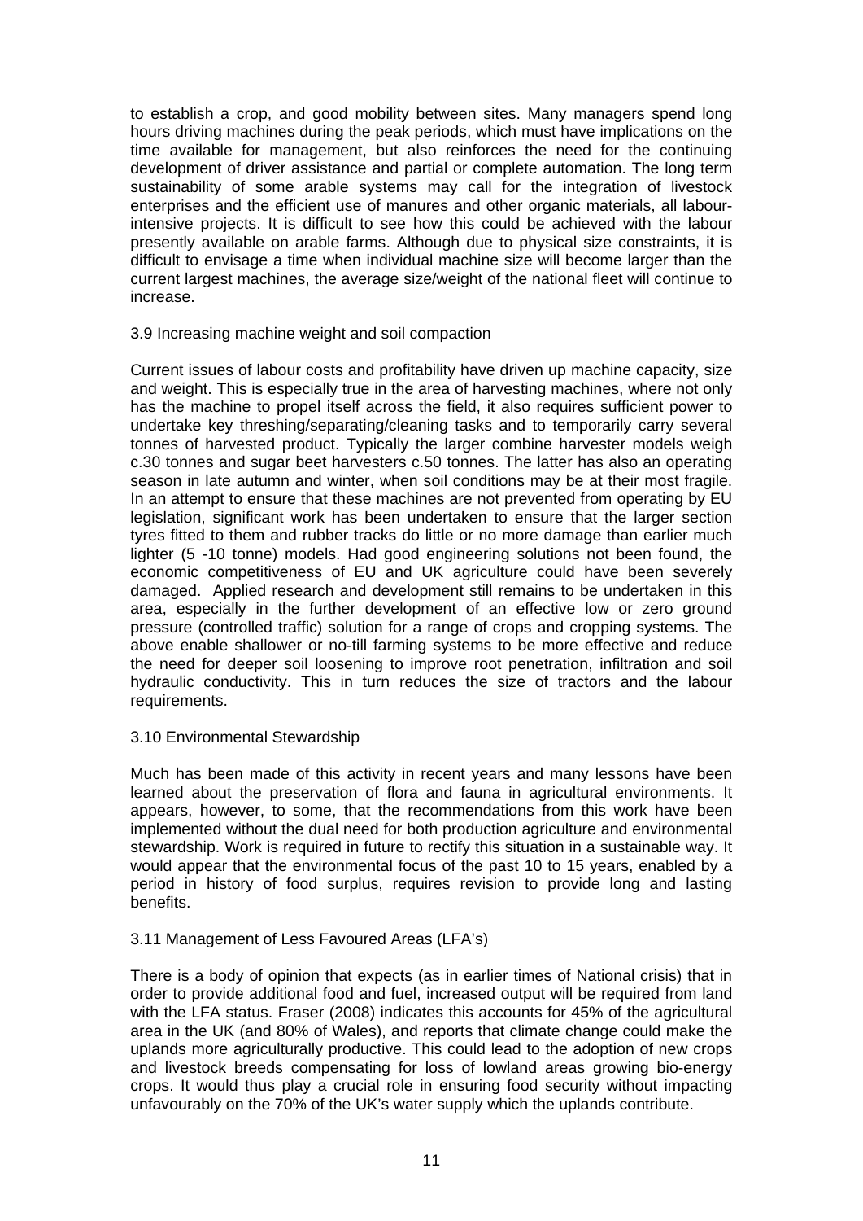to establish a crop, and good mobility between sites. Many managers spend long hours driving machines during the peak periods, which must have implications on the time available for management, but also reinforces the need for the continuing development of driver assistance and partial or complete automation. The long term sustainability of some arable systems may call for the integration of livestock enterprises and the efficient use of manures and other organic materials, all labour-intensive projects. It is difficult to see how this could be achieved with the labour presently available on arable farms. Although due to physical size constraints, it is difficult to envisage a time when individual machine size will become larger than the current largest machines, the average size/weight of the national fleet will continue to increase.

### 3.9 Increasing machine weight and soil compaction

Current issues of labour costs and profitability have driven up machine capacity, size and weight. This is especially true in the area of harvesting machines, where not only has the machine to propel itself across the field, it also requires sufficient power to undertake key threshing/separating/cleaning tasks and to temporarily carry several tonnes of harvested product. Typically the larger combine harvester models weigh c.30 tonnes and sugar beet harvesters c.50 tonnes. The latter has also an operating season in late autumn and winter, when soil conditions may be at their most fragile. In an attempt to ensure that these machines are not prevented from operating by EU legislation, significant work has been undertaken to ensure that the larger section tyres fitted to them and rubber tracks do little or no more damage than earlier much lighter (5 -10 tonne) models. Had good engineering solutions not been found, the economic competitiveness of EU and UK agriculture could have been severely damaged. Applied research and development still remains to be undertaken in this area, especially in the further development of an effective low or zero ground pressure (controlled traffic) solution for a range of crops and cropping systems. The above enable shallower or no-till farming systems to be more effective and reduce the need for deeper soil loosening to improve root penetration, infiltration and soil hydraulic conductivity. This in turn reduces the size of tractors and the labour requirements.

### 3.10 Environmental Stewardship

Much has been made of this activity in recent years and many lessons have been learned about the preservation of flora and fauna in agricultural environments. It appears, however, to some, that the recommendations from this work have been implemented without the dual need for both production agriculture and environmental stewardship. Work is required in future to rectify this situation in a sustainable way. It would appear that the environmental focus of the past 10 to 15 years, enabled by a period in history of food surplus, requires revision to provide long and lasting benefits.

### 3.11 Management of Less Favoured Areas (LFA's)

There is a body of opinion that expects (as in earlier times of National crisis) that in order to provide additional food and fuel, increased output will be required from land with the LFA status. Fraser (2008) indicates this accounts for 45% of the agricultural area in the UK (and 80% of Wales), and reports that climate change could make the uplands more agriculturally productive. This could lead to the adoption of new crops and livestock breeds compensating for loss of lowland areas growing bio-energy crops. It would thus play a crucial role in ensuring food security without impacting unfavourably on the 70% of the UK's water supply which the uplands contribute.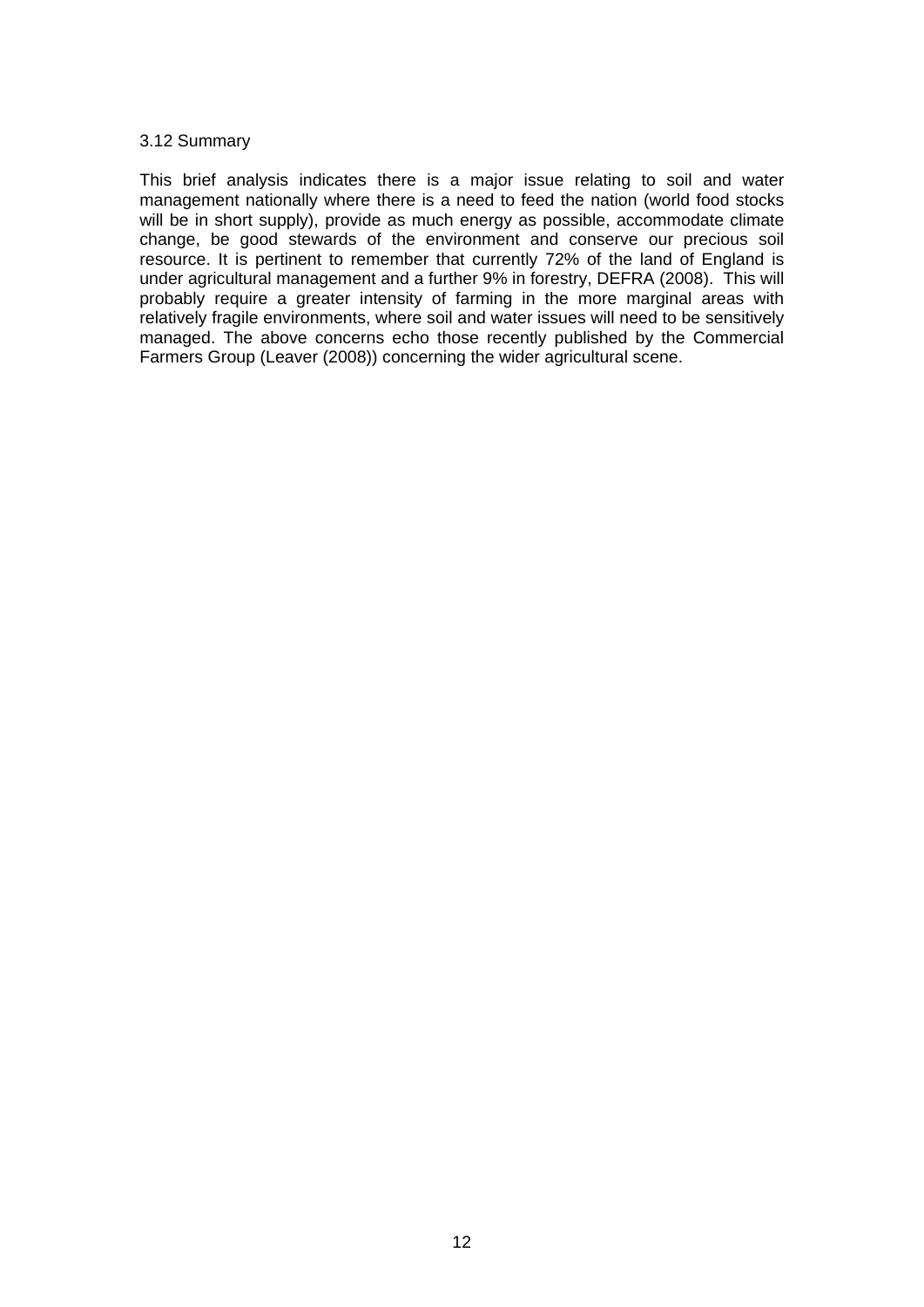### 3.12 Summary

This brief analysis indicates there is a major issue relating to soil and water management nationally where there is a need to feed the nation (world food stocks will be in short supply), provide as much energy as possible, accommodate climate change, be good stewards of the environment and conserve our precious soil resource. It is pertinent to remember that currently 72% of the land of England is under agricultural management and a further 9% in forestry, DEFRA (2008). This will probably require a greater intensity of farming in the more marginal areas with relatively fragile environments, where soil and water issues will need to be sensitively managed. The above concerns echo those recently published by the Commercial Farmers Group (Leaver (2008)) concerning the wider agricultural scene.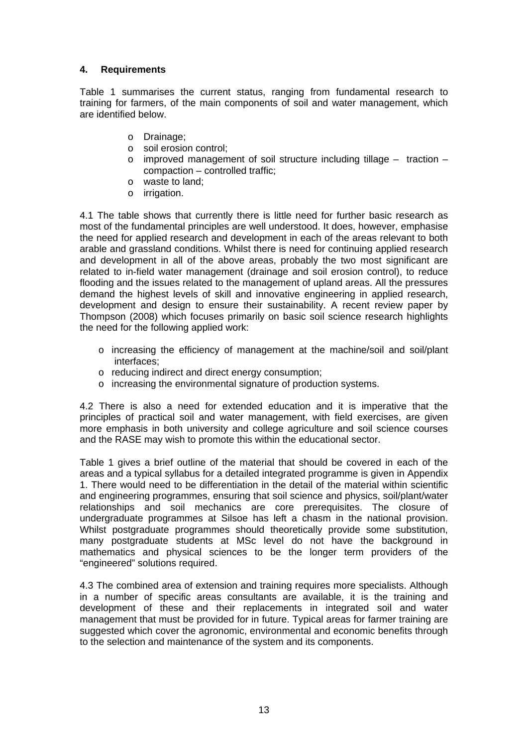## 4. Requirements

Table 1 summarises the current status, ranging from fundamental research to training for farmers, of the main components of soil and water management, which are identified below.

- Drainage;
- soil erosion control;
- improved management of soil structure including tillage – traction – compaction – controlled traffic;
- waste to land;
- irrigation.

4.1 The table shows that currently there is little need for further basic research as most of the fundamental principles are well understood. It does, however, emphasise the need for applied research and development in each of the areas relevant to both arable and grassland conditions. Whilst there is need for continuing applied research and development in all of the above areas, probably the two most significant are related to in-field water management (drainage and soil erosion control), to reduce flooding and the issues related to the management of upland areas. All the pressures demand the highest levels of skill and innovative engineering in applied research, development and design to ensure their sustainability. A recent review paper by Thompson (2008) which focuses primarily on basic soil science research highlights the need for the following applied work:

- increasing the efficiency of management at the machine/soil and soil/plant interfaces;
- reducing indirect and direct energy consumption;
- increasing the environmental signature of production systems.

4.2 There is also a need for extended education and it is imperative that the principles of practical soil and water management, with field exercises, are given more emphasis in both university and college agriculture and soil science courses and the RASE may wish to promote this within the educational sector.

Table 1 gives a brief outline of the material that should be covered in each of the areas and a typical syllabus for a detailed integrated programme is given in Appendix 1. There would need to be differentiation in the detail of the material within scientific and engineering programmes, ensuring that soil science and physics, soil/plant/water relationships and soil mechanics are core prerequisites. The closure of undergraduate programmes at Silsoe has left a chasm in the national provision. Whilst postgraduate programmes should theoretically provide some substitution, many postgraduate students at MSc level do not have the background in mathematics and physical sciences to be the longer term providers of the "engineered" solutions required.

4.3 The combined area of extension and training requires more specialists. Although in a number of specific areas consultants are available, it is the training and development of these and their replacements in integrated soil and water management that must be provided for in future. Typical areas for farmer training are suggested which cover the agronomic, environmental and economic benefits through to the selection and maintenance of the system and its components.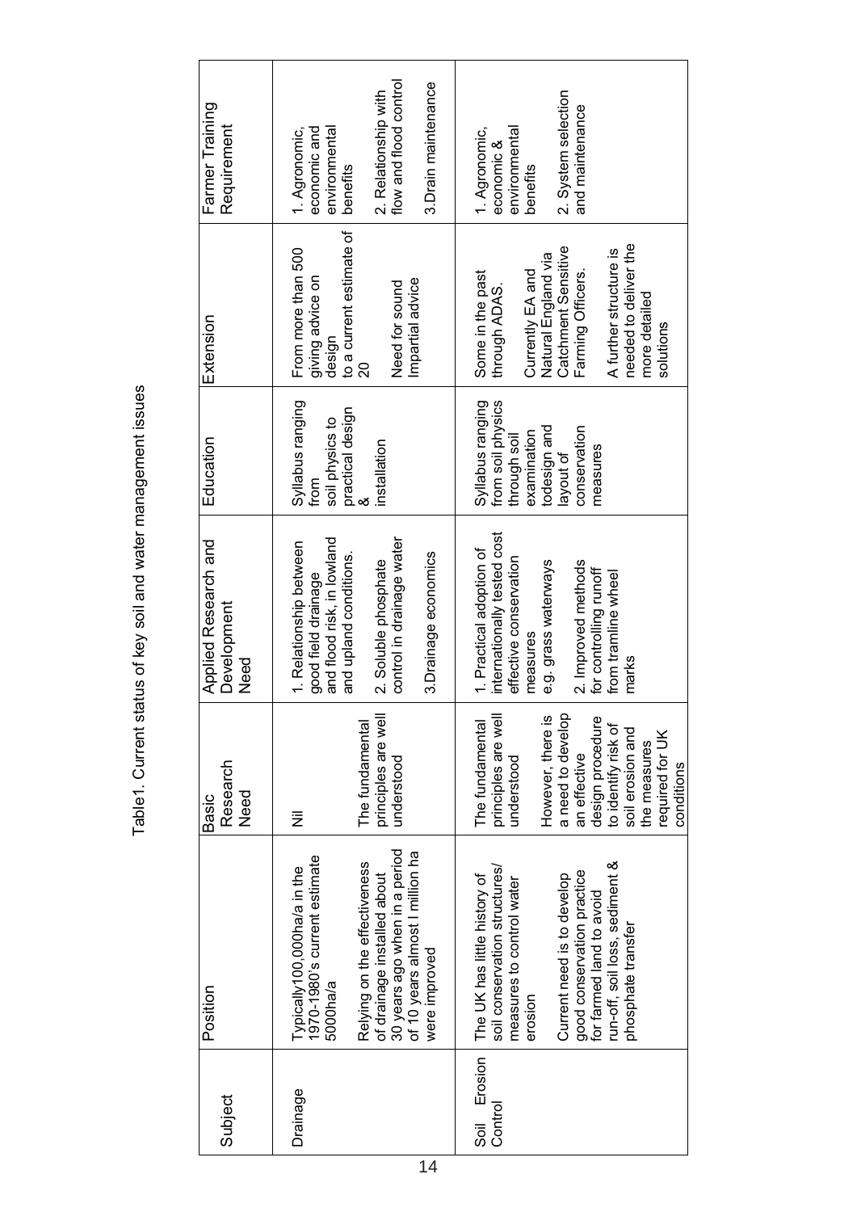Table1. Current status of key soil and water management issues

| Subject | Position | Basic Research Need | Applied Research and Development Need | Education | Extension | Farmer Training Requirement |
|---|---|---|---|---|---|---|
| Drainage | Typically100,000ha/a in the 1970-1980's current estimate 5000ha/a<br><br>Relying on the effectiveness of drainage installed about 30 years ago when in a period of 10 years almost I million ha were improved | Nil<br><br>The fundamental principles are well understood | 1. Relationship between good field drainage and flood risk, in lowland and upland conditions.<br><br>2. Soluble phosphate control in drainage water<br><br>3.Drainage economics | Syllabus ranging from soil physics to practical design & installation | From more than 500 giving advice on design to a current estimate of 20<br><br>Need for sound Impartial advice | 1. Agronomic, economic and environmental benefits<br><br>2. Relationship with flow and flood control<br><br>3.Drain maintenance |
| Soil Erosion Control | The UK has little history of soil conservation structures/ measures to control water erosion<br><br>Current need is to develop good conservation practice for farmed land to avoid run-off, soil loss, sediment & phosphate transfer | The fundamental principles are well understood<br><br>However, there is a need to develop an effective design procedure to identify risk of soil erosion and the measures required for UK conditions | 1. Practical adoption of internationally tested cost effective conservation measures e.g. grass waterways<br><br>2. Improved methods for controlling runoff from tramline wheel marks | Syllabus ranging from soil physics through soil examination todesign and layout of conservation measures | Some in the past through ADAS.<br><br>Currently EA and Natural England via Catchment Sensitive Farming Officers.<br><br>A further structure is needed to deliver the more detailed solutions | 1. Agronomic, economic & environmental benefits<br><br>2. System selection and maintenance |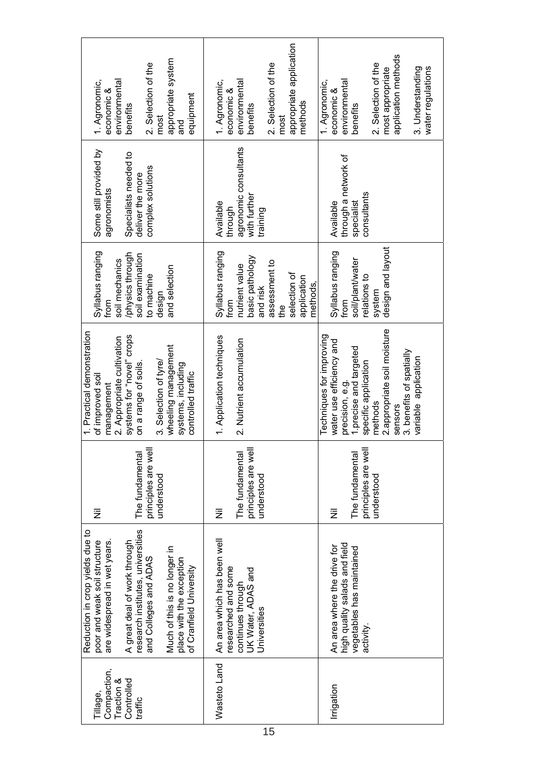| | | | | | | |
|---|---|---|---|---|---|---|
| Tillage, Compaction, Traction & Controlled traffic | Reduction in crop yields due to poor and weak soil structure are widespread in wet years.<br><br>A great deal of work through research institutes, universities and Colleges and ADAS<br><br>Much of this is no longer in place with the exception of Cranfield University | Nil<br><br>The fundamental principles are well understood | 1. Practical demonstration of improved soil management<br>2. Appropriate cultivation systems for "novel" crops on a range of soils.<br>3. Selection of tyre/ wheeling management systems, including controlled traffic | Syllabus ranging from soil mechanics /physics through soil examination to machine design and selection | Some still provided by agronomists<br><br>Specialists needed to deliver the more complex solutions | 1. Agronomic, economic & environmental benefits<br><br>2. Selection of the most appropriate system and equipment |
| Wasteto Land | An area which has been well researched and some continues through UK Water, ADAS and Universities | Nil<br><br>The fundamental principles are well understood | 1. Application techniques<br><br>2. Nutrient accumulation | Syllabus ranging from nutrient value basic pathology and risk assessment to the selection of application methods, | Available through agronomic consultants with further training | 1. Agronomic, economic & environmental benefits<br><br>2. Selection of the most appropriate application methods |
| Irrigation | An area where the drive for high quality salads and field vegetables has maintained activity. | Nil<br><br>The fundamental principles are well understood | Techniques for improving water use efficiency and precision, e.g.<br>1.precise and targeted specific application methods<br>2.appropriate soil moisture sensors<br>3. benefits of spatially variable application | Syllabus ranging from soil/plant/water relations to system design and layout | Available through a network of specialist consultants | 1. Agronomic, economic & environmental benefits<br><br>2. Selection of the most appropriate application methods<br><br>3. Understanding water regulations |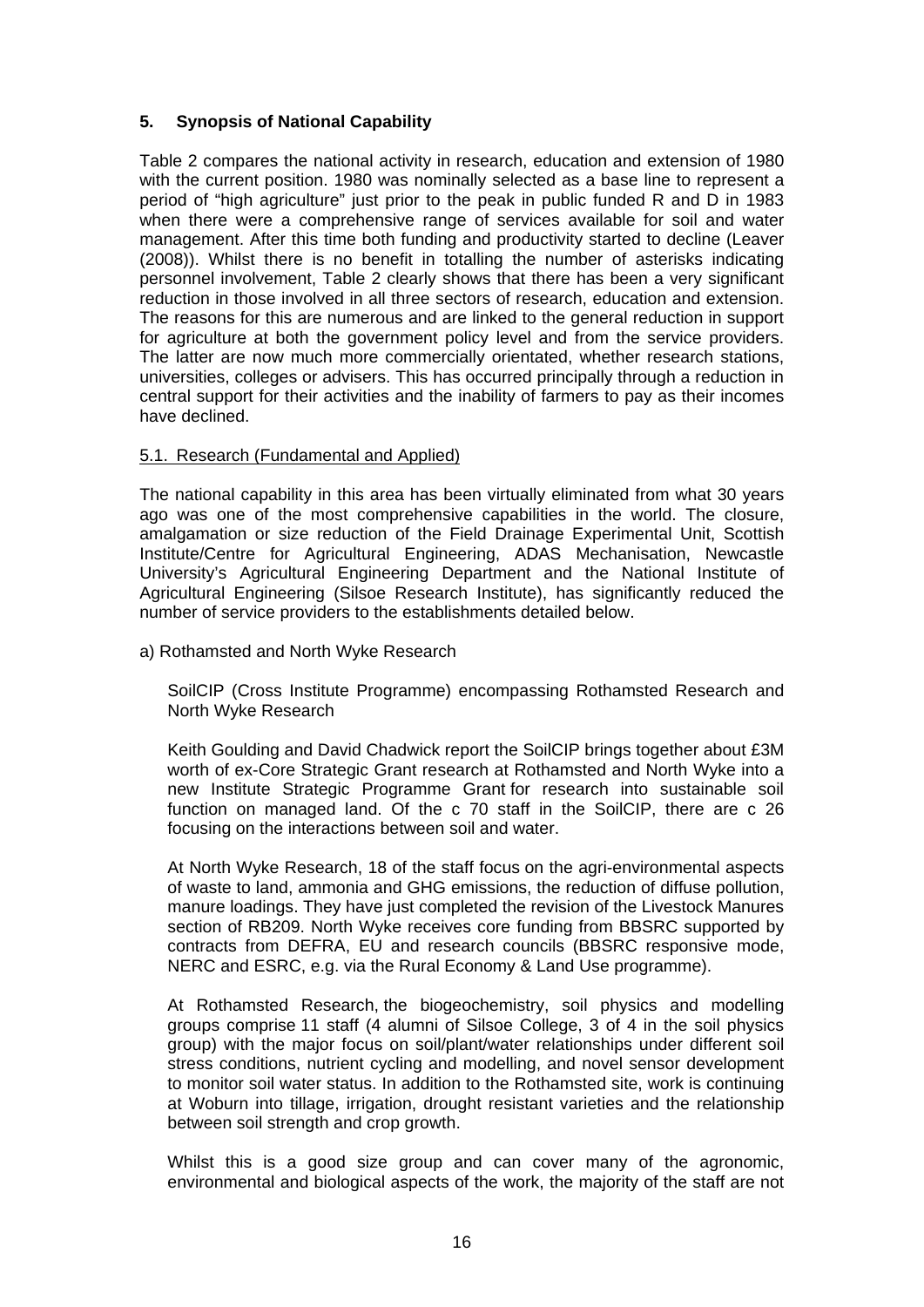## 5. Synopsis of National Capability

Table 2 compares the national activity in research, education and extension of 1980 with the current position. 1980 was nominally selected as a base line to represent a period of "high agriculture" just prior to the peak in public funded R and D in 1983 when there were a comprehensive range of services available for soil and water management. After this time both funding and productivity started to decline (Leaver (2008)). Whilst there is no benefit in totalling the number of asterisks indicating personnel involvement, Table 2 clearly shows that there has been a very significant reduction in those involved in all three sectors of research, education and extension. The reasons for this are numerous and are linked to the general reduction in support for agriculture at both the government policy level and from the service providers. The latter are now much more commercially orientated, whether research stations, universities, colleges or advisers. This has occurred principally through a reduction in central support for their activities and the inability of farmers to pay as their incomes have declined.

### 5.1. Research (Fundamental and Applied)

The national capability in this area has been virtually eliminated from what 30 years ago was one of the most comprehensive capabilities in the world. The closure, amalgamation or size reduction of the Field Drainage Experimental Unit, Scottish Institute/Centre for Agricultural Engineering, ADAS Mechanisation, Newcastle University's Agricultural Engineering Department and the National Institute of Agricultural Engineering (Silsoe Research Institute), has significantly reduced the number of service providers to the establishments detailed below.

a) Rothamsted and North Wyke Research

SoilCIP (Cross Institute Programme) encompassing Rothamsted Research and North Wyke Research

Keith Goulding and David Chadwick report the SoilCIP brings together about £3M worth of ex-Core Strategic Grant research at Rothamsted and North Wyke into a new Institute Strategic Programme Grant for research into sustainable soil function on managed land. Of the c 70 staff in the SoilCIP, there are c 26 focusing on the interactions between soil and water.

At North Wyke Research, 18 of the staff focus on the agri-environmental aspects of waste to land, ammonia and GHG emissions, the reduction of diffuse pollution, manure loadings. They have just completed the revision of the Livestock Manures section of RB209. North Wyke receives core funding from BBSRC supported by contracts from DEFRA, EU and research councils (BBSRC responsive mode, NERC and ESRC, e.g. via the Rural Economy & Land Use programme).

At Rothamsted Research, the biogeochemistry, soil physics and modelling groups comprise 11 staff (4 alumni of Silsoe College, 3 of 4 in the soil physics group) with the major focus on soil/plant/water relationships under different soil stress conditions, nutrient cycling and modelling, and novel sensor development to monitor soil water status. In addition to the Rothamsted site, work is continuing at Woburn into tillage, irrigation, drought resistant varieties and the relationship between soil strength and crop growth.

Whilst this is a good size group and can cover many of the agronomic, environmental and biological aspects of the work, the majority of the staff are not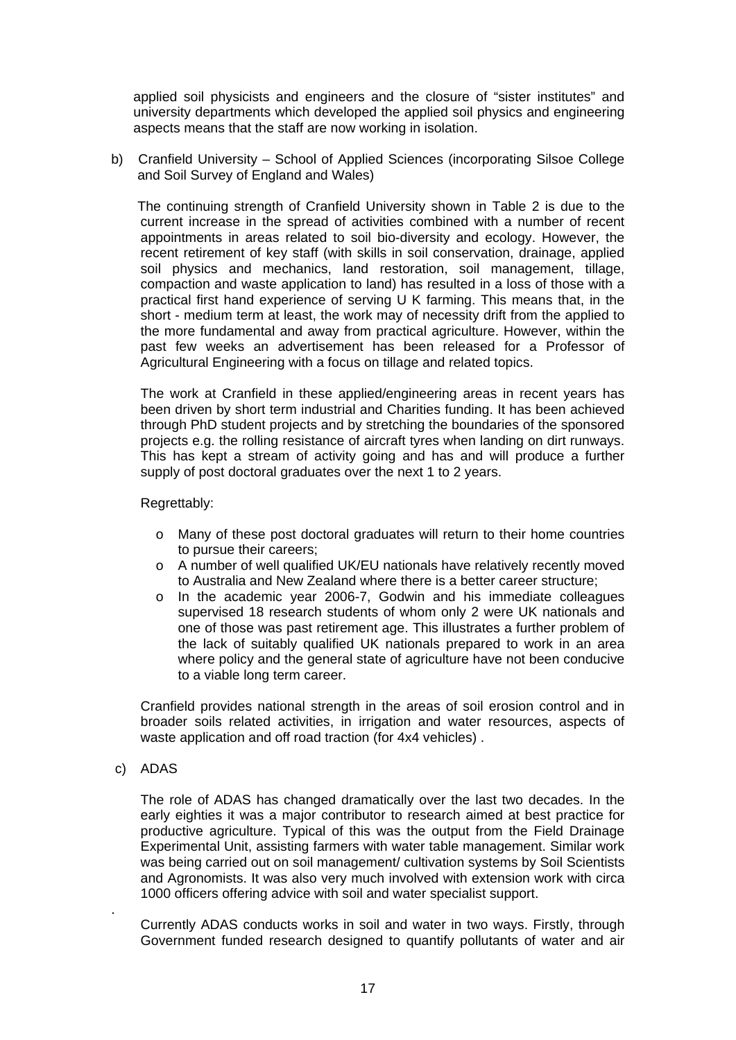applied soil physicists and engineers and the closure of "sister institutes" and university departments which developed the applied soil physics and engineering aspects means that the staff are now working in isolation.

b) Cranfield University – School of Applied Sciences (incorporating Silsoe College and Soil Survey of England and Wales)

The continuing strength of Cranfield University shown in Table 2 is due to the current increase in the spread of activities combined with a number of recent appointments in areas related to soil bio-diversity and ecology. However, the recent retirement of key staff (with skills in soil conservation, drainage, applied soil physics and mechanics, land restoration, soil management, tillage, compaction and waste application to land) has resulted in a loss of those with a practical first hand experience of serving U K farming. This means that, in the short - medium term at least, the work may of necessity drift from the applied to the more fundamental and away from practical agriculture. However, within the past few weeks an advertisement has been released for a Professor of Agricultural Engineering with a focus on tillage and related topics.

The work at Cranfield in these applied/engineering areas in recent years has been driven by short term industrial and Charities funding. It has been achieved through PhD student projects and by stretching the boundaries of the sponsored projects e.g. the rolling resistance of aircraft tyres when landing on dirt runways. This has kept a stream of activity going and has and will produce a further supply of post doctoral graduates over the next 1 to 2 years.

Regrettably:

- Many of these post doctoral graduates will return to their home countries to pursue their careers;
- A number of well qualified UK/EU nationals have relatively recently moved to Australia and New Zealand where there is a better career structure;
- In the academic year 2006-7, Godwin and his immediate colleagues supervised 18 research students of whom only 2 were UK nationals and one of those was past retirement age. This illustrates a further problem of the lack of suitably qualified UK nationals prepared to work in an area where policy and the general state of agriculture have not been conducive to a viable long term career.

Cranfield provides national strength in the areas of soil erosion control and in broader soils related activities, in irrigation and water resources, aspects of waste application and off road traction (for 4x4 vehicles) .

c) ADAS

The role of ADAS has changed dramatically over the last two decades. In the early eighties it was a major contributor to research aimed at best practice for productive agriculture. Typical of this was the output from the Field Drainage Experimental Unit, assisting farmers with water table management. Similar work was being carried out on soil management/ cultivation systems by Soil Scientists and Agronomists. It was also very much involved with extension work with circa 1000 officers offering advice with soil and water specialist support.

Currently ADAS conducts works in soil and water in two ways. Firstly, through Government funded research designed to quantify pollutants of water and air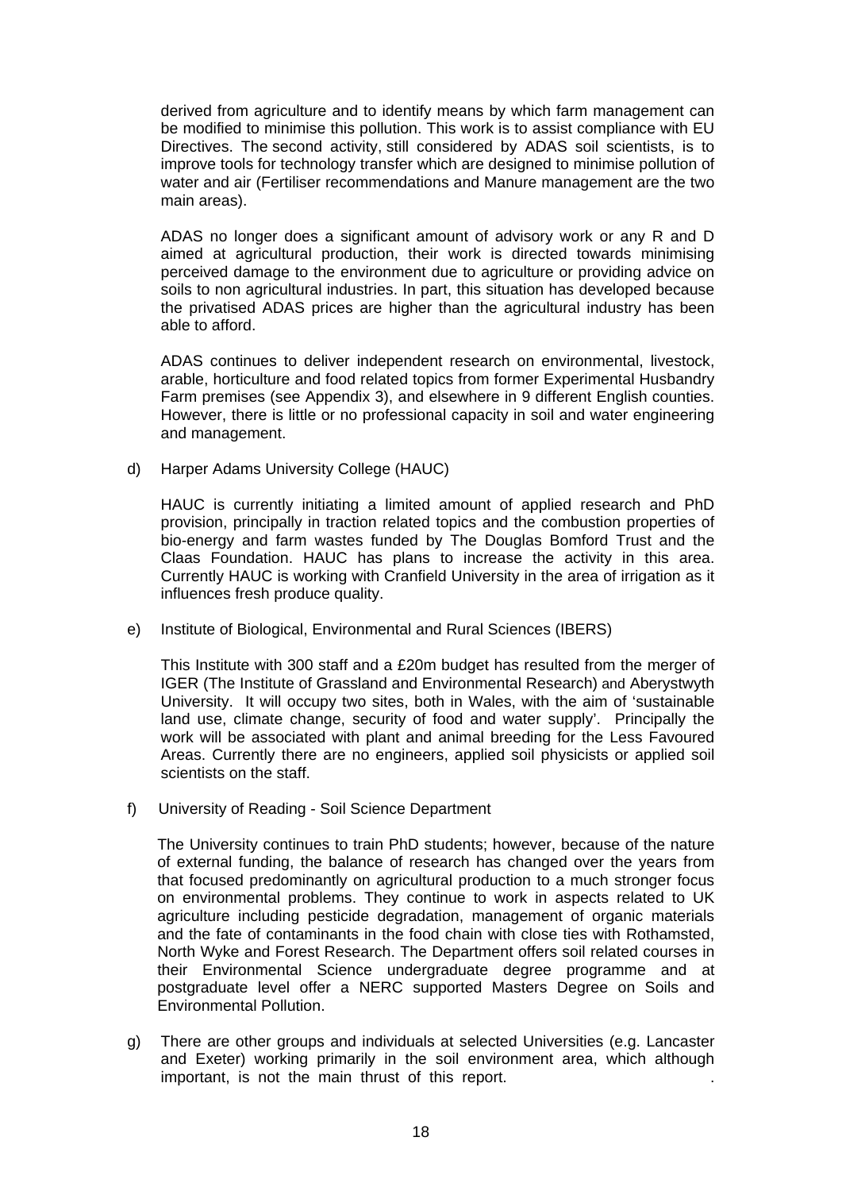derived from agriculture and to identify means by which farm management can be modified to minimise this pollution. This work is to assist compliance with EU Directives. The second activity, still considered by ADAS soil scientists, is to improve tools for technology transfer which are designed to minimise pollution of water and air (Fertiliser recommendations and Manure management are the two main areas).

ADAS no longer does a significant amount of advisory work or any R and D aimed at agricultural production, their work is directed towards minimising perceived damage to the environment due to agriculture or providing advice on soils to non agricultural industries. In part, this situation has developed because the privatised ADAS prices are higher than the agricultural industry has been able to afford.

ADAS continues to deliver independent research on environmental, livestock, arable, horticulture and food related topics from former Experimental Husbandry Farm premises (see Appendix 3), and elsewhere in 9 different English counties. However, there is little or no professional capacity in soil and water engineering and management.

d) Harper Adams University College (HAUC)

HAUC is currently initiating a limited amount of applied research and PhD provision, principally in traction related topics and the combustion properties of bio-energy and farm wastes funded by The Douglas Bomford Trust and the Claas Foundation. HAUC has plans to increase the activity in this area. Currently HAUC is working with Cranfield University in the area of irrigation as it influences fresh produce quality.

e) Institute of Biological, Environmental and Rural Sciences (IBERS)

This Institute with 300 staff and a £20m budget has resulted from the merger of IGER (The Institute of Grassland and Environmental Research) and Aberystwyth University. It will occupy two sites, both in Wales, with the aim of 'sustainable land use, climate change, security of food and water supply'. Principally the work will be associated with plant and animal breeding for the Less Favoured Areas. Currently there are no engineers, applied soil physicists or applied soil scientists on the staff.

f) University of Reading - Soil Science Department

The University continues to train PhD students; however, because of the nature of external funding, the balance of research has changed over the years from that focused predominantly on agricultural production to a much stronger focus on environmental problems. They continue to work in aspects related to UK agriculture including pesticide degradation, management of organic materials and the fate of contaminants in the food chain with close ties with Rothamsted, North Wyke and Forest Research. The Department offers soil related courses in their Environmental Science undergraduate degree programme and at postgraduate level offer a NERC supported Masters Degree on Soils and Environmental Pollution.

g) There are other groups and individuals at selected Universities (e.g. Lancaster and Exeter) working primarily in the soil environment area, which although important, is not the main thrust of this report.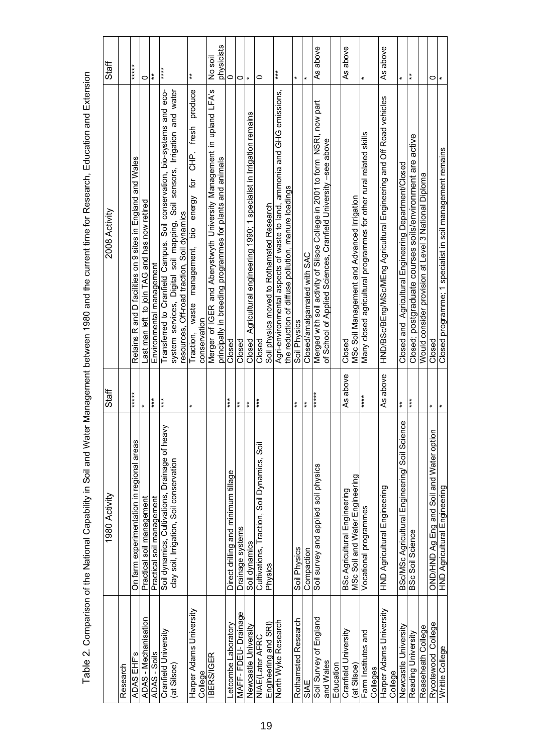Table 2. Comparison of the National Capability in Soil and Water Management between 1980 and the current time for Research, Education and Extension

| | 1980 Activity | Staff | 2008 Activity | Staff |
|---|---|---|---|---|
| Research | | | | |
| ADAS EHF's | On farm experimentation in regional areas | ***** | Retains R and D facilities on 9 sites in England and Wales | ***** |
| ADAS - Mechanisation | Practical soil management | * | Last man left to join TAG and has now retired | 0 |
| ADAS - Soils | Practical soil management | *** | Environmental management | ** |
| Cranfield University (at Silsoe) | Soil dynamics, Cultivations, Drainage of heavy clay soil, Irrigation, Soil conservation | *** | Transferred to Cranfield Campus. Soil conservation, bio-systems and eco-system services, Digital soil mapping, Soil sensors, Irrigation and water resources, Off-road traction, Soil dynamics | **** |
| Harper Adams University College | | * | Traction, waste management, bio energy for CHP. fresh produce conservation | ** |
| IBERS/IGER | | | Merger of IGER and Aberystwyth University Management in upland LFA's principally in breeding programmes for plants and animals | No soil physicists |
| Letcombe Laboratory | Direct drilling and minimum tillage | *** | Closed | 0 |
| MAFF- FDEU- Drainage | Drainage systems | ** | Closed | 0 |
| Newcastle University | Soil dynamics | ** | Closed Agricultural engineering 1990; 1 specialist in Irrigation remains | * |
| NIAE(Later AFRC Engineering and SRI) | Cultivations, Traction, Soil Dynamics, Soil Physics | *** | Closed<br>Soil physics moved to Rothamsted Research | 0 |
| North Wyke Research | | | Agri-environmental aspects of waste to land, ammonia and GHG emissions, the reduction of diffuse pollution, manure loadings | *** |
| Rothamsted Research | Soil Physics | ** | Soil Physics | * |
| SIAE | Compaction | ** | Closed/amalgamated with SAC | * |
| Soil Survey of England and Wales | Soil survey and applied soil physics | ***** | Merged with soil activity of Silsoe College in 2001 to form NSRI, now part of School of Applied Sciences, Cranfield University –see above | As above |
| Education | | | | |
| Cranfield University (at Silsoe) | BSc Agricultural Engineering<br>MSc Soil and Water Engineering | As above | Closed<br>MSc Soil Management and Advanced Irrigation | As above |
| Farm Institutes and Colleges | Vocational programmes | **** | Many closed agricultural programmes for other rural related skills | * |
| Harper Adams University College | HND Agricultural Engineering | As above | HND/BSc/BEng/MSc/MEng Agricultural Engineering and Off Road vehicles | As above |
| Newcastle University | BSc/MSc Agricultural Engineering/ Soil Science | ** | Closed and Agricultural Engineering Department/Closed | * |
| Reading University | BSc Soil Science | *** | Closed; postgraduate courses soils/environment are active | ** |
| Reaseheath College | | | Would consider provision at Level 3 National Diploma | |
| Rycotewood College | OND/HND Ag Eng and Soil and Water option | * | Closed | 0 |
| Writtle College | HND Agricultural Engineering | * | Closed programme; 1 specialist in soil management remains | * |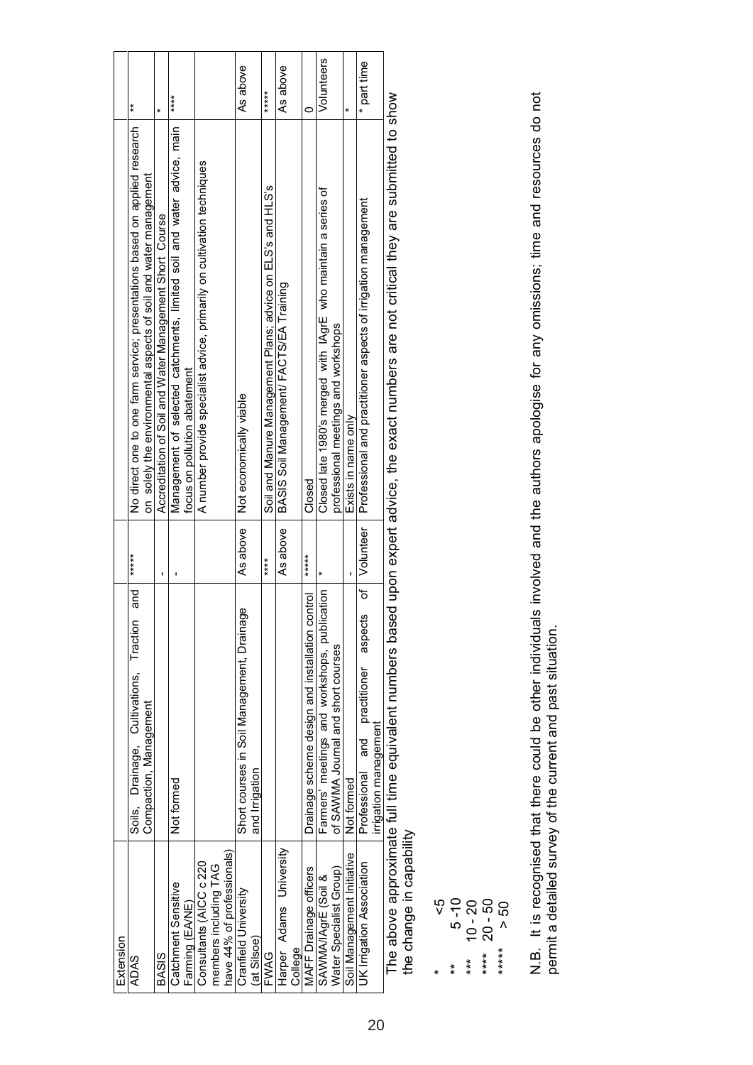| Extension | | | | | |
|---|---|---|---|---|---|
| ADAS | Soils, Drainage, Cultivations, Traction and Compaction, Management | ***** | No direct one to one farm service; presentations based on applied research on solely the environmental aspects of soil and water management | ** |
| BASIS | Not formed | - | Accreditation of Soil and Water Management Short Course | * |
| Catchment Sensitive Farming (EA/NE) | Not formed | - | Management of selected catchments, limited soil and water advice, main focus on pollution abatement | **** |
| Consultants (AICC c 220 members including TAG have 44% of professionals) | | | A number provide specialist advice, primarily on cultivation techniques | |
| Cranfield University (at Silsoe) | Short courses in Soil Management, Drainage and Irrigation | As above | Not economically viable | As above |
| FWAG | | **** | Soil and Manure Management Plans; advice on ELS's and HLS's | ***** |
| Harper Adams University College | | As above | BASIS Soil Management/ FACTS/EA Training | As above |
| MAFF Drainage officers | Drainage scheme design and installation control | ***** | Closed | 0 |
| SAWMA/IAgrE (Soil & Water Specialist Group) | Farmers' meetings and workshops, publication of SAWMA Journal and short courses | * | Closed late 1980's merged with IAgrE who maintain a series of professional meetings and workshops | Volunteers |
| Soil Management Initiative | Not formed | - | Exists in name only | * |
| UK Irrigation Association | Professional and practitioner aspects of irrigation management | Volunteer | Professional and practitioner aspects of irrigation management | * part time |

The above approximate full time equivalent numbers based upon expert advice, the exact numbers are not critical they are submitted to show the change in capability

- \* <5
- \*\* 5 -10
- \*\*\* 10 - 20
- \*\*\*\* 20 - 50
- \*\*\*\*\* > 50

N.B. It is recognised that there could be other individuals involved and the authors apologise for any omissions; time and resources do not permit a detailed survey of the current and past situation.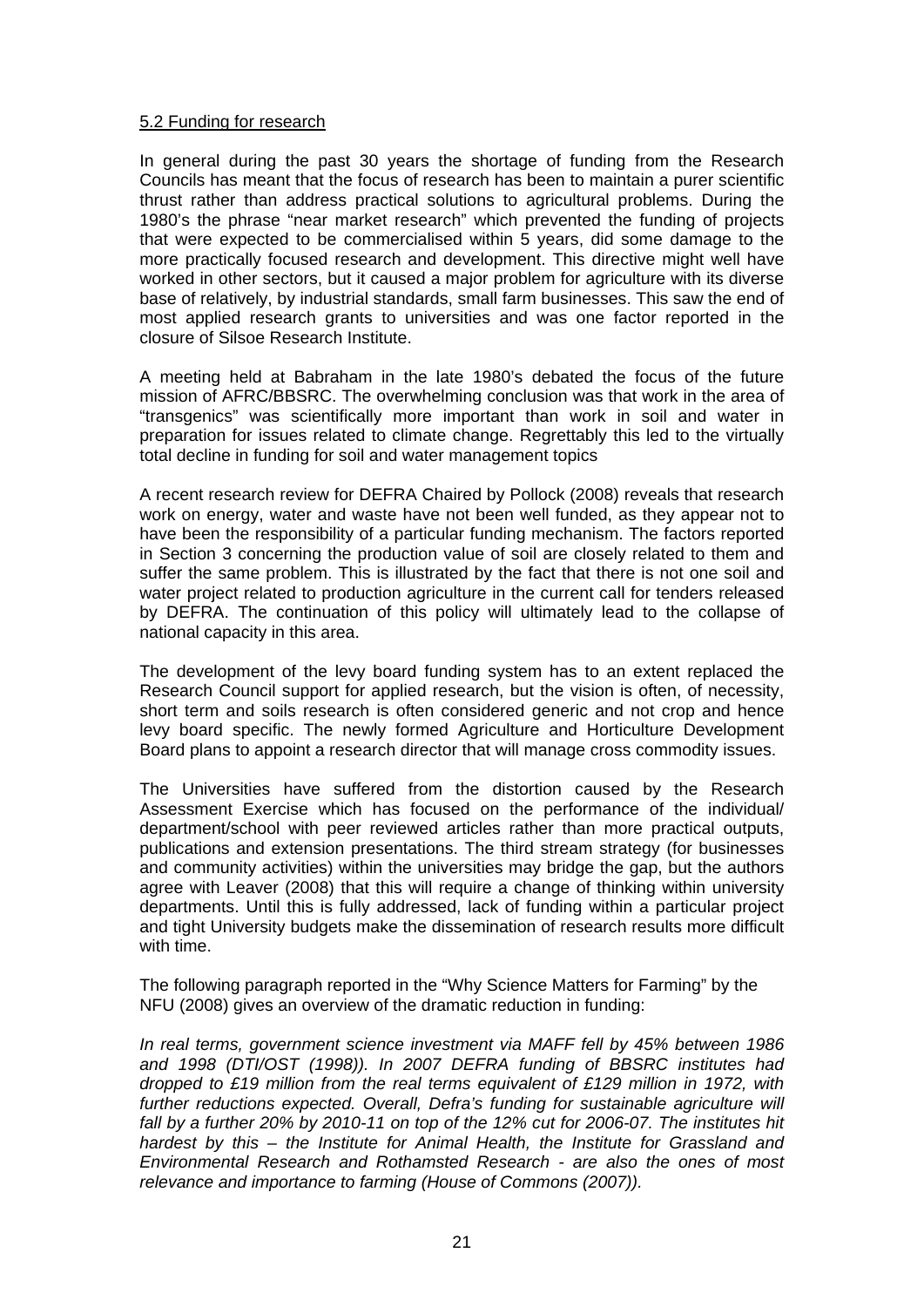5.2 Funding for research

In general during the past 30 years the shortage of funding from the Research Councils has meant that the focus of research has been to maintain a purer scientific thrust rather than address practical solutions to agricultural problems. During the 1980's the phrase "near market research" which prevented the funding of projects that were expected to be commercialised within 5 years, did some damage to the more practically focused research and development. This directive might well have worked in other sectors, but it caused a major problem for agriculture with its diverse base of relatively, by industrial standards, small farm businesses. This saw the end of most applied research grants to universities and was one factor reported in the closure of Silsoe Research Institute.

A meeting held at Babraham in the late 1980's debated the focus of the future mission of AFRC/BBSRC. The overwhelming conclusion was that work in the area of "transgenics" was scientifically more important than work in soil and water in preparation for issues related to climate change. Regrettably this led to the virtually total decline in funding for soil and water management topics

A recent research review for DEFRA Chaired by Pollock (2008) reveals that research work on energy, water and waste have not been well funded, as they appear not to have been the responsibility of a particular funding mechanism. The factors reported in Section 3 concerning the production value of soil are closely related to them and suffer the same problem. This is illustrated by the fact that there is not one soil and water project related to production agriculture in the current call for tenders released by DEFRA. The continuation of this policy will ultimately lead to the collapse of national capacity in this area.

The development of the levy board funding system has to an extent replaced the Research Council support for applied research, but the vision is often, of necessity, short term and soils research is often considered generic and not crop and hence levy board specific. The newly formed Agriculture and Horticulture Development Board plans to appoint a research director that will manage cross commodity issues.

The Universities have suffered from the distortion caused by the Research Assessment Exercise which has focused on the performance of the individual/ department/school with peer reviewed articles rather than more practical outputs, publications and extension presentations. The third stream strategy (for businesses and community activities) within the universities may bridge the gap, but the authors agree with Leaver (2008) that this will require a change of thinking within university departments. Until this is fully addressed, lack of funding within a particular project and tight University budgets make the dissemination of research results more difficult with time.

The following paragraph reported in the "Why Science Matters for Farming" by the NFU (2008) gives an overview of the dramatic reduction in funding:

*In real terms, government science investment via MAFF fell by 45% between 1986 and 1998 (DTI/OST (1998)). In 2007 DEFRA funding of BBSRC institutes had dropped to £19 million from the real terms equivalent of £129 million in 1972, with further reductions expected. Overall, Defra's funding for sustainable agriculture will fall by a further 20% by 2010-11 on top of the 12% cut for 2006-07. The institutes hit hardest by this – the Institute for Animal Health, the Institute for Grassland and Environmental Research and Rothamsted Research - are also the ones of most relevance and importance to farming (House of Commons (2007)).*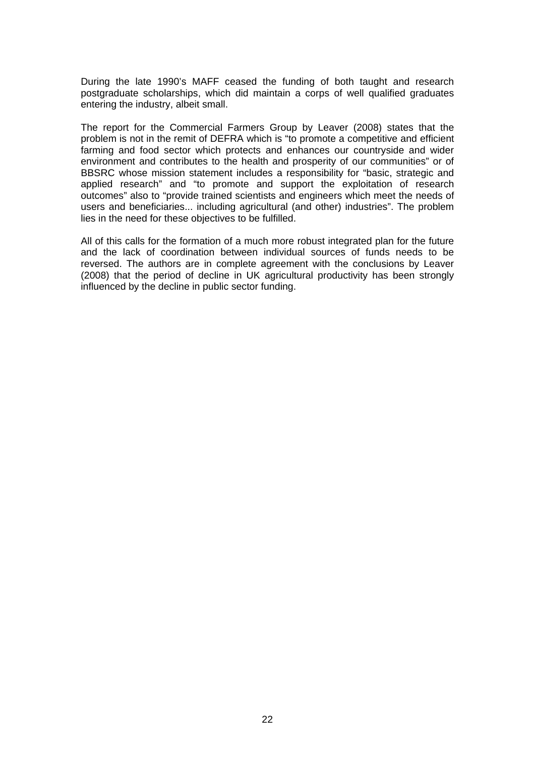During the late 1990's MAFF ceased the funding of both taught and research postgraduate scholarships, which did maintain a corps of well qualified graduates entering the industry, albeit small.

The report for the Commercial Farmers Group by Leaver (2008) states that the problem is not in the remit of DEFRA which is "to promote a competitive and efficient farming and food sector which protects and enhances our countryside and wider environment and contributes to the health and prosperity of our communities" or of BBSRC whose mission statement includes a responsibility for "basic, strategic and applied research" and "to promote and support the exploitation of research outcomes" also to "provide trained scientists and engineers which meet the needs of users and beneficiaries... including agricultural (and other) industries". The problem lies in the need for these objectives to be fulfilled.

All of this calls for the formation of a much more robust integrated plan for the future and the lack of coordination between individual sources of funds needs to be reversed. The authors are in complete agreement with the conclusions by Leaver (2008) that the period of decline in UK agricultural productivity has been strongly influenced by the decline in public sector funding.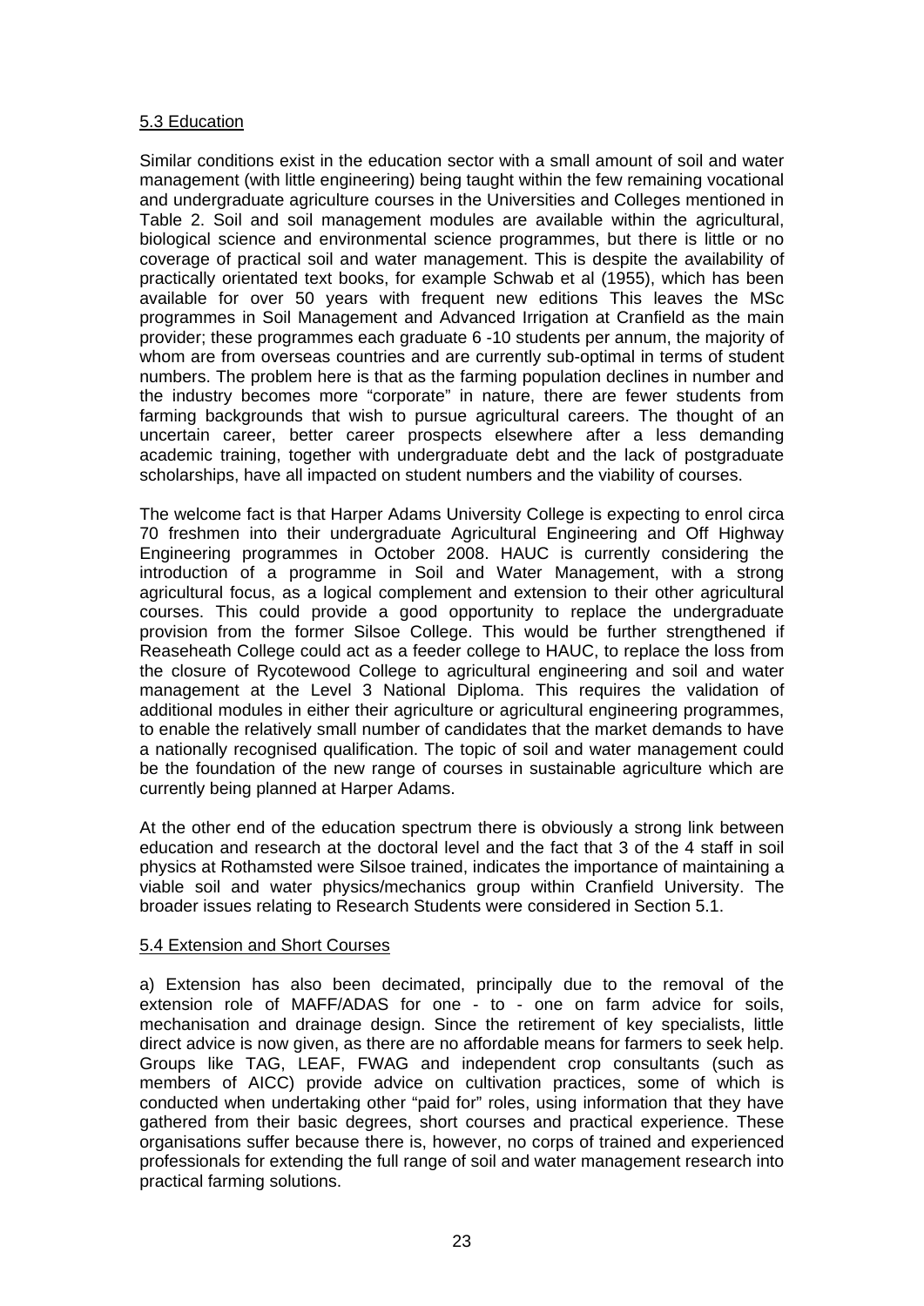## 5.3 Education

Similar conditions exist in the education sector with a small amount of soil and water management (with little engineering) being taught within the few remaining vocational and undergraduate agriculture courses in the Universities and Colleges mentioned in Table 2. Soil and soil management modules are available within the agricultural, biological science and environmental science programmes, but there is little or no coverage of practical soil and water management. This is despite the availability of practically orientated text books, for example Schwab et al (1955), which has been available for over 50 years with frequent new editions This leaves the MSc programmes in Soil Management and Advanced Irrigation at Cranfield as the main provider; these programmes each graduate 6 -10 students per annum, the majority of whom are from overseas countries and are currently sub-optimal in terms of student numbers. The problem here is that as the farming population declines in number and the industry becomes more "corporate" in nature, there are fewer students from farming backgrounds that wish to pursue agricultural careers. The thought of an uncertain career, better career prospects elsewhere after a less demanding academic training, together with undergraduate debt and the lack of postgraduate scholarships, have all impacted on student numbers and the viability of courses.

The welcome fact is that Harper Adams University College is expecting to enrol circa 70 freshmen into their undergraduate Agricultural Engineering and Off Highway Engineering programmes in October 2008. HAUC is currently considering the introduction of a programme in Soil and Water Management, with a strong agricultural focus, as a logical complement and extension to their other agricultural courses. This could provide a good opportunity to replace the undergraduate provision from the former Silsoe College. This would be further strengthened if Reaseheath College could act as a feeder college to HAUC, to replace the loss from the closure of Rycotewood College to agricultural engineering and soil and water management at the Level 3 National Diploma. This requires the validation of additional modules in either their agriculture or agricultural engineering programmes, to enable the relatively small number of candidates that the market demands to have a nationally recognised qualification. The topic of soil and water management could be the foundation of the new range of courses in sustainable agriculture which are currently being planned at Harper Adams.

At the other end of the education spectrum there is obviously a strong link between education and research at the doctoral level and the fact that 3 of the 4 staff in soil physics at Rothamsted were Silsoe trained, indicates the importance of maintaining a viable soil and water physics/mechanics group within Cranfield University. The broader issues relating to Research Students were considered in Section 5.1.

## 5.4 Extension and Short Courses

a) Extension has also been decimated, principally due to the removal of the extension role of MAFF/ADAS for one - to - one on farm advice for soils, mechanisation and drainage design. Since the retirement of key specialists, little direct advice is now given, as there are no affordable means for farmers to seek help. Groups like TAG, LEAF, FWAG and independent crop consultants (such as members of AICC) provide advice on cultivation practices, some of which is conducted when undertaking other "paid for" roles, using information that they have gathered from their basic degrees, short courses and practical experience. These organisations suffer because there is, however, no corps of trained and experienced professionals for extending the full range of soil and water management research into practical farming solutions.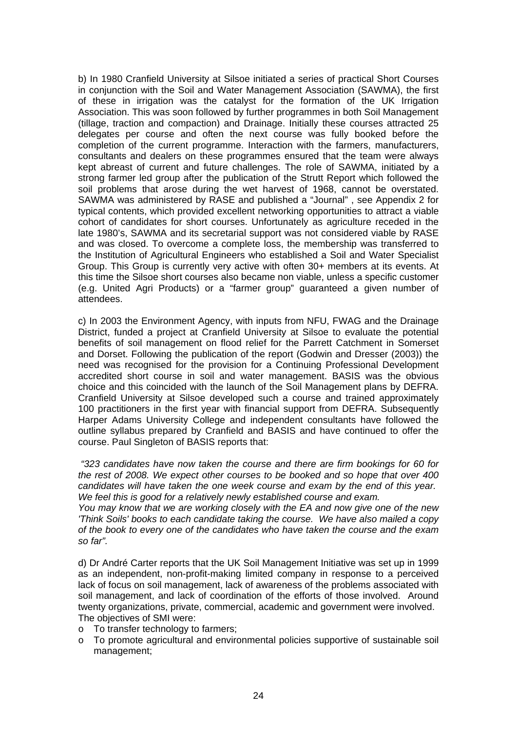b) In 1980 Cranfield University at Silsoe initiated a series of practical Short Courses in conjunction with the Soil and Water Management Association (SAWMA), the first of these in irrigation was the catalyst for the formation of the UK Irrigation Association. This was soon followed by further programmes in both Soil Management (tillage, traction and compaction) and Drainage. Initially these courses attracted 25 delegates per course and often the next course was fully booked before the completion of the current programme. Interaction with the farmers, manufacturers, consultants and dealers on these programmes ensured that the team were always kept abreast of current and future challenges. The role of SAWMA, initiated by a strong farmer led group after the publication of the Strutt Report which followed the soil problems that arose during the wet harvest of 1968, cannot be overstated. SAWMA was administered by RASE and published a "Journal" , see Appendix 2 for typical contents, which provided excellent networking opportunities to attract a viable cohort of candidates for short courses. Unfortunately as agriculture receded in the late 1980's, SAWMA and its secretarial support was not considered viable by RASE and was closed. To overcome a complete loss, the membership was transferred to the Institution of Agricultural Engineers who established a Soil and Water Specialist Group. This Group is currently very active with often 30+ members at its events. At this time the Silsoe short courses also became non viable, unless a specific customer (e.g. United Agri Products) or a "farmer group" guaranteed a given number of attendees.

c) In 2003 the Environment Agency, with inputs from NFU, FWAG and the Drainage District, funded a project at Cranfield University at Silsoe to evaluate the potential benefits of soil management on flood relief for the Parrett Catchment in Somerset and Dorset. Following the publication of the report (Godwin and Dresser (2003)) the need was recognised for the provision for a Continuing Professional Development accredited short course in soil and water management. BASIS was the obvious choice and this coincided with the launch of the Soil Management plans by DEFRA. Cranfield University at Silsoe developed such a course and trained approximately 100 practitioners in the first year with financial support from DEFRA. Subsequently Harper Adams University College and independent consultants have followed the outline syllabus prepared by Cranfield and BASIS and have continued to offer the course. Paul Singleton of BASIS reports that:

*"323 candidates have now taken the course and there are firm bookings for 60 for the rest of 2008. We expect other courses to be booked and so hope that over 400 candidates will have taken the one week course and exam by the end of this year. We feel this is good for a relatively newly established course and exam.*
*You may know that we are working closely with the EA and now give one of the new 'Think Soils' books to each candidate taking the course. We have also mailed a copy of the book to every one of the candidates who have taken the course and the exam so far".*

d) Dr André Carter reports that the UK Soil Management Initiative was set up in 1999 as an independent, non-profit-making limited company in response to a perceived lack of focus on soil management, lack of awareness of the problems associated with soil management, and lack of coordination of the efforts of those involved. Around twenty organizations, private, commercial, academic and government were involved. The objectives of SMI were:

- To transfer technology to farmers;
- To promote agricultural and environmental policies supportive of sustainable soil management;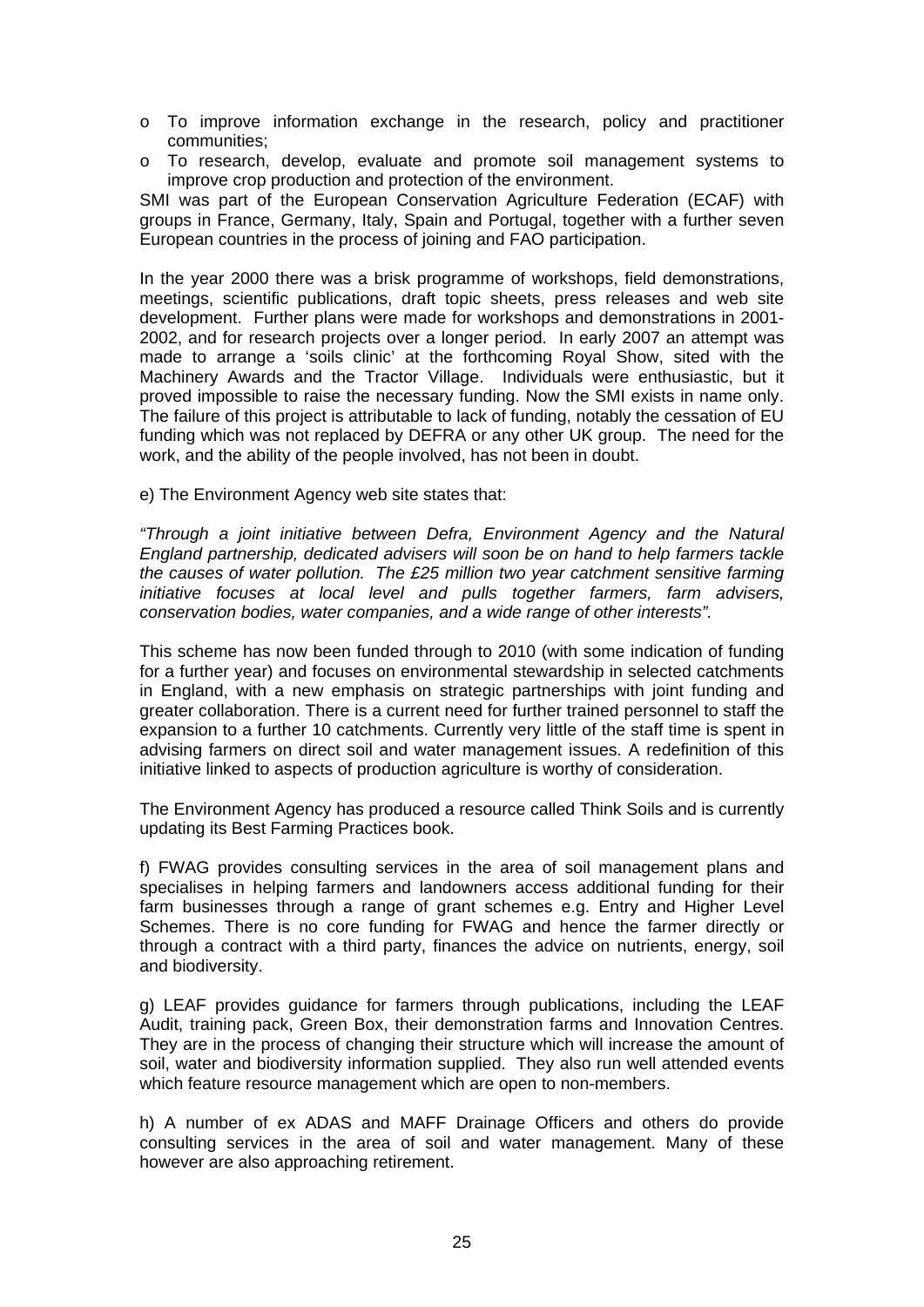- To improve information exchange in the research, policy and practitioner communities;
- To research, develop, evaluate and promote soil management systems to improve crop production and protection of the environment.

SMI was part of the European Conservation Agriculture Federation (ECAF) with groups in France, Germany, Italy, Spain and Portugal, together with a further seven European countries in the process of joining and FAO participation.

In the year 2000 there was a brisk programme of workshops, field demonstrations, meetings, scientific publications, draft topic sheets, press releases and web site development. Further plans were made for workshops and demonstrations in 2001-2002, and for research projects over a longer period. In early 2007 an attempt was made to arrange a 'soils clinic' at the forthcoming Royal Show, sited with the Machinery Awards and the Tractor Village. Individuals were enthusiastic, but it proved impossible to raise the necessary funding. Now the SMI exists in name only. The failure of this project is attributable to lack of funding, notably the cessation of EU funding which was not replaced by DEFRA or any other UK group. The need for the work, and the ability of the people involved, has not been in doubt.

e) The Environment Agency web site states that:

*"Through a joint initiative between Defra, Environment Agency and the Natural England partnership, dedicated advisers will soon be on hand to help farmers tackle the causes of water pollution. The £25 million two year catchment sensitive farming initiative focuses at local level and pulls together farmers, farm advisers, conservation bodies, water companies, and a wide range of other interests".*

This scheme has now been funded through to 2010 (with some indication of funding for a further year) and focuses on environmental stewardship in selected catchments in England, with a new emphasis on strategic partnerships with joint funding and greater collaboration. There is a current need for further trained personnel to staff the expansion to a further 10 catchments. Currently very little of the staff time is spent in advising farmers on direct soil and water management issues. A redefinition of this initiative linked to aspects of production agriculture is worthy of consideration.

The Environment Agency has produced a resource called Think Soils and is currently updating its Best Farming Practices book.

f) FWAG provides consulting services in the area of soil management plans and specialises in helping farmers and landowners access additional funding for their farm businesses through a range of grant schemes e.g. Entry and Higher Level Schemes. There is no core funding for FWAG and hence the farmer directly or through a contract with a third party, finances the advice on nutrients, energy, soil and biodiversity.

g) LEAF provides guidance for farmers through publications, including the LEAF Audit, training pack, Green Box, their demonstration farms and Innovation Centres. They are in the process of changing their structure which will increase the amount of soil, water and biodiversity information supplied. They also run well attended events which feature resource management which are open to non-members.

h) A number of ex ADAS and MAFF Drainage Officers and others do provide consulting services in the area of soil and water management. Many of these however are also approaching retirement.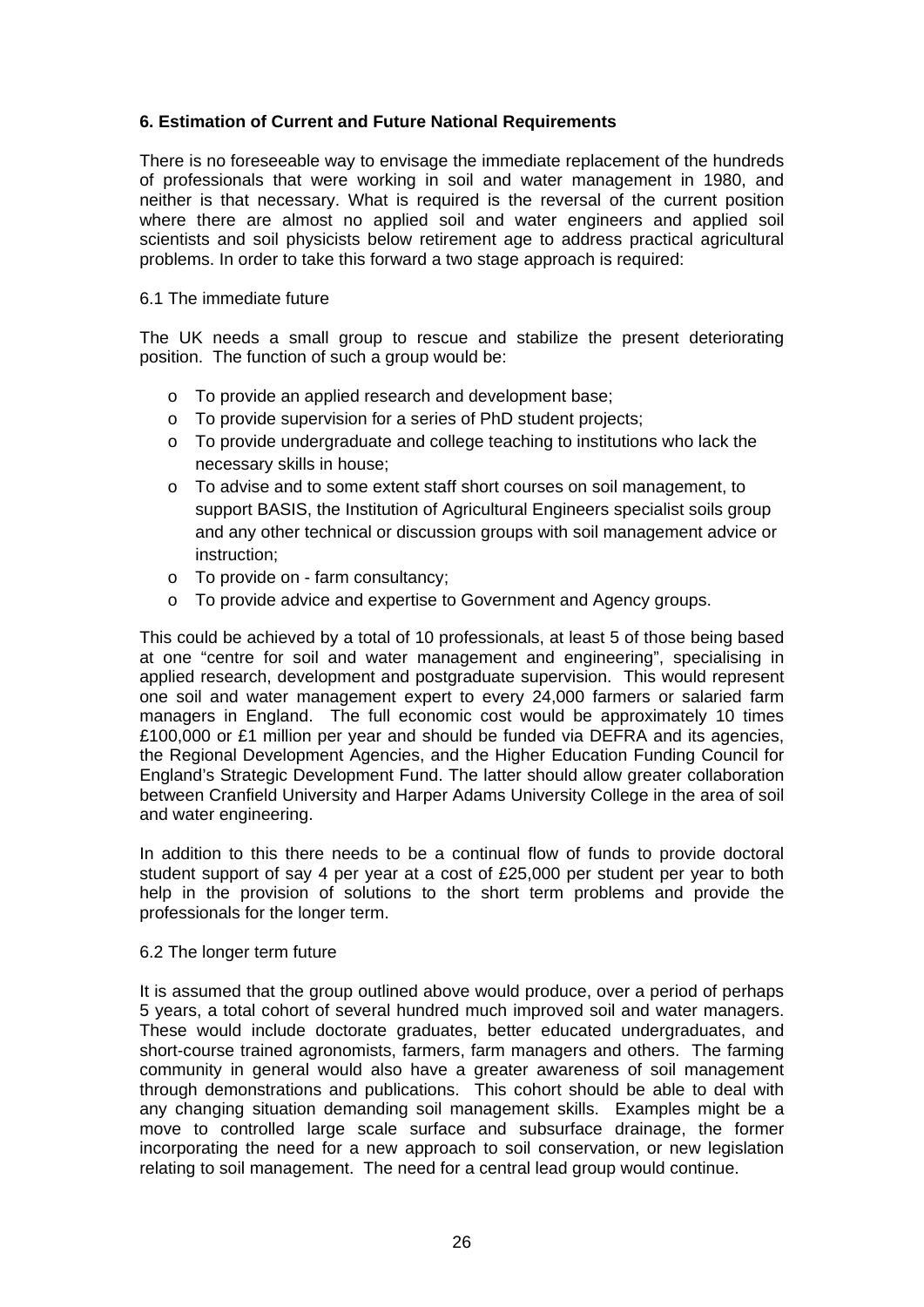## 6. Estimation of Current and Future National Requirements

There is no foreseeable way to envisage the immediate replacement of the hundreds of professionals that were working in soil and water management in 1980, and neither is that necessary. What is required is the reversal of the current position where there are almost no applied soil and water engineers and applied soil scientists and soil physicists below retirement age to address practical agricultural problems. In order to take this forward a two stage approach is required:

### 6.1 The immediate future

The UK needs a small group to rescue and stabilize the present deteriorating position. The function of such a group would be:

- To provide an applied research and development base;
- To provide supervision for a series of PhD student projects;
- To provide undergraduate and college teaching to institutions who lack the necessary skills in house;
- To advise and to some extent staff short courses on soil management, to support BASIS, the Institution of Agricultural Engineers specialist soils group and any other technical or discussion groups with soil management advice or instruction;
- To provide on - farm consultancy;
- To provide advice and expertise to Government and Agency groups.

This could be achieved by a total of 10 professionals, at least 5 of those being based at one "centre for soil and water management and engineering", specialising in applied research, development and postgraduate supervision. This would represent one soil and water management expert to every 24,000 farmers or salaried farm managers in England. The full economic cost would be approximately 10 times £100,000 or £1 million per year and should be funded via DEFRA and its agencies, the Regional Development Agencies, and the Higher Education Funding Council for England's Strategic Development Fund. The latter should allow greater collaboration between Cranfield University and Harper Adams University College in the area of soil and water engineering.

In addition to this there needs to be a continual flow of funds to provide doctoral student support of say 4 per year at a cost of £25,000 per student per year to both help in the provision of solutions to the short term problems and provide the professionals for the longer term.

### 6.2 The longer term future

It is assumed that the group outlined above would produce, over a period of perhaps 5 years, a total cohort of several hundred much improved soil and water managers. These would include doctorate graduates, better educated undergraduates, and short-course trained agronomists, farmers, farm managers and others. The farming community in general would also have a greater awareness of soil management through demonstrations and publications. This cohort should be able to deal with any changing situation demanding soil management skills. Examples might be a move to controlled large scale surface and subsurface drainage, the former incorporating the need for a new approach to soil conservation, or new legislation relating to soil management. The need for a central lead group would continue.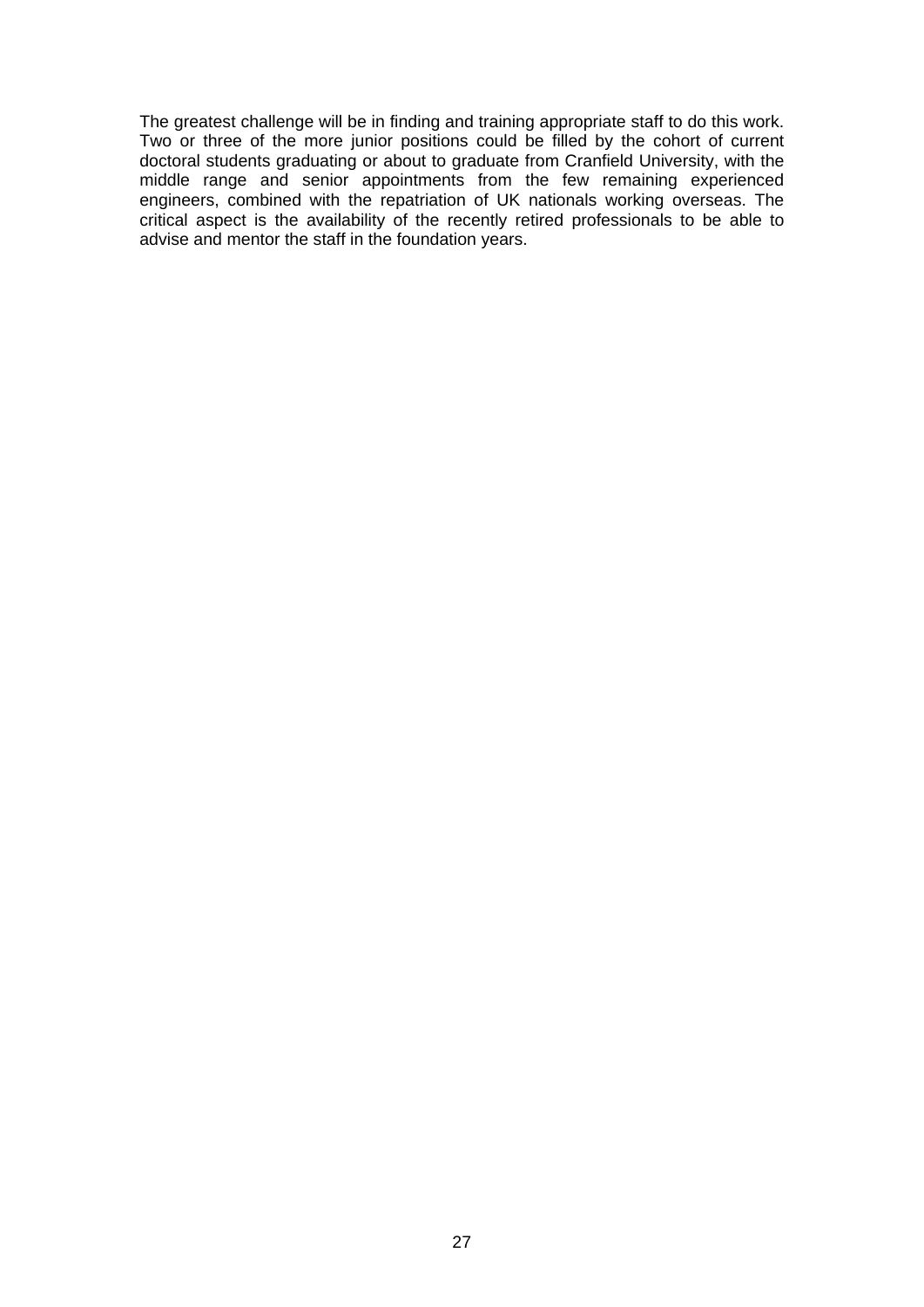The greatest challenge will be in finding and training appropriate staff to do this work. Two or three of the more junior positions could be filled by the cohort of current doctoral students graduating or about to graduate from Cranfield University, with the middle range and senior appointments from the few remaining experienced engineers, combined with the repatriation of UK nationals working overseas. The critical aspect is the availability of the recently retired professionals to be able to advise and mentor the staff in the foundation years.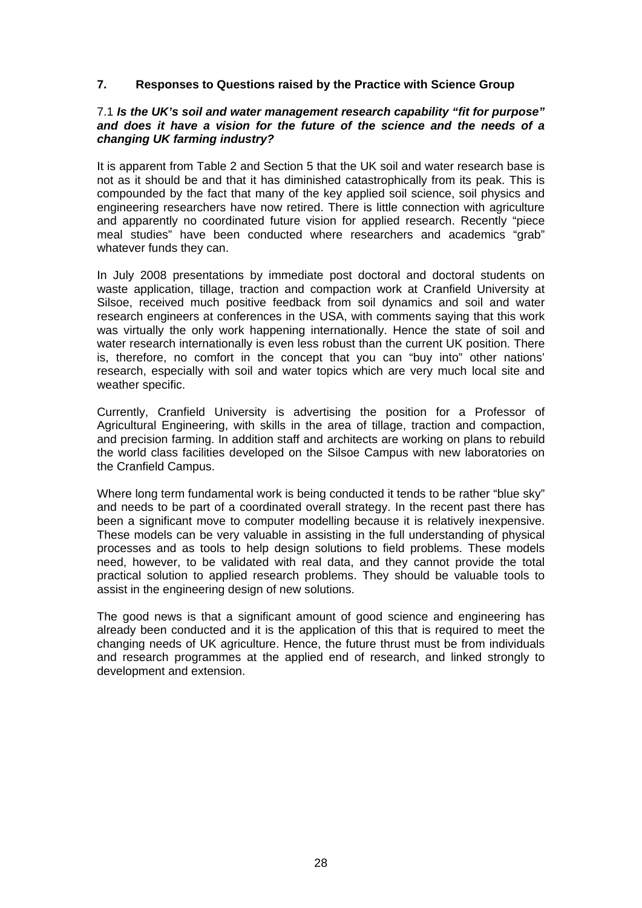## 7. Responses to Questions raised by the Practice with Science Group

### 7.1 *Is the UK's soil and water management research capability "fit for purpose" and does it have a vision for the future of the science and the needs of a changing UK farming industry?*

It is apparent from Table 2 and Section 5 that the UK soil and water research base is not as it should be and that it has diminished catastrophically from its peak. This is compounded by the fact that many of the key applied soil science, soil physics and engineering researchers have now retired. There is little connection with agriculture and apparently no coordinated future vision for applied research. Recently "piece meal studies" have been conducted where researchers and academics "grab" whatever funds they can.

In July 2008 presentations by immediate post doctoral and doctoral students on waste application, tillage, traction and compaction work at Cranfield University at Silsoe, received much positive feedback from soil dynamics and soil and water research engineers at conferences in the USA, with comments saying that this work was virtually the only work happening internationally. Hence the state of soil and water research internationally is even less robust than the current UK position. There is, therefore, no comfort in the concept that you can "buy into" other nations' research, especially with soil and water topics which are very much local site and weather specific.

Currently, Cranfield University is advertising the position for a Professor of Agricultural Engineering, with skills in the area of tillage, traction and compaction, and precision farming. In addition staff and architects are working on plans to rebuild the world class facilities developed on the Silsoe Campus with new laboratories on the Cranfield Campus.

Where long term fundamental work is being conducted it tends to be rather "blue sky" and needs to be part of a coordinated overall strategy. In the recent past there has been a significant move to computer modelling because it is relatively inexpensive. These models can be very valuable in assisting in the full understanding of physical processes and as tools to help design solutions to field problems. These models need, however, to be validated with real data, and they cannot provide the total practical solution to applied research problems. They should be valuable tools to assist in the engineering design of new solutions.

The good news is that a significant amount of good science and engineering has already been conducted and it is the application of this that is required to meet the changing needs of UK agriculture. Hence, the future thrust must be from individuals and research programmes at the applied end of research, and linked strongly to development and extension.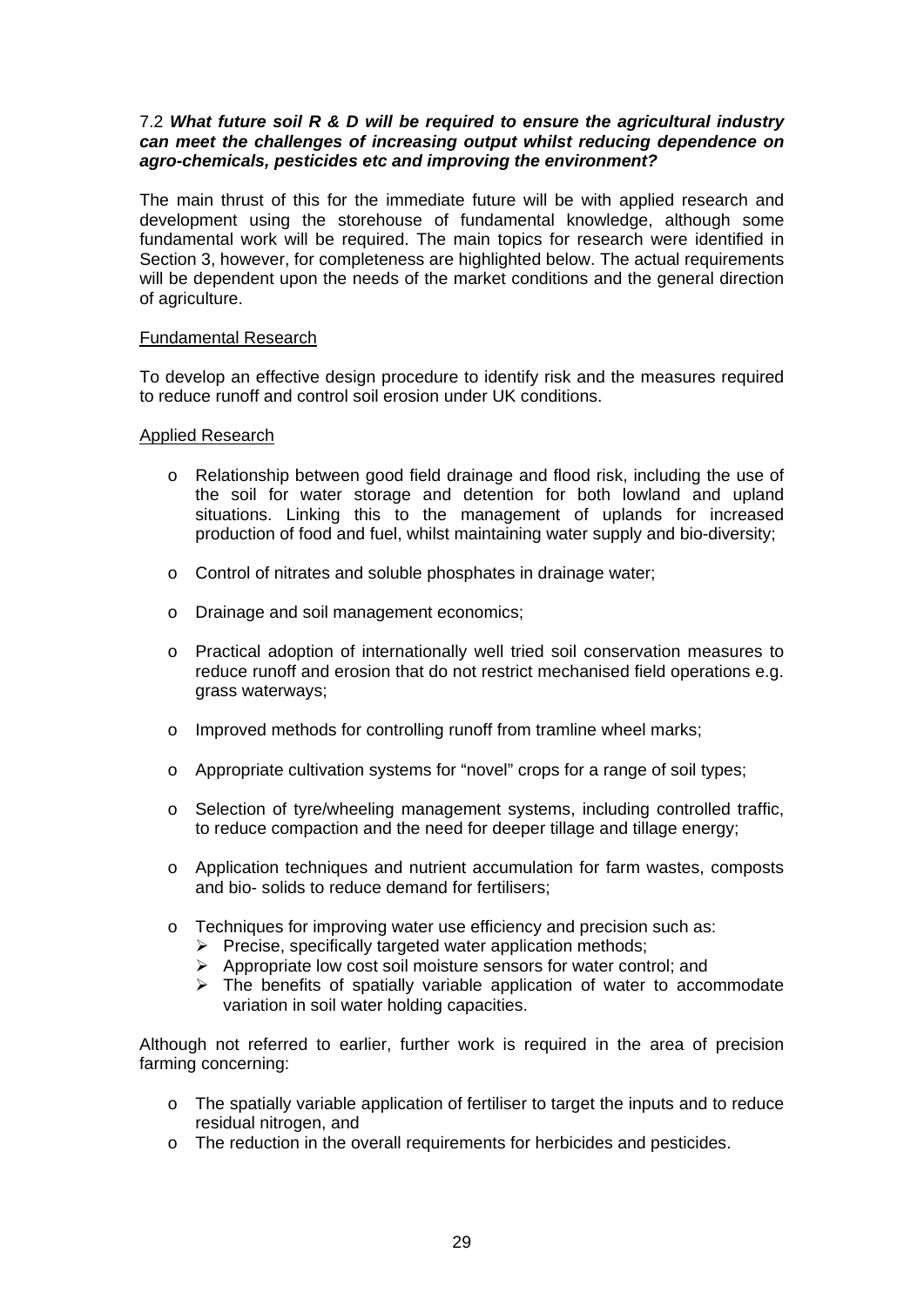7.2 ***What future soil R & D will be required to ensure the agricultural industry can meet the challenges of increasing output whilst reducing dependence on agro-chemicals, pesticides etc and improving the environment?***

The main thrust of this for the immediate future will be with applied research and development using the storehouse of fundamental knowledge, although some fundamental work will be required. The main topics for research were identified in Section 3, however, for completeness are highlighted below. The actual requirements will be dependent upon the needs of the market conditions and the general direction of agriculture.

<u>Fundamental Research</u>

To develop an effective design procedure to identify risk and the measures required to reduce runoff and control soil erosion under UK conditions.

<u>Applied Research</u>

- Relationship between good field drainage and flood risk, including the use of the soil for water storage and detention for both lowland and upland situations. Linking this to the management of uplands for increased production of food and fuel, whilst maintaining water supply and bio-diversity;
- Control of nitrates and soluble phosphates in drainage water;
- Drainage and soil management economics;
- Practical adoption of internationally well tried soil conservation measures to reduce runoff and erosion that do not restrict mechanised field operations e.g. grass waterways;
- Improved methods for controlling runoff from tramline wheel marks;
- Appropriate cultivation systems for "novel" crops for a range of soil types;
- Selection of tyre/wheeling management systems, including controlled traffic, to reduce compaction and the need for deeper tillage and tillage energy;
- Application techniques and nutrient accumulation for farm wastes, composts and bio- solids to reduce demand for fertilisers;
- Techniques for improving water use efficiency and precision such as:
  - Precise, specifically targeted water application methods;
  - Appropriate low cost soil moisture sensors for water control; and
  - The benefits of spatially variable application of water to accommodate variation in soil water holding capacities.

Although not referred to earlier, further work is required in the area of precision farming concerning:

- The spatially variable application of fertiliser to target the inputs and to reduce residual nitrogen, and
- The reduction in the overall requirements for herbicides and pesticides.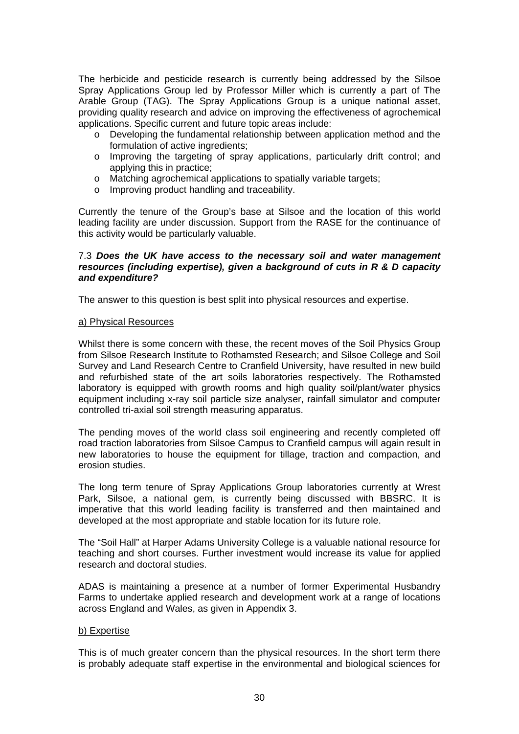The herbicide and pesticide research is currently being addressed by the Silsoe Spray Applications Group led by Professor Miller which is currently a part of The Arable Group (TAG). The Spray Applications Group is a unique national asset, providing quality research and advice on improving the effectiveness of agrochemical applications. Specific current and future topic areas include:

- Developing the fundamental relationship between application method and the formulation of active ingredients;
- Improving the targeting of spray applications, particularly drift control; and applying this in practice;
- Matching agrochemical applications to spatially variable targets;
- Improving product handling and traceability.

Currently the tenure of the Group's base at Silsoe and the location of this world leading facility are under discussion. Support from the RASE for the continuance of this activity would be particularly valuable.

7.3 ***Does the UK have access to the necessary soil and water management resources (including expertise), given a background of cuts in R & D capacity and expenditure?***

The answer to this question is best split into physical resources and expertise.

a) Physical Resources

Whilst there is some concern with these, the recent moves of the Soil Physics Group from Silsoe Research Institute to Rothamsted Research; and Silsoe College and Soil Survey and Land Research Centre to Cranfield University, have resulted in new build and refurbished state of the art soils laboratories respectively. The Rothamsted laboratory is equipped with growth rooms and high quality soil/plant/water physics equipment including x-ray soil particle size analyser, rainfall simulator and computer controlled tri-axial soil strength measuring apparatus.

The pending moves of the world class soil engineering and recently completed off road traction laboratories from Silsoe Campus to Cranfield campus will again result in new laboratories to house the equipment for tillage, traction and compaction, and erosion studies.

The long term tenure of Spray Applications Group laboratories currently at Wrest Park, Silsoe, a national gem, is currently being discussed with BBSRC. It is imperative that this world leading facility is transferred and then maintained and developed at the most appropriate and stable location for its future role.

The "Soil Hall" at Harper Adams University College is a valuable national resource for teaching and short courses. Further investment would increase its value for applied research and doctoral studies.

ADAS is maintaining a presence at a number of former Experimental Husbandry Farms to undertake applied research and development work at a range of locations across England and Wales, as given in Appendix 3.

b) Expertise

This is of much greater concern than the physical resources. In the short term there is probably adequate staff expertise in the environmental and biological sciences for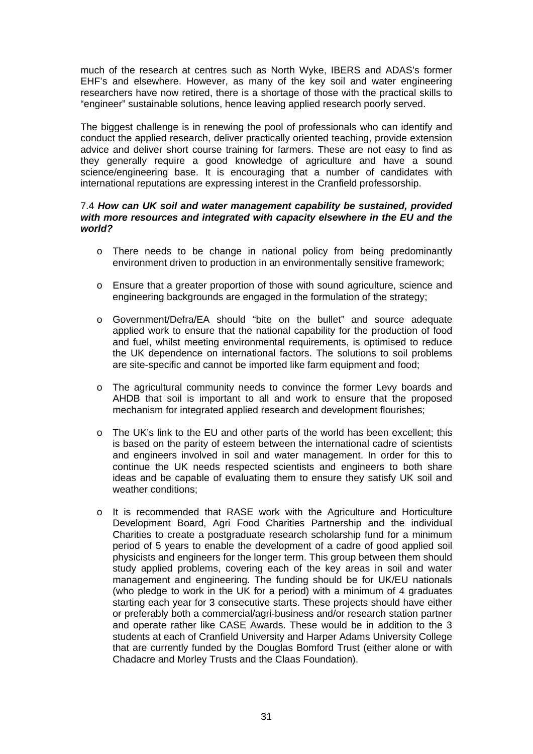much of the research at centres such as North Wyke, IBERS and ADAS's former EHF's and elsewhere. However, as many of the key soil and water engineering researchers have now retired, there is a shortage of those with the practical skills to "engineer" sustainable solutions, hence leaving applied research poorly served.

The biggest challenge is in renewing the pool of professionals who can identify and conduct the applied research, deliver practically oriented teaching, provide extension advice and deliver short course training for farmers. These are not easy to find as they generally require a good knowledge of agriculture and have a sound science/engineering base. It is encouraging that a number of candidates with international reputations are expressing interest in the Cranfield professorship.

7.4 ***How can UK soil and water management capability be sustained, provided with more resources and integrated with capacity elsewhere in the EU and the world?***

- There needs to be change in national policy from being predominantly environment driven to production in an environmentally sensitive framework;

- Ensure that a greater proportion of those with sound agriculture, science and engineering backgrounds are engaged in the formulation of the strategy;

- Government/Defra/EA should "bite on the bullet" and source adequate applied work to ensure that the national capability for the production of food and fuel, whilst meeting environmental requirements, is optimised to reduce the UK dependence on international factors. The solutions to soil problems are site-specific and cannot be imported like farm equipment and food;

- The agricultural community needs to convince the former Levy boards and AHDB that soil is important to all and work to ensure that the proposed mechanism for integrated applied research and development flourishes;

- The UK's link to the EU and other parts of the world has been excellent; this is based on the parity of esteem between the international cadre of scientists and engineers involved in soil and water management. In order for this to continue the UK needs respected scientists and engineers to both share ideas and be capable of evaluating them to ensure they satisfy UK soil and weather conditions;

- It is recommended that RASE work with the Agriculture and Horticulture Development Board, Agri Food Charities Partnership and the individual Charities to create a postgraduate research scholarship fund for a minimum period of 5 years to enable the development of a cadre of good applied soil physicists and engineers for the longer term. This group between them should study applied problems, covering each of the key areas in soil and water management and engineering. The funding should be for UK/EU nationals (who pledge to work in the UK for a period) with a minimum of 4 graduates starting each year for 3 consecutive starts. These projects should have either or preferably both a commercial/agri-business and/or research station partner and operate rather like CASE Awards. These would be in addition to the 3 students at each of Cranfield University and Harper Adams University College that are currently funded by the Douglas Bomford Trust (either alone or with Chadacre and Morley Trusts and the Claas Foundation).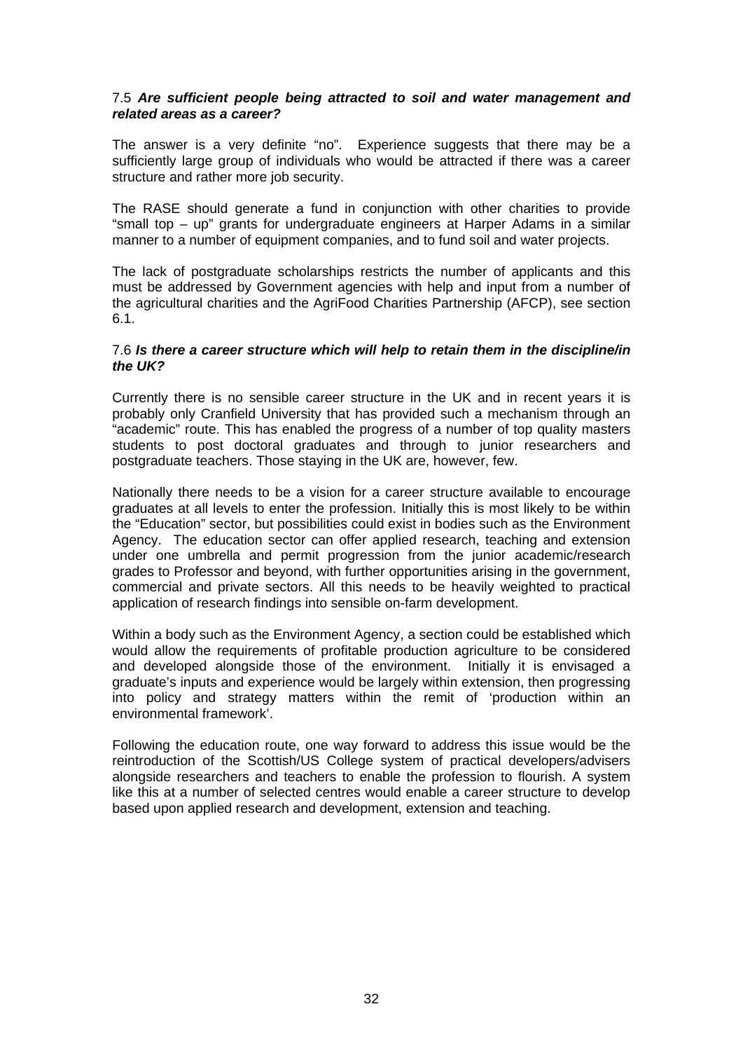7.5 ***Are sufficient people being attracted to soil and water management and related areas as a career?***

The answer is a very definite "no". Experience suggests that there may be a sufficiently large group of individuals who would be attracted if there was a career structure and rather more job security.

The RASE should generate a fund in conjunction with other charities to provide "small top – up" grants for undergraduate engineers at Harper Adams in a similar manner to a number of equipment companies, and to fund soil and water projects.

The lack of postgraduate scholarships restricts the number of applicants and this must be addressed by Government agencies with help and input from a number of the agricultural charities and the AgriFood Charities Partnership (AFCP), see section 6.1.

7.6 ***Is there a career structure which will help to retain them in the discipline/in the UK?***

Currently there is no sensible career structure in the UK and in recent years it is probably only Cranfield University that has provided such a mechanism through an "academic" route. This has enabled the progress of a number of top quality masters students to post doctoral graduates and through to junior researchers and postgraduate teachers. Those staying in the UK are, however, few.

Nationally there needs to be a vision for a career structure available to encourage graduates at all levels to enter the profession. Initially this is most likely to be within the "Education" sector, but possibilities could exist in bodies such as the Environment Agency. The education sector can offer applied research, teaching and extension under one umbrella and permit progression from the junior academic/research grades to Professor and beyond, with further opportunities arising in the government, commercial and private sectors. All this needs to be heavily weighted to practical application of research findings into sensible on-farm development.

Within a body such as the Environment Agency, a section could be established which would allow the requirements of profitable production agriculture to be considered and developed alongside those of the environment. Initially it is envisaged a graduate's inputs and experience would be largely within extension, then progressing into policy and strategy matters within the remit of 'production within an environmental framework'.

Following the education route, one way forward to address this issue would be the reintroduction of the Scottish/US College system of practical developers/advisers alongside researchers and teachers to enable the profession to flourish. A system like this at a number of selected centres would enable a career structure to develop based upon applied research and development, extension and teaching.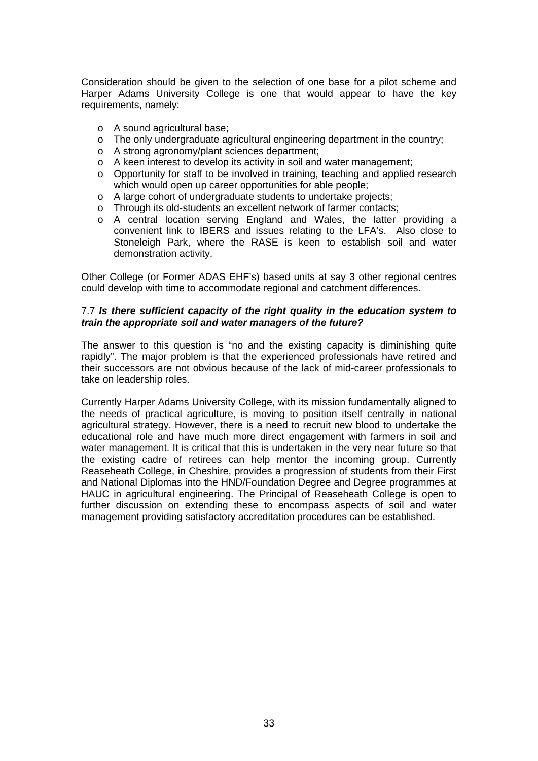Consideration should be given to the selection of one base for a pilot scheme and Harper Adams University College is one that would appear to have the key requirements, namely:

- A sound agricultural base;
- The only undergraduate agricultural engineering department in the country;
- A strong agronomy/plant sciences department;
- A keen interest to develop its activity in soil and water management;
- Opportunity for staff to be involved in training, teaching and applied research which would open up career opportunities for able people;
- A large cohort of undergraduate students to undertake projects;
- Through its old-students an excellent network of farmer contacts;
- A central location serving England and Wales, the latter providing a convenient link to IBERS and issues relating to the LFA's. Also close to Stoneleigh Park, where the RASE is keen to establish soil and water demonstration activity.

Other College (or Former ADAS EHF's) based units at say 3 other regional centres could develop with time to accommodate regional and catchment differences.

### 7.7 ***Is there sufficient capacity of the right quality in the education system to train the appropriate soil and water managers of the future?***

The answer to this question is "no and the existing capacity is diminishing quite rapidly". The major problem is that the experienced professionals have retired and their successors are not obvious because of the lack of mid-career professionals to take on leadership roles.

Currently Harper Adams University College, with its mission fundamentally aligned to the needs of practical agriculture, is moving to position itself centrally in national agricultural strategy. However, there is a need to recruit new blood to undertake the educational role and have much more direct engagement with farmers in soil and water management. It is critical that this is undertaken in the very near future so that the existing cadre of retirees can help mentor the incoming group. Currently Reaseheath College, in Cheshire, provides a progression of students from their First and National Diplomas into the HND/Foundation Degree and Degree programmes at HAUC in agricultural engineering. The Principal of Reaseheath College is open to further discussion on extending these to encompass aspects of soil and water management providing satisfactory accreditation procedures can be established.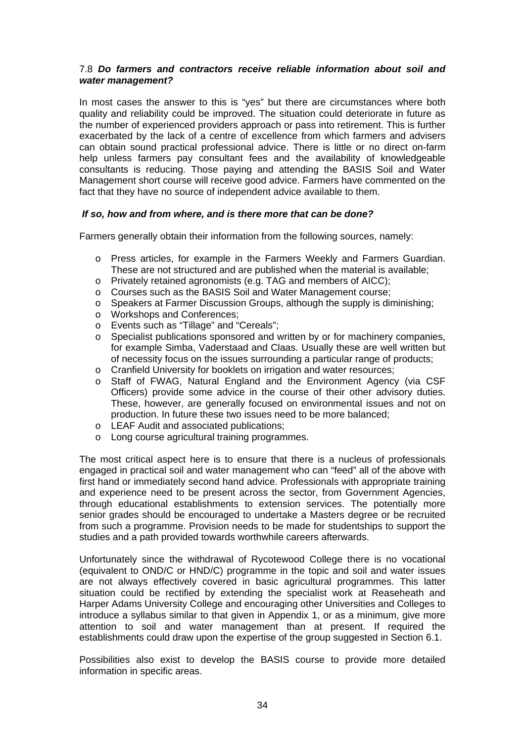### 7.8 ***Do farmers and contractors receive reliable information about soil and water management?***

In most cases the answer to this is "yes" but there are circumstances where both quality and reliability could be improved. The situation could deteriorate in future as the number of experienced providers approach or pass into retirement. This is further exacerbated by the lack of a centre of excellence from which farmers and advisers can obtain sound practical professional advice. There is little or no direct on-farm help unless farmers pay consultant fees and the availability of knowledgeable consultants is reducing. Those paying and attending the BASIS Soil and Water Management short course will receive good advice. Farmers have commented on the fact that they have no source of independent advice available to them.

***If so, how and from where, and is there more that can be done?***

Farmers generally obtain their information from the following sources, namely:

- Press articles, for example in the Farmers Weekly and Farmers Guardian. These are not structured and are published when the material is available;
- Privately retained agronomists (e.g. TAG and members of AICC);
- Courses such as the BASIS Soil and Water Management course;
- Speakers at Farmer Discussion Groups, although the supply is diminishing;
- Workshops and Conferences;
- Events such as "Tillage" and "Cereals";
- Specialist publications sponsored and written by or for machinery companies, for example Simba, Vaderstaad and Claas. Usually these are well written but of necessity focus on the issues surrounding a particular range of products;
- Cranfield University for booklets on irrigation and water resources;
- Staff of FWAG, Natural England and the Environment Agency (via CSF Officers) provide some advice in the course of their other advisory duties. These, however, are generally focused on environmental issues and not on production. In future these two issues need to be more balanced;
- LEAF Audit and associated publications;
- Long course agricultural training programmes.

The most critical aspect here is to ensure that there is a nucleus of professionals engaged in practical soil and water management who can "feed" all of the above with first hand or immediately second hand advice. Professionals with appropriate training and experience need to be present across the sector, from Government Agencies, through educational establishments to extension services. The potentially more senior grades should be encouraged to undertake a Masters degree or be recruited from such a programme. Provision needs to be made for studentships to support the studies and a path provided towards worthwhile careers afterwards.

Unfortunately since the withdrawal of Rycotewood College there is no vocational (equivalent to OND/C or HND/C) programme in the topic and soil and water issues are not always effectively covered in basic agricultural programmes. This latter situation could be rectified by extending the specialist work at Reaseheath and Harper Adams University College and encouraging other Universities and Colleges to introduce a syllabus similar to that given in Appendix 1, or as a minimum, give more attention to soil and water management than at present. If required the establishments could draw upon the expertise of the group suggested in Section 6.1.

Possibilities also exist to develop the BASIS course to provide more detailed information in specific areas.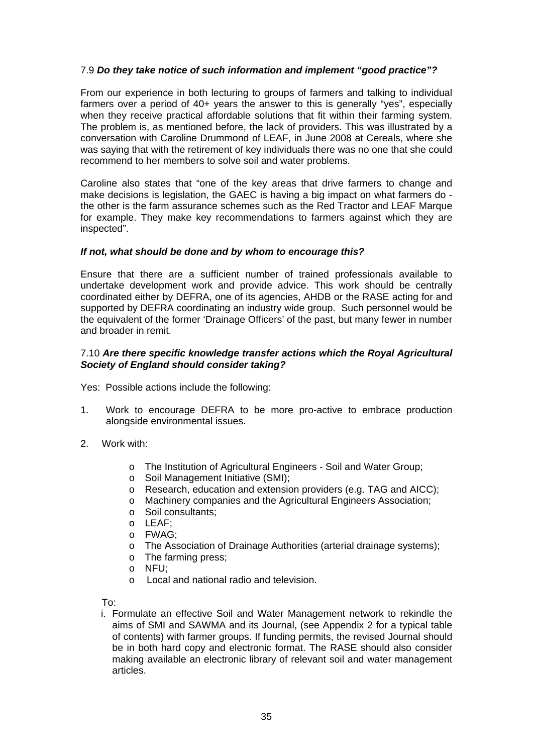7.9 ***Do they take notice of such information and implement "good practice"?***

From our experience in both lecturing to groups of farmers and talking to individual farmers over a period of 40+ years the answer to this is generally "yes", especially when they receive practical affordable solutions that fit within their farming system. The problem is, as mentioned before, the lack of providers. This was illustrated by a conversation with Caroline Drummond of LEAF, in June 2008 at Cereals, where she was saying that with the retirement of key individuals there was no one that she could recommend to her members to solve soil and water problems.

Caroline also states that "one of the key areas that drive farmers to change and make decisions is legislation, the GAEC is having a big impact on what farmers do - the other is the farm assurance schemes such as the Red Tractor and LEAF Marque for example. They make key recommendations to farmers against which they are inspected".

***If not, what should be done and by whom to encourage this?***

Ensure that there are a sufficient number of trained professionals available to undertake development work and provide advice. This work should be centrally coordinated either by DEFRA, one of its agencies, AHDB or the RASE acting for and supported by DEFRA coordinating an industry wide group. Such personnel would be the equivalent of the former 'Drainage Officers' of the past, but many fewer in number and broader in remit.

7.10 ***Are there specific knowledge transfer actions which the Royal Agricultural Society of England should consider taking?***

Yes: Possible actions include the following:

1. Work to encourage DEFRA to be more pro-active to embrace production alongside environmental issues.

2. Work with:

   - The Institution of Agricultural Engineers - Soil and Water Group;
   - Soil Management Initiative (SMI);
   - Research, education and extension providers (e.g. TAG and AICC);
   - Machinery companies and the Agricultural Engineers Association;
   - Soil consultants;
   - LEAF;
   - FWAG;
   - The Association of Drainage Authorities (arterial drainage systems);
   - The farming press;
   - NFU;
   - Local and national radio and television.

   To:

   i. Formulate an effective Soil and Water Management network to rekindle the aims of SMI and SAWMA and its Journal, (see Appendix 2 for a typical table of contents) with farmer groups. If funding permits, the revised Journal should be in both hard copy and electronic format. The RASE should also consider making available an electronic library of relevant soil and water management articles.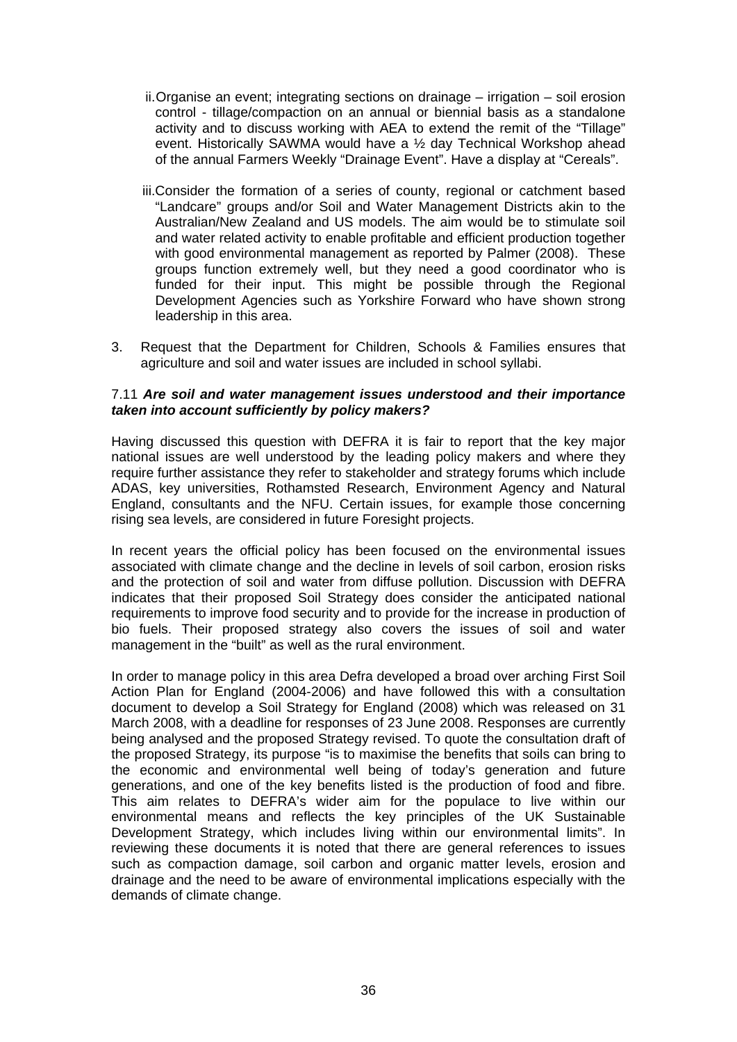ii. Organise an event; integrating sections on drainage – irrigation – soil erosion control - tillage/compaction on an annual or biennial basis as a standalone activity and to discuss working with AEA to extend the remit of the "Tillage" event. Historically SAWMA would have a ½ day Technical Workshop ahead of the annual Farmers Weekly "Drainage Event". Have a display at "Cereals".

iii. Consider the formation of a series of county, regional or catchment based "Landcare" groups and/or Soil and Water Management Districts akin to the Australian/New Zealand and US models. The aim would be to stimulate soil and water related activity to enable profitable and efficient production together with good environmental management as reported by Palmer (2008). These groups function extremely well, but they need a good coordinator who is funded for their input. This might be possible through the Regional Development Agencies such as Yorkshire Forward who have shown strong leadership in this area.

3. Request that the Department for Children, Schools & Families ensures that agriculture and soil and water issues are included in school syllabi.

7.11 ***Are soil and water management issues understood and their importance taken into account sufficiently by policy makers?***

Having discussed this question with DEFRA it is fair to report that the key major national issues are well understood by the leading policy makers and where they require further assistance they refer to stakeholder and strategy forums which include ADAS, key universities, Rothamsted Research, Environment Agency and Natural England, consultants and the NFU. Certain issues, for example those concerning rising sea levels, are considered in future Foresight projects.

In recent years the official policy has been focused on the environmental issues associated with climate change and the decline in levels of soil carbon, erosion risks and the protection of soil and water from diffuse pollution. Discussion with DEFRA indicates that their proposed Soil Strategy does consider the anticipated national requirements to improve food security and to provide for the increase in production of bio fuels. Their proposed strategy also covers the issues of soil and water management in the "built" as well as the rural environment.

In order to manage policy in this area Defra developed a broad over arching First Soil Action Plan for England (2004-2006) and have followed this with a consultation document to develop a Soil Strategy for England (2008) which was released on 31 March 2008, with a deadline for responses of 23 June 2008. Responses are currently being analysed and the proposed Strategy revised. To quote the consultation draft of the proposed Strategy, its purpose "is to maximise the benefits that soils can bring to the economic and environmental well being of today's generation and future generations, and one of the key benefits listed is the production of food and fibre. This aim relates to DEFRA's wider aim for the populace to live within our environmental means and reflects the key principles of the UK Sustainable Development Strategy, which includes living within our environmental limits". In reviewing these documents it is noted that there are general references to issues such as compaction damage, soil carbon and organic matter levels, erosion and drainage and the need to be aware of environmental implications especially with the demands of climate change.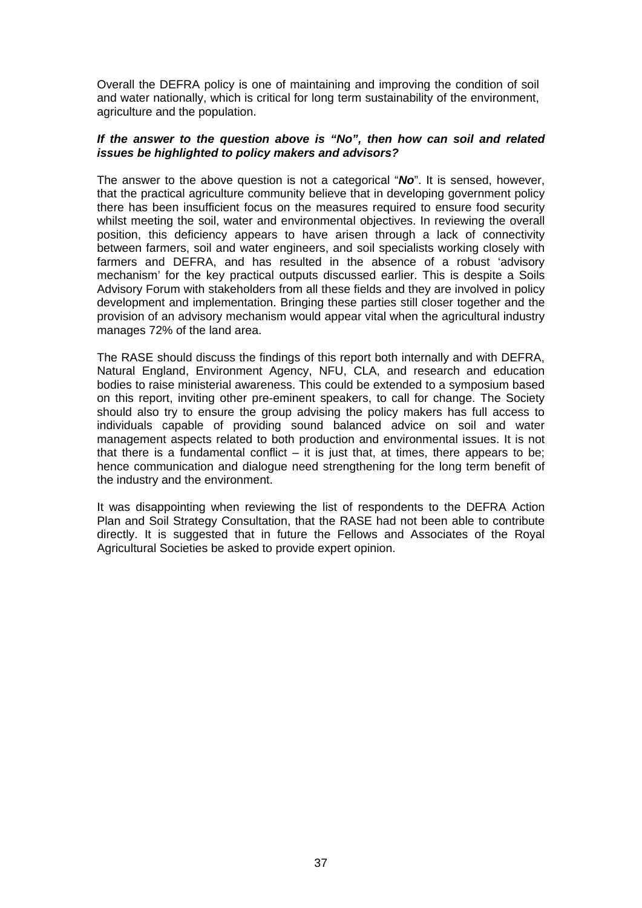Overall the DEFRA policy is one of maintaining and improving the condition of soil and water nationally, which is critical for long term sustainability of the environment, agriculture and the population.

***If the answer to the question above is "No", then how can soil and related issues be highlighted to policy makers and advisors?***

The answer to the above question is not a categorical "***No***". It is sensed, however, that the practical agriculture community believe that in developing government policy there has been insufficient focus on the measures required to ensure food security whilst meeting the soil, water and environmental objectives. In reviewing the overall position, this deficiency appears to have arisen through a lack of connectivity between farmers, soil and water engineers, and soil specialists working closely with farmers and DEFRA, and has resulted in the absence of a robust 'advisory mechanism' for the key practical outputs discussed earlier. This is despite a Soils Advisory Forum with stakeholders from all these fields and they are involved in policy development and implementation. Bringing these parties still closer together and the provision of an advisory mechanism would appear vital when the agricultural industry manages 72% of the land area.

The RASE should discuss the findings of this report both internally and with DEFRA, Natural England, Environment Agency, NFU, CLA, and research and education bodies to raise ministerial awareness. This could be extended to a symposium based on this report, inviting other pre-eminent speakers, to call for change. The Society should also try to ensure the group advising the policy makers has full access to individuals capable of providing sound balanced advice on soil and water management aspects related to both production and environmental issues. It is not that there is a fundamental conflict – it is just that, at times, there appears to be; hence communication and dialogue need strengthening for the long term benefit of the industry and the environment.

It was disappointing when reviewing the list of respondents to the DEFRA Action Plan and Soil Strategy Consultation, that the RASE had not been able to contribute directly. It is suggested that in future the Fellows and Associates of the Royal Agricultural Societies be asked to provide expert opinion.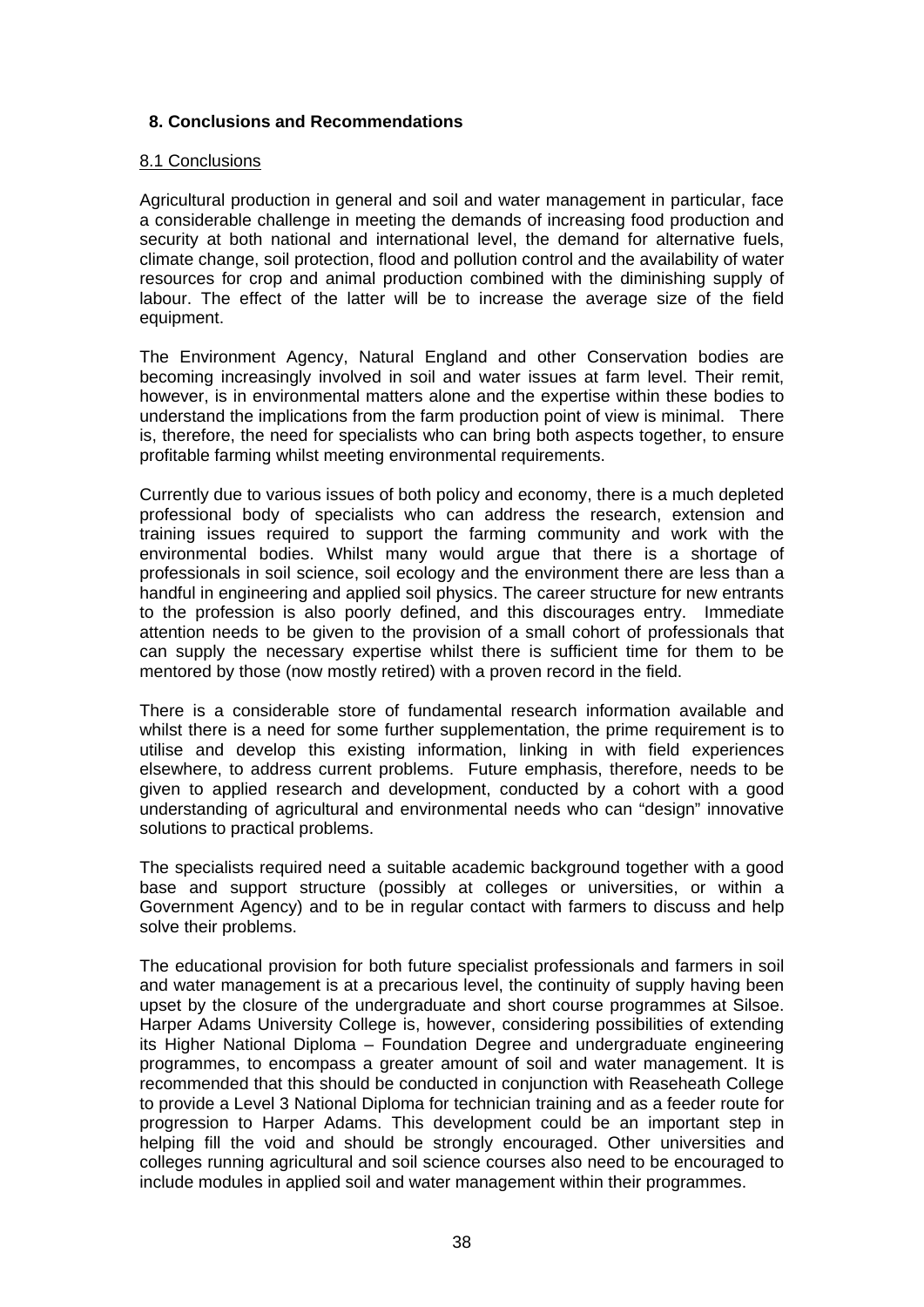## 8. Conclusions and Recommendations

### 8.1 Conclusions

Agricultural production in general and soil and water management in particular, face a considerable challenge in meeting the demands of increasing food production and security at both national and international level, the demand for alternative fuels, climate change, soil protection, flood and pollution control and the availability of water resources for crop and animal production combined with the diminishing supply of labour. The effect of the latter will be to increase the average size of the field equipment.

The Environment Agency, Natural England and other Conservation bodies are becoming increasingly involved in soil and water issues at farm level. Their remit, however, is in environmental matters alone and the expertise within these bodies to understand the implications from the farm production point of view is minimal. There is, therefore, the need for specialists who can bring both aspects together, to ensure profitable farming whilst meeting environmental requirements.

Currently due to various issues of both policy and economy, there is a much depleted professional body of specialists who can address the research, extension and training issues required to support the farming community and work with the environmental bodies. Whilst many would argue that there is a shortage of professionals in soil science, soil ecology and the environment there are less than a handful in engineering and applied soil physics. The career structure for new entrants to the profession is also poorly defined, and this discourages entry. Immediate attention needs to be given to the provision of a small cohort of professionals that can supply the necessary expertise whilst there is sufficient time for them to be mentored by those (now mostly retired) with a proven record in the field.

There is a considerable store of fundamental research information available and whilst there is a need for some further supplementation, the prime requirement is to utilise and develop this existing information, linking in with field experiences elsewhere, to address current problems. Future emphasis, therefore, needs to be given to applied research and development, conducted by a cohort with a good understanding of agricultural and environmental needs who can "design" innovative solutions to practical problems.

The specialists required need a suitable academic background together with a good base and support structure (possibly at colleges or universities, or within a Government Agency) and to be in regular contact with farmers to discuss and help solve their problems.

The educational provision for both future specialist professionals and farmers in soil and water management is at a precarious level, the continuity of supply having been upset by the closure of the undergraduate and short course programmes at Silsoe. Harper Adams University College is, however, considering possibilities of extending its Higher National Diploma – Foundation Degree and undergraduate engineering programmes, to encompass a greater amount of soil and water management. It is recommended that this should be conducted in conjunction with Reaseheath College to provide a Level 3 National Diploma for technician training and as a feeder route for progression to Harper Adams. This development could be an important step in helping fill the void and should be strongly encouraged. Other universities and colleges running agricultural and soil science courses also need to be encouraged to include modules in applied soil and water management within their programmes.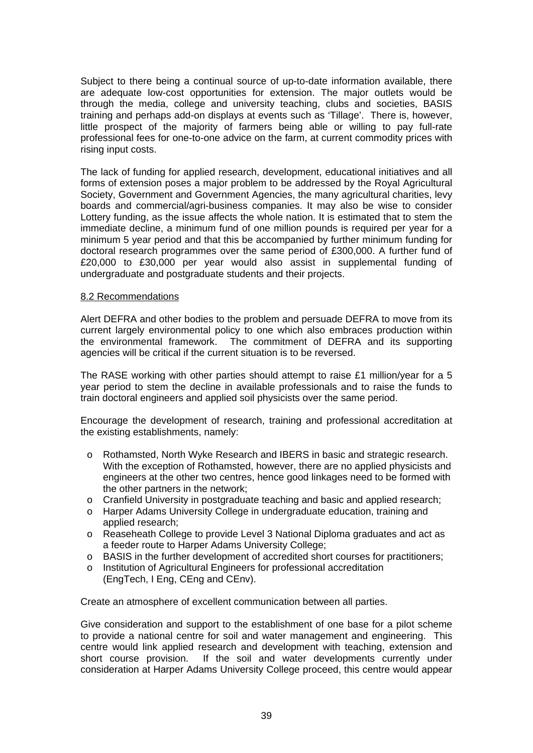Subject to there being a continual source of up-to-date information available, there are adequate low-cost opportunities for extension. The major outlets would be through the media, college and university teaching, clubs and societies, BASIS training and perhaps add-on displays at events such as 'Tillage'. There is, however, little prospect of the majority of farmers being able or willing to pay full-rate professional fees for one-to-one advice on the farm, at current commodity prices with rising input costs.

The lack of funding for applied research, development, educational initiatives and all forms of extension poses a major problem to be addressed by the Royal Agricultural Society, Government and Government Agencies, the many agricultural charities, levy boards and commercial/agri-business companies. It may also be wise to consider Lottery funding, as the issue affects the whole nation. It is estimated that to stem the immediate decline, a minimum fund of one million pounds is required per year for a minimum 5 year period and that this be accompanied by further minimum funding for doctoral research programmes over the same period of £300,000. A further fund of £20,000 to £30,000 per year would also assist in supplemental funding of undergraduate and postgraduate students and their projects.

8.2 Recommendations

Alert DEFRA and other bodies to the problem and persuade DEFRA to move from its current largely environmental policy to one which also embraces production within the environmental framework. The commitment of DEFRA and its supporting agencies will be critical if the current situation is to be reversed.

The RASE working with other parties should attempt to raise £1 million/year for a 5 year period to stem the decline in available professionals and to raise the funds to train doctoral engineers and applied soil physicists over the same period.

Encourage the development of research, training and professional accreditation at the existing establishments, namely:

- Rothamsted, North Wyke Research and IBERS in basic and strategic research. With the exception of Rothamsted, however, there are no applied physicists and engineers at the other two centres, hence good linkages need to be formed with the other partners in the network;
- Cranfield University in postgraduate teaching and basic and applied research;
- Harper Adams University College in undergraduate education, training and applied research;
- Reaseheath College to provide Level 3 National Diploma graduates and act as a feeder route to Harper Adams University College;
- BASIS in the further development of accredited short courses for practitioners;
- Institution of Agricultural Engineers for professional accreditation (EngTech, I Eng, CEng and CEnv).

Create an atmosphere of excellent communication between all parties.

Give consideration and support to the establishment of one base for a pilot scheme to provide a national centre for soil and water management and engineering. This centre would link applied research and development with teaching, extension and short course provision. If the soil and water developments currently under consideration at Harper Adams University College proceed, this centre would appear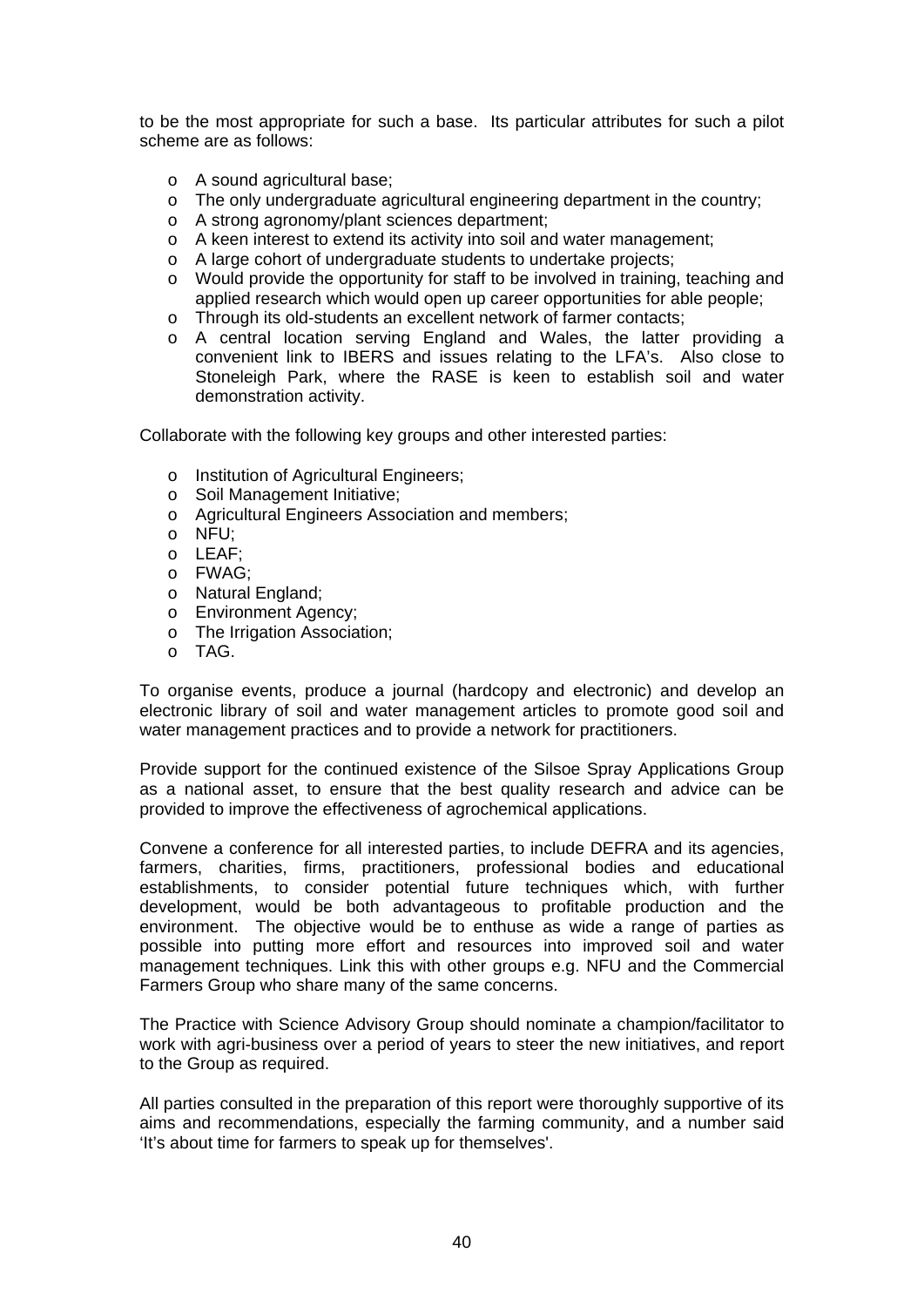to be the most appropriate for such a base. Its particular attributes for such a pilot scheme are as follows:

- A sound agricultural base;
- The only undergraduate agricultural engineering department in the country;
- A strong agronomy/plant sciences department;
- A keen interest to extend its activity into soil and water management;
- A large cohort of undergraduate students to undertake projects;
- Would provide the opportunity for staff to be involved in training, teaching and applied research which would open up career opportunities for able people;
- Through its old-students an excellent network of farmer contacts;
- A central location serving England and Wales, the latter providing a convenient link to IBERS and issues relating to the LFA's. Also close to Stoneleigh Park, where the RASE is keen to establish soil and water demonstration activity.

Collaborate with the following key groups and other interested parties:

- Institution of Agricultural Engineers;
- Soil Management Initiative;
- Agricultural Engineers Association and members;
- NFU;
- LEAF;
- FWAG;
- Natural England;
- Environment Agency;
- The Irrigation Association;
- TAG.

To organise events, produce a journal (hardcopy and electronic) and develop an electronic library of soil and water management articles to promote good soil and water management practices and to provide a network for practitioners.

Provide support for the continued existence of the Silsoe Spray Applications Group as a national asset, to ensure that the best quality research and advice can be provided to improve the effectiveness of agrochemical applications.

Convene a conference for all interested parties, to include DEFRA and its agencies, farmers, charities, firms, practitioners, professional bodies and educational establishments, to consider potential future techniques which, with further development, would be both advantageous to profitable production and the environment. The objective would be to enthuse as wide a range of parties as possible into putting more effort and resources into improved soil and water management techniques. Link this with other groups e.g. NFU and the Commercial Farmers Group who share many of the same concerns.

The Practice with Science Advisory Group should nominate a champion/facilitator to work with agri-business over a period of years to steer the new initiatives, and report to the Group as required.

All parties consulted in the preparation of this report were thoroughly supportive of its aims and recommendations, especially the farming community, and a number said 'It's about time for farmers to speak up for themselves'.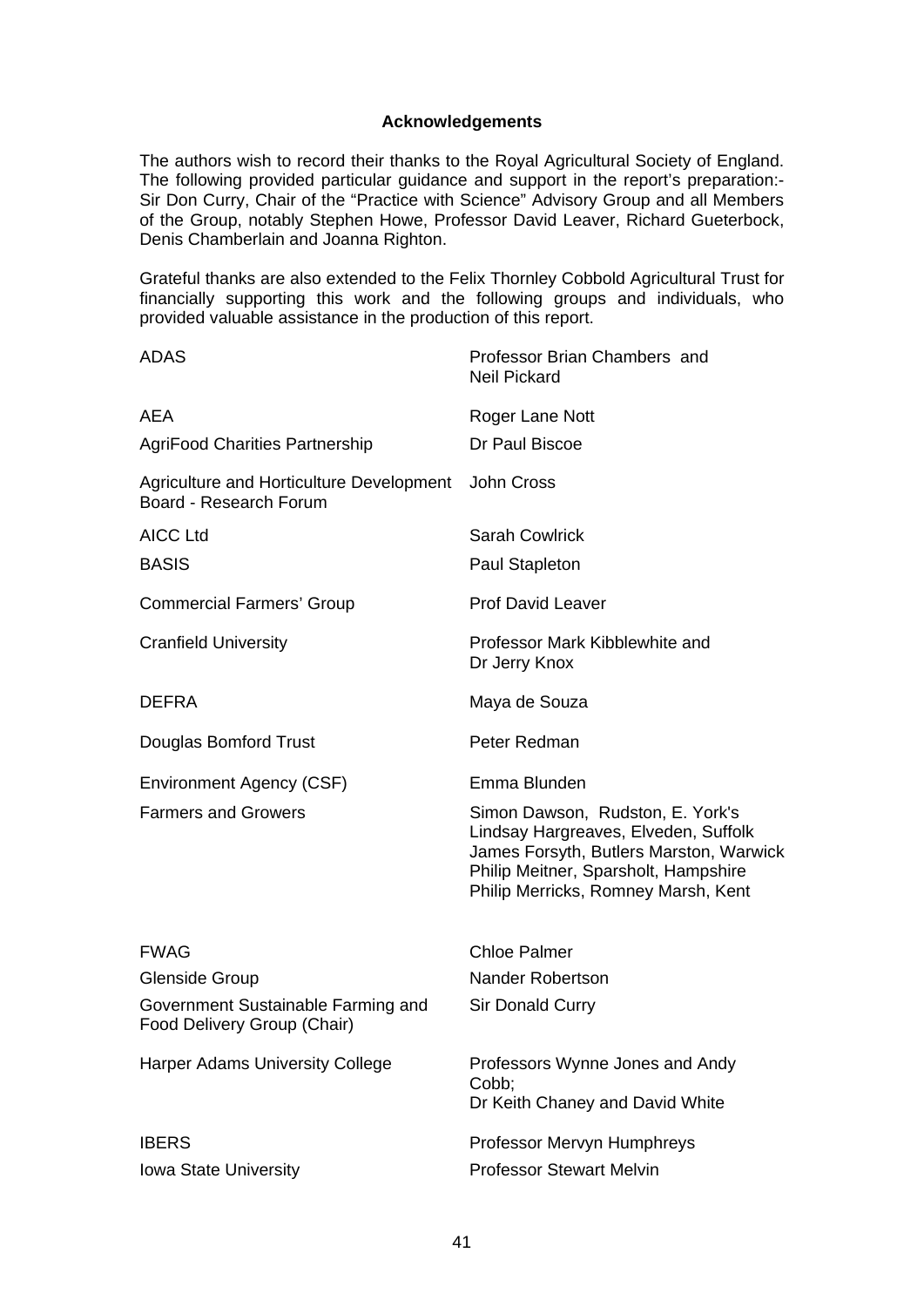## Acknowledgements

The authors wish to record their thanks to the Royal Agricultural Society of England. The following provided particular guidance and support in the report's preparation:- Sir Don Curry, Chair of the "Practice with Science" Advisory Group and all Members of the Group, notably Stephen Howe, Professor David Leaver, Richard Gueterbock, Denis Chamberlain and Joanna Righton.

Grateful thanks are also extended to the Felix Thornley Cobbold Agricultural Trust for financially supporting this work and the following groups and individuals, who provided valuable assistance in the production of this report.

| | |
|---|---|
| ADAS | Professor Brian Chambers and Neil Pickard |
| AEA | Roger Lane Nott |
| AgriFood Charities Partnership | Dr Paul Biscoe |
| Agriculture and Horticulture Development Board - Research Forum | John Cross |
| AICC Ltd | Sarah Cowlrick |
| BASIS | Paul Stapleton |
| Commercial Farmers' Group | Prof David Leaver |
| Cranfield University | Professor Mark Kibblewhite and Dr Jerry Knox |
| DEFRA | Maya de Souza |
| Douglas Bomford Trust | Peter Redman |
| Environment Agency (CSF) | Emma Blunden |
| Farmers and Growers | Simon Dawson, Rudston, E. York's<br>Lindsay Hargreaves, Elveden, Suffolk<br>James Forsyth, Butlers Marston, Warwick<br>Philip Meitner, Sparsholt, Hampshire<br>Philip Merricks, Romney Marsh, Kent |
| FWAG | Chloe Palmer |
| Glenside Group | Nander Robertson |
| Government Sustainable Farming and Food Delivery Group (Chair) | Sir Donald Curry |
| Harper Adams University College | Professors Wynne Jones and Andy Cobb;<br>Dr Keith Chaney and David White |
| IBERS | Professor Mervyn Humphreys |
| Iowa State University | Professor Stewart Melvin |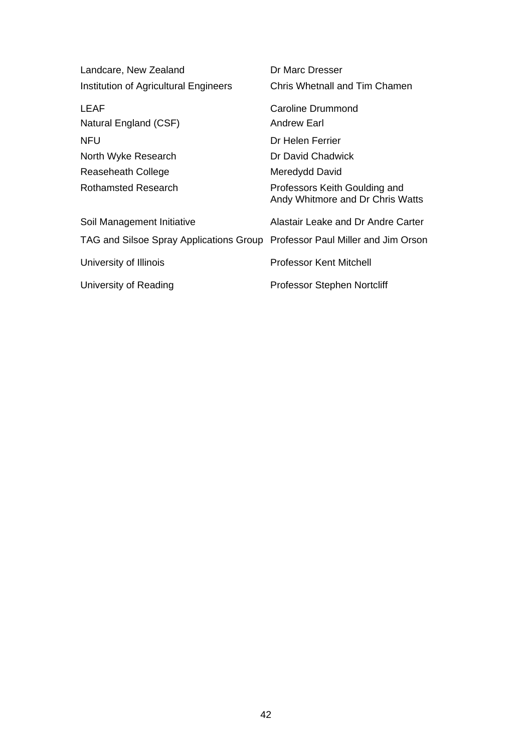| | |
|---|---|
| Landcare, New Zealand | Dr Marc Dresser |
| Institution of Agricultural Engineers | Chris Whetnall and Tim Chamen |
| LEAF | Caroline Drummond |
| Natural England (CSF) | Andrew Earl |
| NFU | Dr Helen Ferrier |
| North Wyke Research | Dr David Chadwick |
| Reaseheath College | Meredydd David |
| Rothamsted Research | Professors Keith Goulding and Andy Whitmore and Dr Chris Watts |
| Soil Management Initiative | Alastair Leake and Dr Andre Carter |
| TAG and Silsoe Spray Applications Group | Professor Paul Miller and Jim Orson |
| University of Illinois | Professor Kent Mitchell |
| University of Reading | Professor Stephen Nortcliff |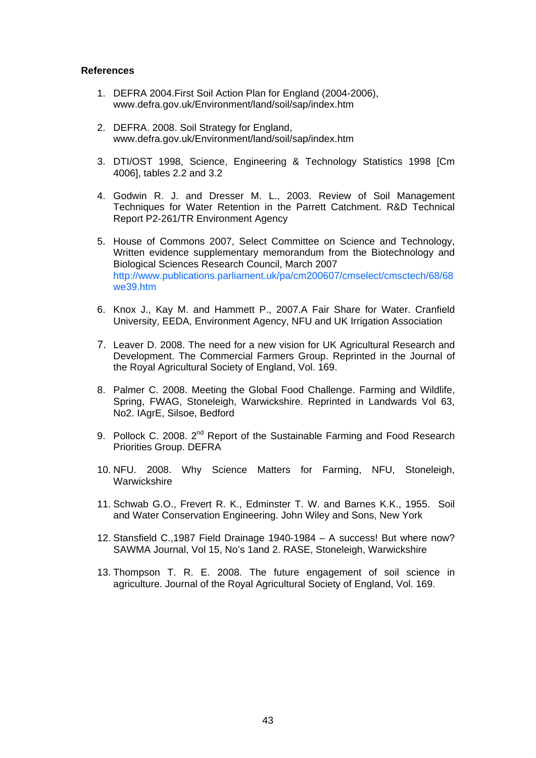**References**

1. DEFRA 2004.First Soil Action Plan for England (2004-2006), www.defra.gov.uk/Environment/land/soil/sap/index.htm

2. DEFRA. 2008. Soil Strategy for England, www.defra.gov.uk/Environment/land/soil/sap/index.htm

3. DTI/OST 1998, Science, Engineering & Technology Statistics 1998 [Cm 4006], tables 2.2 and 3.2

4. Godwin R. J. and Dresser M. L., 2003. Review of Soil Management Techniques for Water Retention in the Parrett Catchment. R&D Technical Report P2-261/TR Environment Agency

5. House of Commons 2007, Select Committee on Science and Technology, Written evidence supplementary memorandum from the Biotechnology and Biological Sciences Research Council, March 2007 http://www.publications.parliament.uk/pa/cm200607/cmselect/cmsctech/68/68we39.htm

6. Knox J., Kay M. and Hammett P., 2007.A Fair Share for Water. Cranfield University, EEDA, Environment Agency, NFU and UK Irrigation Association

7. Leaver D. 2008. The need for a new vision for UK Agricultural Research and Development. The Commercial Farmers Group. Reprinted in the Journal of the Royal Agricultural Society of England, Vol. 169.

8. Palmer C. 2008. Meeting the Global Food Challenge. Farming and Wildlife, Spring, FWAG, Stoneleigh, Warwickshire. Reprinted in Landwards Vol 63, No2. IAgrE, Silsoe, Bedford

9. Pollock C. 2008. 2nd Report of the Sustainable Farming and Food Research Priorities Group. DEFRA

10. NFU. 2008. Why Science Matters for Farming, NFU, Stoneleigh, Warwickshire

11. Schwab G.O., Frevert R. K., Edminster T. W. and Barnes K.K., 1955. Soil and Water Conservation Engineering. John Wiley and Sons, New York

12. Stansfield C.,1987 Field Drainage 1940-1984 – A success! But where now? SAWMA Journal, Vol 15, No's 1and 2. RASE, Stoneleigh, Warwickshire

13. Thompson T. R. E. 2008. The future engagement of soil science in agriculture. Journal of the Royal Agricultural Society of England, Vol. 169.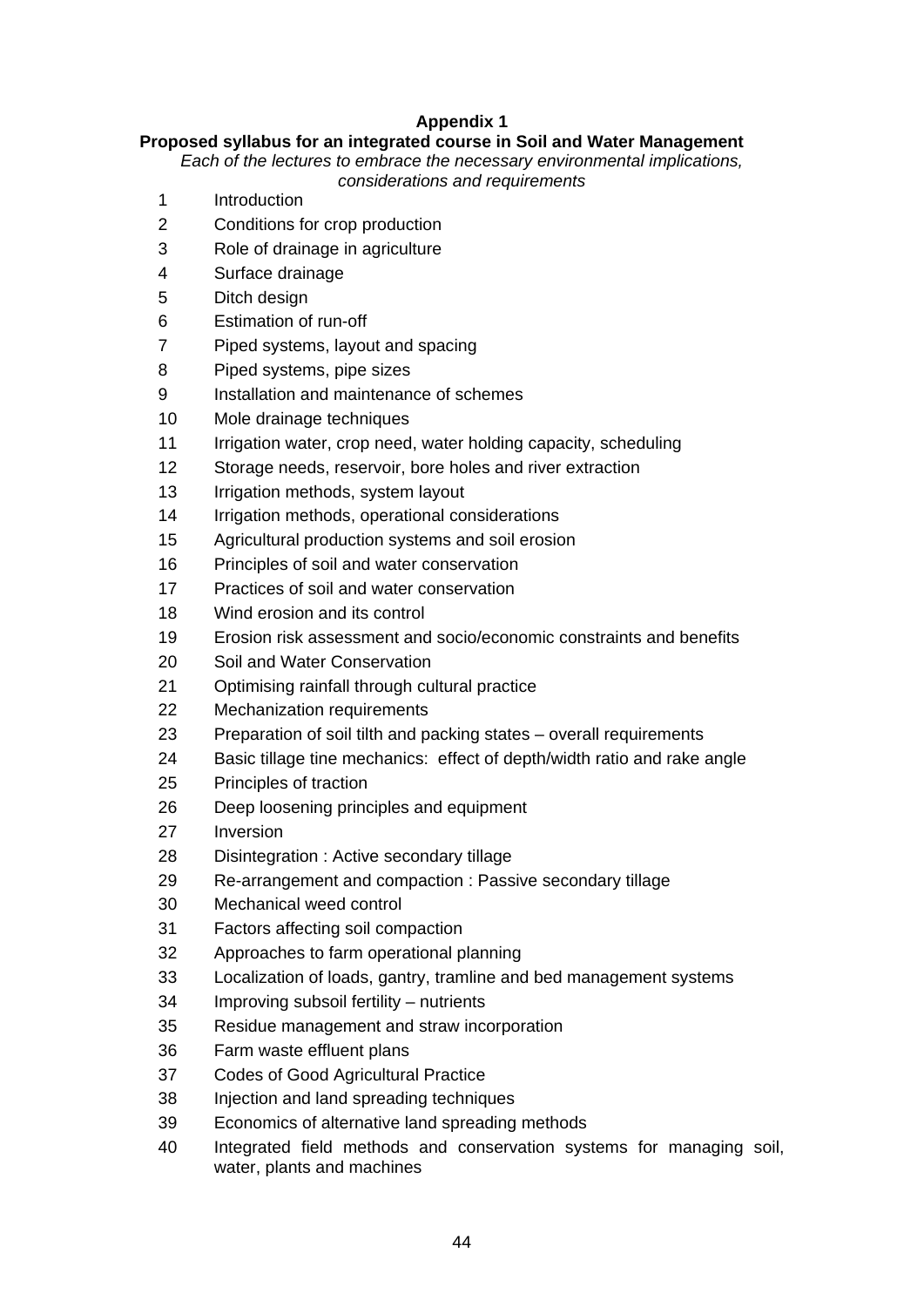# Appendix 1

## Proposed syllabus for an integrated course in Soil and Water Management

*Each of the lectures to embrace the necessary environmental implications, considerations and requirements*

1. Introduction
2. Conditions for crop production
3. Role of drainage in agriculture
4. Surface drainage
5. Ditch design
6. Estimation of run-off
7. Piped systems, layout and spacing
8. Piped systems, pipe sizes
9. Installation and maintenance of schemes
10. Mole drainage techniques
11. Irrigation water, crop need, water holding capacity, scheduling
12. Storage needs, reservoir, bore holes and river extraction
13. Irrigation methods, system layout
14. Irrigation methods, operational considerations
15. Agricultural production systems and soil erosion
16. Principles of soil and water conservation
17. Practices of soil and water conservation
18. Wind erosion and its control
19. Erosion risk assessment and socio/economic constraints and benefits
20. Soil and Water Conservation
21. Optimising rainfall through cultural practice
22. Mechanization requirements
23. Preparation of soil tilth and packing states – overall requirements
24. Basic tillage tine mechanics: effect of depth/width ratio and rake angle
25. Principles of traction
26. Deep loosening principles and equipment
27. Inversion
28. Disintegration : Active secondary tillage
29. Re-arrangement and compaction : Passive secondary tillage
30. Mechanical weed control
31. Factors affecting soil compaction
32. Approaches to farm operational planning
33. Localization of loads, gantry, tramline and bed management systems
34. Improving subsoil fertility – nutrients
35. Residue management and straw incorporation
36. Farm waste effluent plans
37. Codes of Good Agricultural Practice
38. Injection and land spreading techniques
39. Economics of alternative land spreading methods
40. Integrated field methods and conservation systems for managing soil, water, plants and machines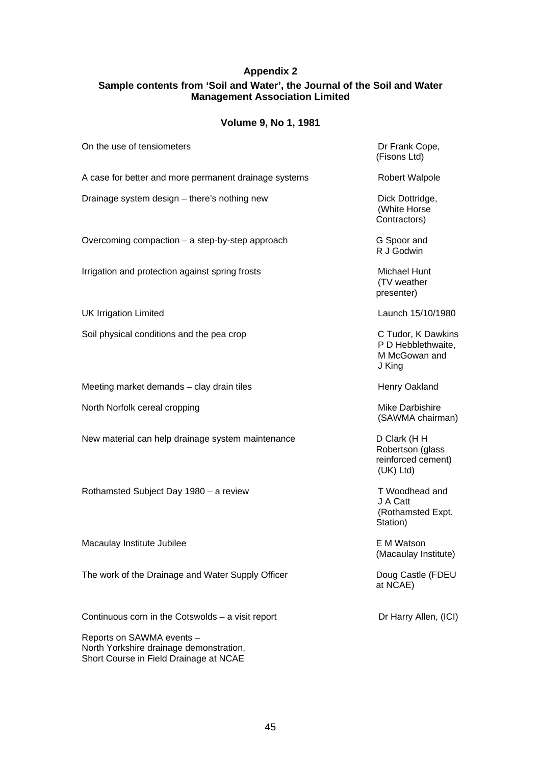## Appendix 2

### Sample contents from 'Soil and Water', the Journal of the Soil and Water Management Association Limited

#### Volume 9, No 1, 1981

| Title | Author |
|---|---|
| On the use of tensiometers | Dr Frank Cope, (Fisons Ltd) |
| A case for better and more permanent drainage systems | Robert Walpole |
| Drainage system design – there's nothing new | Dick Dottridge, (White Horse Contractors) |
| Overcoming compaction – a step-by-step approach | G Spoor and R J Godwin |
| Irrigation and protection against spring frosts | Michael Hunt (TV weather presenter) |
| UK Irrigation Limited | Launch 15/10/1980 |
| Soil physical conditions and the pea crop | C Tudor, K Dawkins P D Hebblethwaite, M McGowan and J King |
| Meeting market demands – clay drain tiles | Henry Oakland |
| North Norfolk cereal cropping | Mike Darbishire (SAWMA chairman) |
| New material can help drainage system maintenance | D Clark (H H Robertson (glass reinforced cement) (UK) Ltd) |
| Rothamsted Subject Day 1980 – a review | T Woodhead and J A Catt (Rothamsted Expt. Station) |
| Macaulay Institute Jubilee | E M Watson (Macaulay Institute) |
| The work of the Drainage and Water Supply Officer | Doug Castle (FDEU at NCAE) |
| Continuous corn in the Cotswolds – a visit report | Dr Harry Allen, (ICI) |
| Reports on SAWMA events – North Yorkshire drainage demonstration, Short Course in Field Drainage at NCAE | |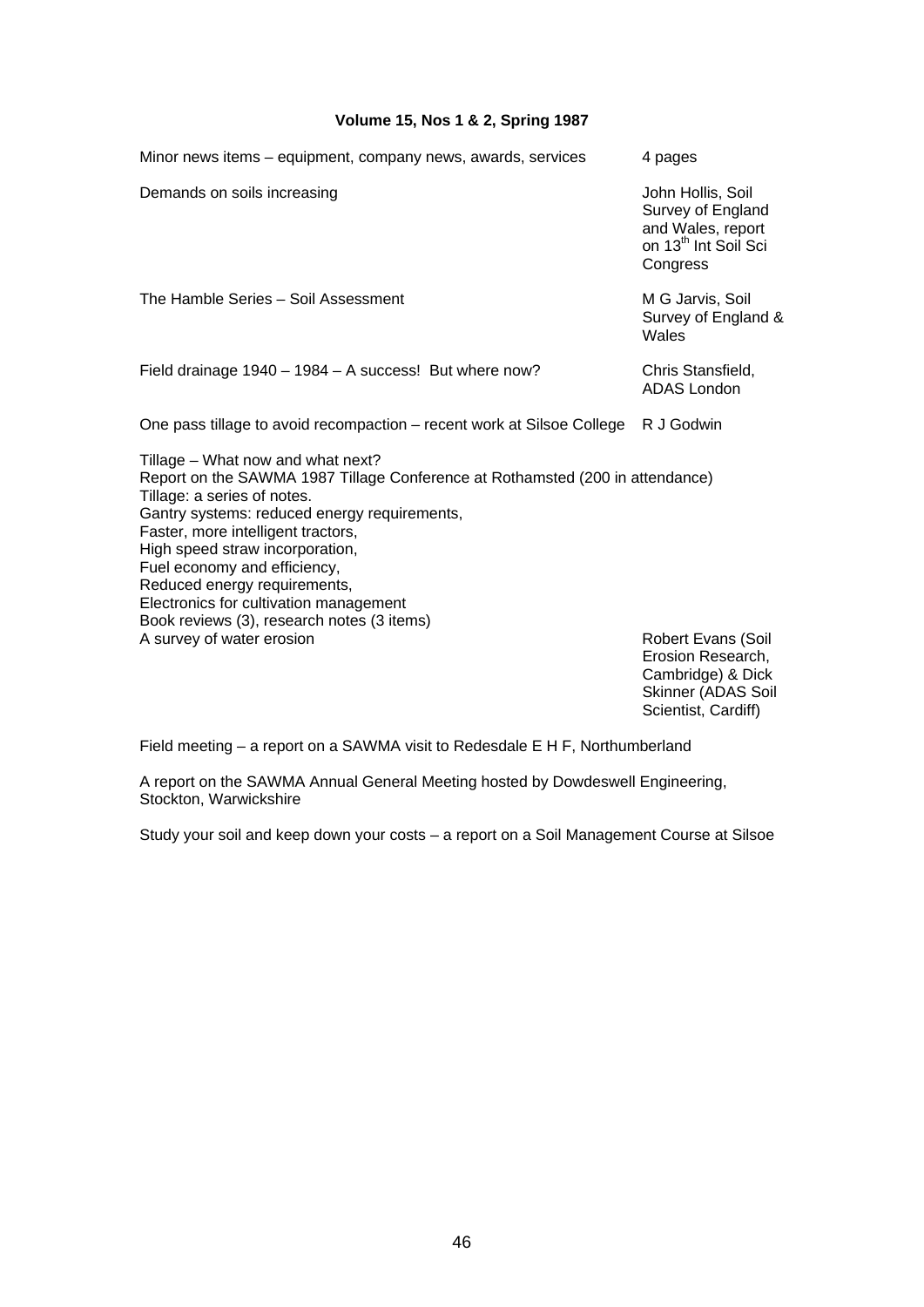**Volume 15, Nos 1 & 2, Spring 1987**

| | |
|---|---|
| Minor news items – equipment, company news, awards, services | 4 pages |
| Demands on soils increasing | John Hollis, Soil Survey of England and Wales, report on 13th Int Soil Sci Congress |
| The Hamble Series – Soil Assessment | M G Jarvis, Soil Survey of England & Wales |
| Field drainage 1940 – 1984 – A success! But where now? | Chris Stansfield, ADAS London |
| One pass tillage to avoid recompaction – recent work at Silsoe College | R J Godwin |

Tillage – What now and what next?
Report on the SAWMA 1987 Tillage Conference at Rothamsted (200 in attendance)
Tillage: a series of notes.
Gantry systems: reduced energy requirements,
Faster, more intelligent tractors,
High speed straw incorporation,
Fuel economy and efficiency,
Reduced energy requirements,
Electronics for cultivation management
Book reviews (3), research notes (3 items)

| | |
|---|---|
| A survey of water erosion | Robert Evans (Soil Erosion Research, Cambridge) & Dick Skinner (ADAS Soil Scientist, Cardiff) |

Field meeting – a report on a SAWMA visit to Redesdale E H F, Northumberland

A report on the SAWMA Annual General Meeting hosted by Dowdeswell Engineering, Stockton, Warwickshire

Study your soil and keep down your costs – a report on a Soil Management Course at Silsoe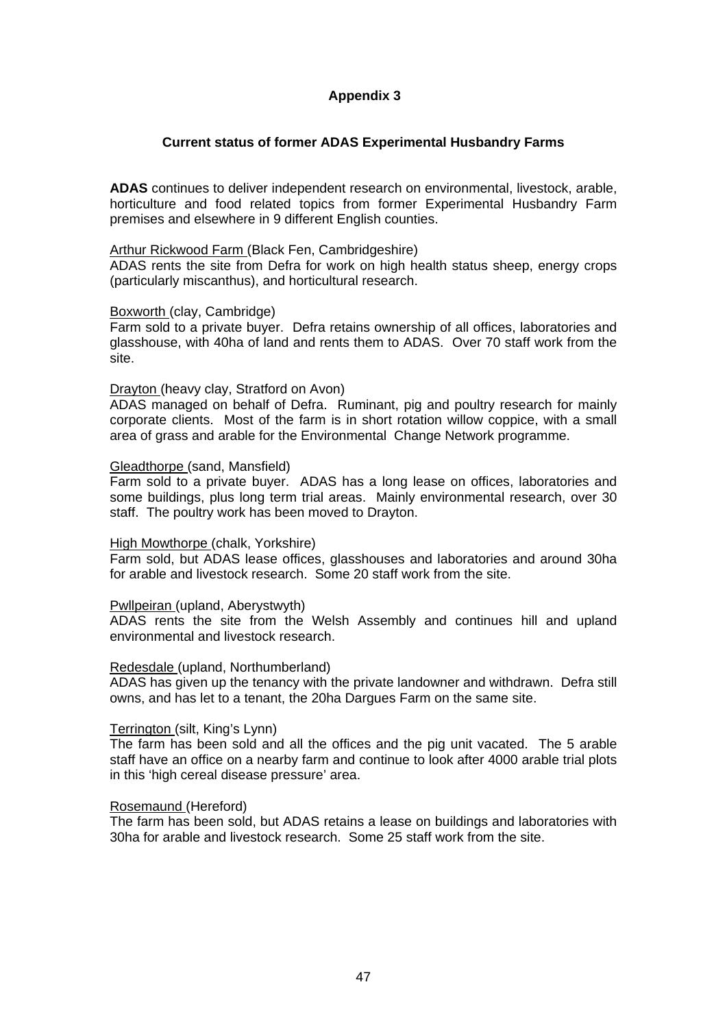# Appendix 3

## Current status of former ADAS Experimental Husbandry Farms

**ADAS** continues to deliver independent research on environmental, livestock, arable, horticulture and food related topics from former Experimental Husbandry Farm premises and elsewhere in 9 different English counties.

Arthur Rickwood Farm (Black Fen, Cambridgeshire)
ADAS rents the site from Defra for work on high health status sheep, energy crops (particularly miscanthus), and horticultural research.

Boxworth (clay, Cambridge)
Farm sold to a private buyer. Defra retains ownership of all offices, laboratories and glasshouse, with 40ha of land and rents them to ADAS. Over 70 staff work from the site.

Drayton (heavy clay, Stratford on Avon)
ADAS managed on behalf of Defra. Ruminant, pig and poultry research for mainly corporate clients. Most of the farm is in short rotation willow coppice, with a small area of grass and arable for the Environmental Change Network programme.

Gleadthorpe (sand, Mansfield)
Farm sold to a private buyer. ADAS has a long lease on offices, laboratories and some buildings, plus long term trial areas. Mainly environmental research, over 30 staff. The poultry work has been moved to Drayton.

High Mowthorpe (chalk, Yorkshire)
Farm sold, but ADAS lease offices, glasshouses and laboratories and around 30ha for arable and livestock research. Some 20 staff work from the site.

Pwllpeiran (upland, Aberystwyth)
ADAS rents the site from the Welsh Assembly and continues hill and upland environmental and livestock research.

Redesdale (upland, Northumberland)
ADAS has given up the tenancy with the private landowner and withdrawn. Defra still owns, and has let to a tenant, the 20ha Dargues Farm on the same site.

Terrington (silt, King's Lynn)
The farm has been sold and all the offices and the pig unit vacated. The 5 arable staff have an office on a nearby farm and continue to look after 4000 arable trial plots in this 'high cereal disease pressure' area.

Rosemaund (Hereford)
The farm has been sold, but ADAS retains a lease on buildings and laboratories with 30ha for arable and livestock research. Some 25 staff work from the site.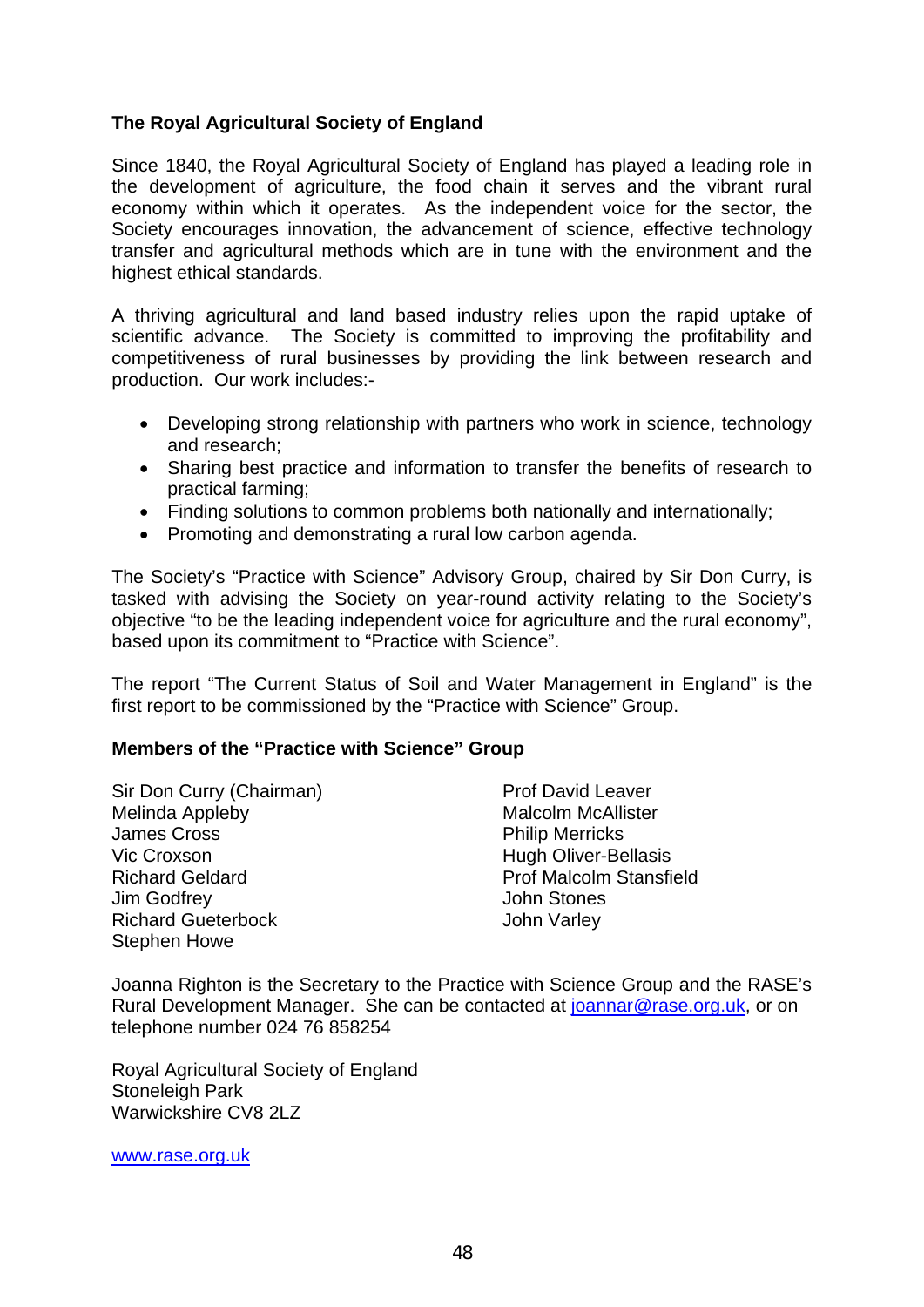## The Royal Agricultural Society of England

Since 1840, the Royal Agricultural Society of England has played a leading role in the development of agriculture, the food chain it serves and the vibrant rural economy within which it operates. As the independent voice for the sector, the Society encourages innovation, the advancement of science, effective technology transfer and agricultural methods which are in tune with the environment and the highest ethical standards.

A thriving agricultural and land based industry relies upon the rapid uptake of scientific advance. The Society is committed to improving the profitability and competitiveness of rural businesses by providing the link between research and production. Our work includes:-

- Developing strong relationship with partners who work in science, technology and research;
- Sharing best practice and information to transfer the benefits of research to practical farming;
- Finding solutions to common problems both nationally and internationally;
- Promoting and demonstrating a rural low carbon agenda.

The Society's "Practice with Science" Advisory Group, chaired by Sir Don Curry, is tasked with advising the Society on year-round activity relating to the Society's objective "to be the leading independent voice for agriculture and the rural economy", based upon its commitment to "Practice with Science".

The report "The Current Status of Soil and Water Management in England" is the first report to be commissioned by the "Practice with Science" Group.

### Members of the "Practice with Science" Group

Sir Don Curry (Chairman)
Melinda Appleby
James Cross
Vic Croxson
Richard Geldard
Jim Godfrey
Richard Gueterbock
Stephen Howe
Prof David Leaver
Malcolm McAllister
Philip Merricks
Hugh Oliver-Bellasis
Prof Malcolm Stansfield
John Stones
John Varley

Joanna Righton is the Secretary to the Practice with Science Group and the RASE's Rural Development Manager. She can be contacted at joannar@rase.org.uk, or on telephone number 024 76 858254

Royal Agricultural Society of England
Stoneleigh Park
Warwickshire CV8 2LZ

www.rase.org.uk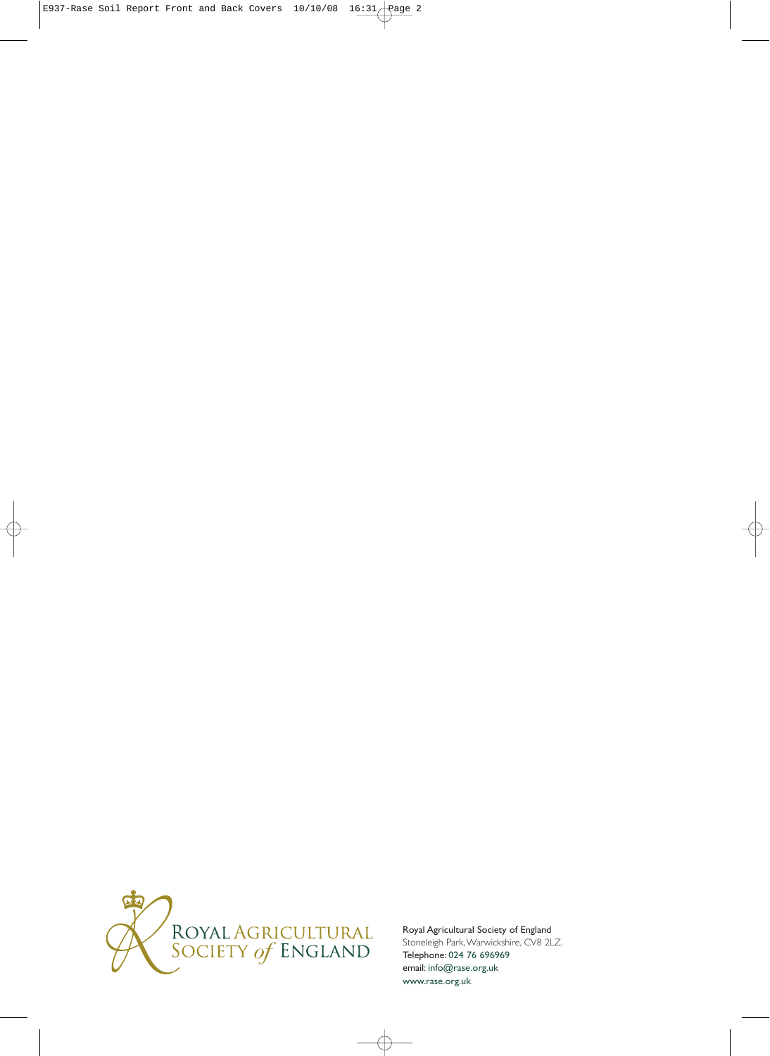ROYAL AGRICULTURAL SOCIETY *of* ENGLAND

Royal Agricultural Society of England
Stoneleigh Park, Warwickshire, CV8 2LZ.
Telephone: 024 76 696969
email: info@rase.org.uk
www.rase.org.uk